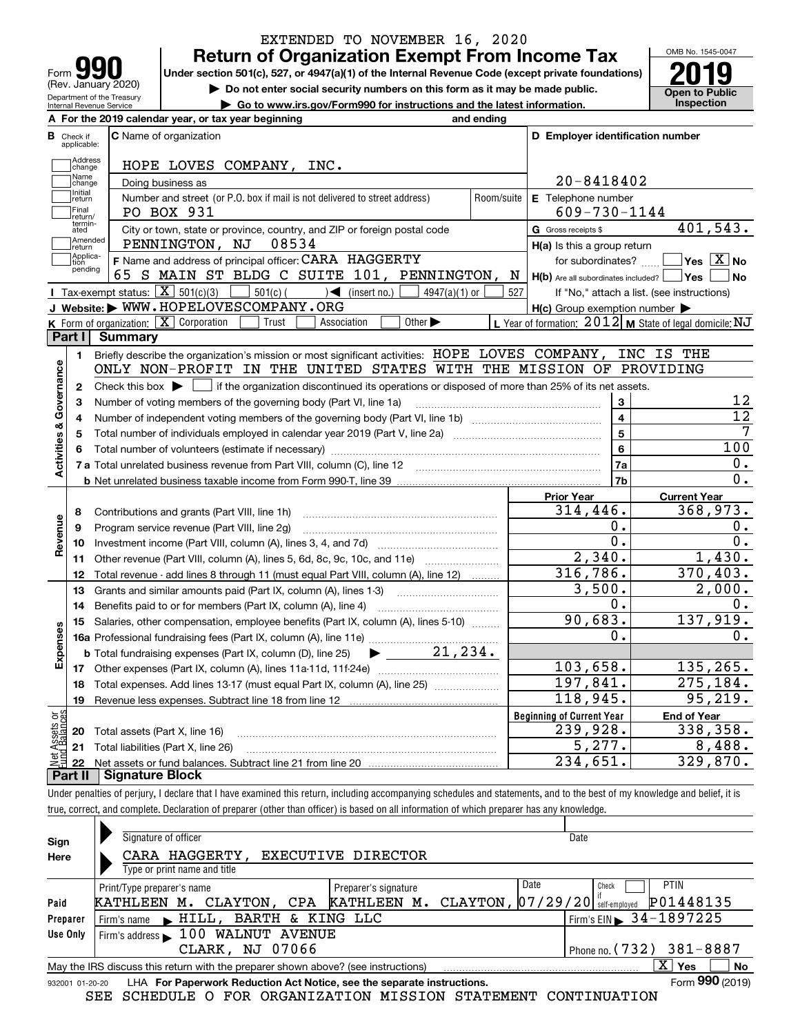EXTENDED TO NOVEMBER 16, 2020

# Form 990 Return of Organization Exempt From Income Tax

(Rev. January 2020)

Department of the Treasury
Internal Revenue Service

Under section 501(c), 527, or 4947(a)(1) of the Internal Revenue Code (except private foundations)

▶ Do not enter social security numbers on this form as it may be made public.

▶ Go to www.irs.gov/Form990 for instructions and the latest information.

OMB No. 1545-0047

**2019**

**Open to Public Inspection**

**A** For the 2019 calendar year, or tax year beginning and ending

**B** Check if applicable: Address change, Name change, Initial return, Final return/terminated, Amended return, Application pending

**C** Name of organization: HOPE LOVES COMPANY, INC.

Doing business as

Number and street (or P.O. box if mail is not delivered to street address): PO BOX 931 | Room/suite

City or town, state or province, country, and ZIP or foreign postal code: PENNINGTON, NJ 08534

**D** Employer identification number: 20-8418402

**E** Telephone number: 609-730-1144

**G** Gross receipts $ 401,543.

**F** Name and address of principal officer: CARA HAGGERTY
65 S MAIN ST BLDG C SUITE 101, PENNINGTON, N

**H(a)** Is this a group return for subordinates? Yes [ ] No [X]

**H(b)** Are all subordinates included? Yes [ ] No [ ]
If "No," attach a list. (see instructions)

**H(c)** Group exemption number ▶

**I** Tax-exempt status: [X] 501(c)(3) [ ] 501(c) ( ) ◀ (insert no.) [ ] 4947(a)(1) or [ ] 527

**J** Website: ▶ WWW.HOPELOVESCOMPANY.ORG

**K** Form of organization: [X] Corporation [ ] Trust [ ] Association [ ] Other ▶

**L** Year of formation: 2012 **M** State of legal domicile: NJ

## Part I Summary

**Activities & Governance**

1. Briefly describe the organization's mission or most significant activities: HOPE LOVES COMPANY, INC IS THE ONLY NON-PROFIT IN THE UNITED STATES WITH THE MISSION OF PROVIDING
2. Check this box ▶ [ ] if the organization discontinued its operations or disposed of more than 25% of its net assets.

| | | | |
|---|---|---|---|
| 3 | Number of voting members of the governing body (Part VI, line 1a) | 3 | 12 |
| 4 | Number of independent voting members of the governing body (Part VI, line 1b) | 4 | 12 |
| 5 | Total number of individuals employed in calendar year 2019 (Part V, line 2a) | 5 | 7 |
| 6 | Total number of volunteers (estimate if necessary) | 6 | 100 |
| 7a | Total unrelated business revenue from Part VIII, column (C), line 12 | 7a | 0. |
| b | Net unrelated business taxable income from Form 990-T, line 39 | 7b | 0. |

| | | Prior Year | Current Year |
|---|---|---|---|
| **Revenue** | | | |
| 8 | Contributions and grants (Part VIII, line 1h) | 314,446. | 368,973. |
| 9 | Program service revenue (Part VIII, line 2g) | 0. | 0. |
| 10 | Investment income (Part VIII, column (A), lines 3, 4, and 7d) | 0. | 0. |
| 11 | Other revenue (Part VIII, column (A), lines 5, 6d, 8c, 9c, 10c, and 11e) | 2,340. | 1,430. |
| 12 | Total revenue - add lines 8 through 11 (must equal Part VIII, column (A), line 12) | 316,786. | 370,403. |
| **Expenses** | | | |
| 13 | Grants and similar amounts paid (Part IX, column (A), lines 1-3) | 3,500. | 2,000. |
| 14 | Benefits paid to or for members (Part IX, column (A), line 4) | 0. | 0. |
| 15 | Salaries, other compensation, employee benefits (Part IX, column (A), lines 5-10) | 90,683. | 137,919. |
| 16a | Professional fundraising fees (Part IX, column (A), line 11e) | 0. | 0. |
| b | Total fundraising expenses (Part IX, column (D), line 25) ▶ 21,234. | | |
| 17 | Other expenses (Part IX, column (A), lines 11a-11d, 11f-24e) | 103,658. | 135,265. |
| 18 | Total expenses. Add lines 13-17 (must equal Part IX, column (A), line 25) | 197,841. | 275,184. |
| 19 | Revenue less expenses. Subtract line 18 from line 12 | 118,945. | 95,219. |

| | | Beginning of Current Year | End of Year |
|---|---|---|---|
| **Net Assets or Fund Balances** | | | |
| 20 | Total assets (Part X, line 16) | 239,928. | 338,358. |
| 21 | Total liabilities (Part X, line 26) | 5,277. | 8,488. |
| 22 | Net assets or fund balances. Subtract line 21 from line 20 | 234,651. | 329,870. |

## Part II Signature Block

Under penalties of perjury, I declare that I have examined this return, including accompanying schedules and statements, and to the best of my knowledge and belief, it is true, correct, and complete. Declaration of preparer (other than officer) is based on all information of which preparer has any knowledge.

**Sign Here**

Signature of officer | Date

CARA HAGGERTY, EXECUTIVE DIRECTOR
Type or print name and title

**Paid Preparer Use Only**

| Print/Type preparer's name | Preparer's signature | Date | Check [ ] if self-employed | PTIN |
|---|---|---|---|---|
| KATHLEEN M. CLAYTON, CPA | KATHLEEN M. CLAYTON, | 07/29/20 | | P01448135 |

Firm's name ▶ HILL, BARTH & KING LLC | Firm's EIN ▶ 34-1897225

Firm's address ▶ 100 WALNUT AVENUE, CLARK, NJ 07066 | Phone no. (732) 381-8887

May the IRS discuss this return with the preparer shown above? (see instructions) [X] Yes [ ] No

932001 01-20-20 LHA For Paperwork Reduction Act Notice, see the separate instructions. Form **990** (2019)

SEE SCHEDULE O FOR ORGANIZATION MISSION STATEMENT CONTINUATION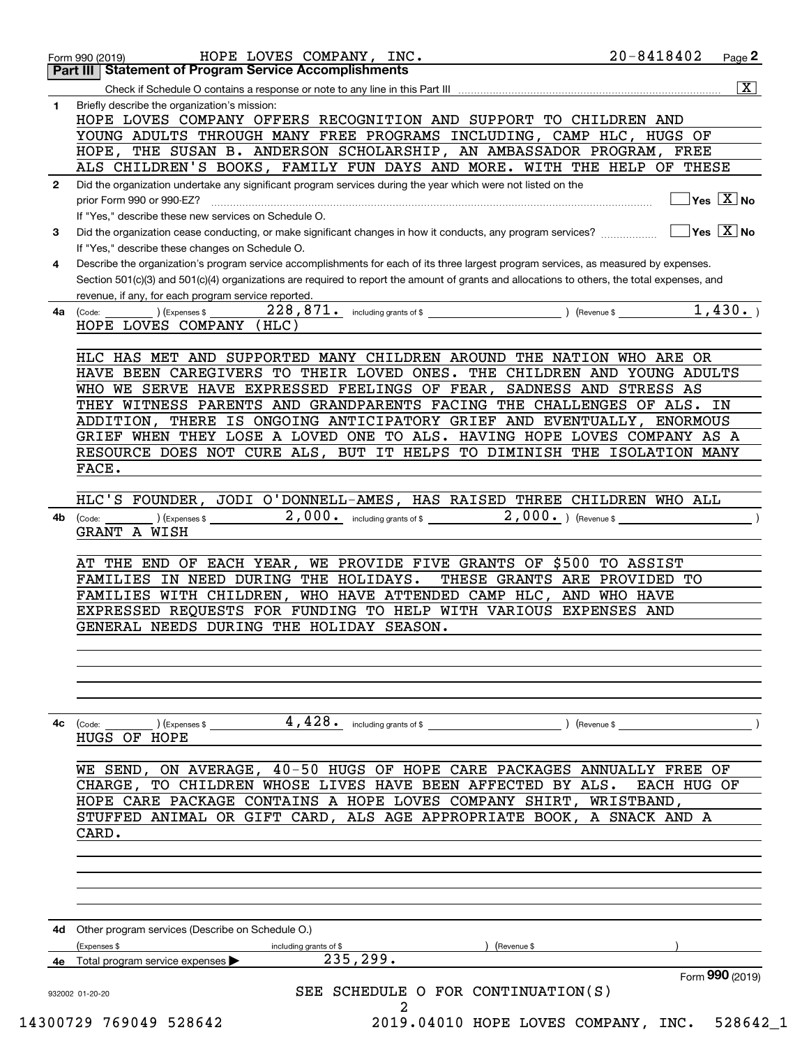Form 990 (2019) HOPE LOVES COMPANY, INC. 20-8418402 Page **2**

## Part III Statement of Program Service Accomplishments

Check if Schedule O contains a response or note to any line in this Part III .......... [X]

**1** Briefly describe the organization's mission:

HOPE LOVES COMPANY OFFERS RECOGNITION AND SUPPORT TO CHILDREN AND YOUNG ADULTS THROUGH MANY FREE PROGRAMS INCLUDING, CAMP HLC, HUGS OF HOPE, THE SUSAN B. ANDERSON SCHOLARSHIP, AN AMBASSADOR PROGRAM, FREE ALS CHILDREN'S BOOKS, FAMILY FUN DAYS AND MORE. WITH THE HELP OF THESE

**2** Did the organization undertake any significant program services during the year which were not listed on the prior Form 990 or 990-EZ? .......... [ ] Yes [X] No

If "Yes," describe these new services on Schedule O.

**3** Did the organization cease conducting, or make significant changes in how it conducts, any program services? .......... [ ] Yes [X] No

If "Yes," describe these changes on Schedule O.

**4** Describe the organization's program service accomplishments for each of its three largest program services, as measured by expenses. Section 501(c)(3) and 501(c)(4) organizations are required to report the amount of grants and allocations to others, the total expenses, and revenue, if any, for each program service reported.

**4a** (Code: ) (Expenses $ 228,871. including grants of $ ) (Revenue $ 1,430. )

HOPE LOVES COMPANY (HLC)

HLC HAS MET AND SUPPORTED MANY CHILDREN AROUND THE NATION WHO ARE OR HAVE BEEN CAREGIVERS TO THEIR LOVED ONES. THE CHILDREN AND YOUNG ADULTS WHO WE SERVE HAVE EXPRESSED FEELINGS OF FEAR, SADNESS AND STRESS AS THEY WITNESS PARENTS AND GRANDPARENTS FACING THE CHALLENGES OF ALS. IN ADDITION, THERE IS ONGOING ANTICIPATORY GRIEF AND EVENTUALLY, ENORMOUS GRIEF WHEN THEY LOSE A LOVED ONE TO ALS. HAVING HOPE LOVES COMPANY AS A RESOURCE DOES NOT CURE ALS, BUT IT HELPS TO DIMINISH THE ISOLATION MANY FACE.

HLC'S FOUNDER, JODI O'DONNELL-AMES, HAS RAISED THREE CHILDREN WHO ALL

**4b** (Code: ) (Expenses $ 2,000. including grants of $ 2,000. ) (Revenue $ )

GRANT A WISH

AT THE END OF EACH YEAR, WE PROVIDE FIVE GRANTS OF $500 TO ASSIST FAMILIES IN NEED DURING THE HOLIDAYS. THESE GRANTS ARE PROVIDED TO FAMILIES WITH CHILDREN, WHO HAVE ATTENDED CAMP HLC, AND WHO HAVE EXPRESSED REQUESTS FOR FUNDING TO HELP WITH VARIOUS EXPENSES AND GENERAL NEEDS DURING THE HOLIDAY SEASON.

**4c** (Code: ) (Expenses $ 4,428. including grants of $ ) (Revenue $ )

HUGS OF HOPE

WE SEND, ON AVERAGE, 40-50 HUGS OF HOPE CARE PACKAGES ANNUALLY FREE OF CHARGE, TO CHILDREN WHOSE LIVES HAVE BEEN AFFECTED BY ALS. EACH HUG OF HOPE CARE PACKAGE CONTAINS A HOPE LOVES COMPANY SHIRT, WRISTBAND, STUFFED ANIMAL OR GIFT CARD, ALS AGE APPROPRIATE BOOK, A SNACK AND A CARD.

**4d** Other program services (Describe on Schedule O.)

(Expenses $ including grants of $ ) (Revenue $ )

**4e** Total program service expenses ▶ 235,299.

Form **990** (2019)

932002 01-20-20

SEE SCHEDULE O FOR CONTINUATION(S)

14300729 769049 528642 2019.04010 HOPE LOVES COMPANY, INC. 528642_1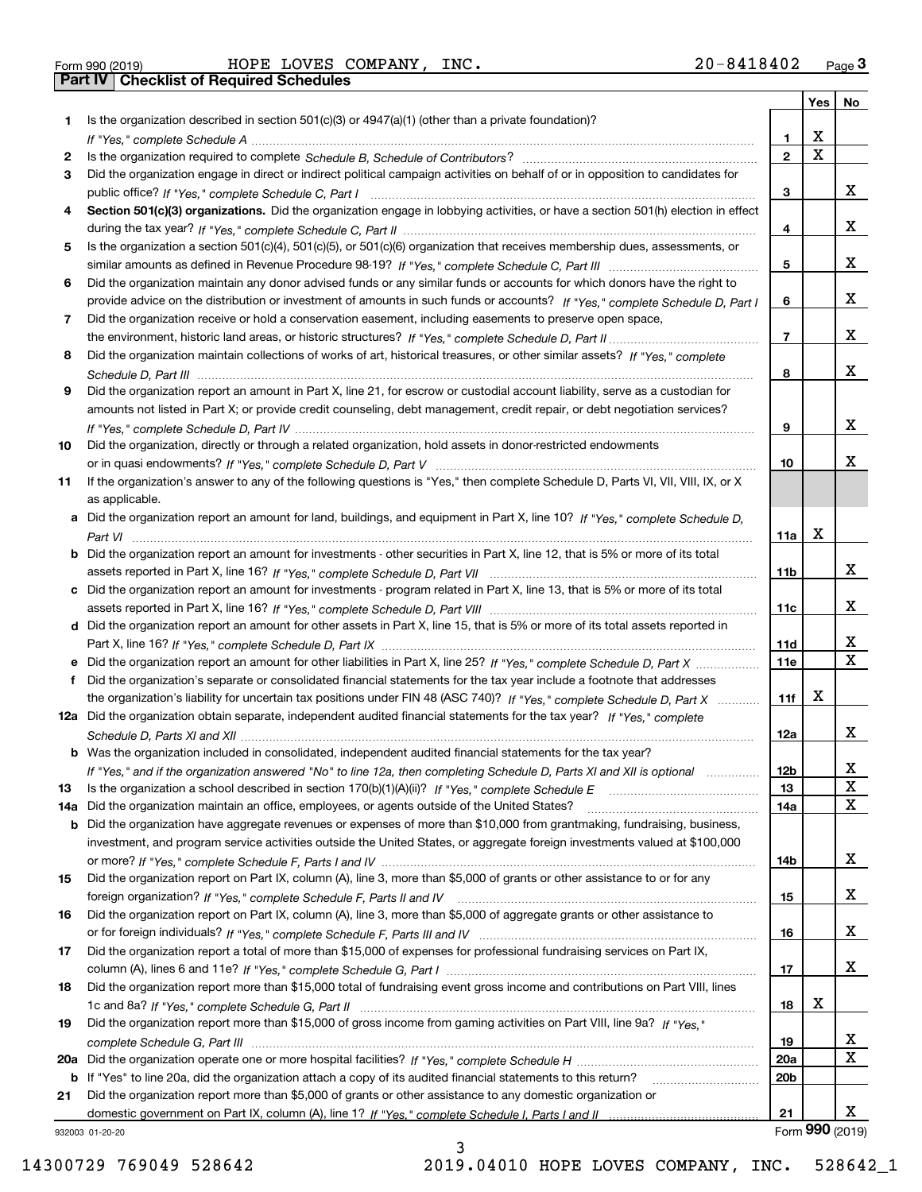Form 990 (2019) HOPE LOVES COMPANY, INC. 20-8418402 Page **3**

## Part IV Checklist of Required Schedules

| | | | Yes | No |
|---|---|---|---|---|
| **1** | Is the organization described in section 501(c)(3) or 4947(a)(1) (other than a private foundation)? *If "Yes," complete Schedule A* | **1** | X | |
| **2** | Is the organization required to complete *Schedule B, Schedule of Contributors*? | **2** | X | |
| **3** | Did the organization engage in direct or indirect political campaign activities on behalf of or in opposition to candidates for public office? *If "Yes," complete Schedule C, Part I* | **3** | | X |
| **4** | **Section 501(c)(3) organizations.** Did the organization engage in lobbying activities, or have a section 501(h) election in effect during the tax year? *If "Yes," complete Schedule C, Part II* | **4** | | X |
| **5** | Is the organization a section 501(c)(4), 501(c)(5), or 501(c)(6) organization that receives membership dues, assessments, or similar amounts as defined in Revenue Procedure 98-19? *If "Yes," complete Schedule C, Part III* | **5** | | X |
| **6** | Did the organization maintain any donor advised funds or any similar funds or accounts for which donors have the right to provide advice on the distribution or investment of amounts in such funds or accounts? *If "Yes," complete Schedule D, Part I* | **6** | | X |
| **7** | Did the organization receive or hold a conservation easement, including easements to preserve open space, the environment, historic land areas, or historic structures? *If "Yes," complete Schedule D, Part II* | **7** | | X |
| **8** | Did the organization maintain collections of works of art, historical treasures, or other similar assets? *If "Yes," complete Schedule D, Part III* | **8** | | X |
| **9** | Did the organization report an amount in Part X, line 21, for escrow or custodial account liability, serve as a custodian for amounts not listed in Part X; or provide credit counseling, debt management, credit repair, or debt negotiation services? *If "Yes," complete Schedule D, Part IV* | **9** | | X |
| **10** | Did the organization, directly or through a related organization, hold assets in donor-restricted endowments or in quasi endowments? *If "Yes," complete Schedule D, Part V* | **10** | | X |
| **11** | If the organization's answer to any of the following questions is "Yes," then complete Schedule D, Parts VI, VII, VIII, IX, or X as applicable. | | | |
| **a** | Did the organization report an amount for land, buildings, and equipment in Part X, line 10? *If "Yes," complete Schedule D, Part VI* | **11a** | X | |
| **b** | Did the organization report an amount for investments - other securities in Part X, line 12, that is 5% or more of its total assets reported in Part X, line 16? *If "Yes," complete Schedule D, Part VII* | **11b** | | X |
| **c** | Did the organization report an amount for investments - program related in Part X, line 13, that is 5% or more of its total assets reported in Part X, line 16? *If "Yes," complete Schedule D, Part VIII* | **11c** | | X |
| **d** | Did the organization report an amount for other assets in Part X, line 15, that is 5% or more of its total assets reported in Part X, line 16? *If "Yes," complete Schedule D, Part IX* | **11d** | | X |
| **e** | Did the organization report an amount for other liabilities in Part X, line 25? *If "Yes," complete Schedule D, Part X* | **11e** | | X |
| **f** | Did the organization's separate or consolidated financial statements for the tax year include a footnote that addresses the organization's liability for uncertain tax positions under FIN 48 (ASC 740)? *If "Yes," complete Schedule D, Part X* | **11f** | X | |
| **12a** | Did the organization obtain separate, independent audited financial statements for the tax year? *If "Yes," complete Schedule D, Parts XI and XII* | **12a** | | X |
| **b** | Was the organization included in consolidated, independent audited financial statements for the tax year? *If "Yes," and if the organization answered "No" to line 12a, then completing Schedule D, Parts XI and XII is optional* | **12b** | | X |
| **13** | Is the organization a school described in section 170(b)(1)(A)(ii)? *If "Yes," complete Schedule E* | **13** | | X |
| **14a** | Did the organization maintain an office, employees, or agents outside of the United States? | **14a** | | X |
| **b** | Did the organization have aggregate revenues or expenses of more than $10,000 from grantmaking, fundraising, business, investment, and program service activities outside the United States, or aggregate foreign investments valued at $100,000 or more? *If "Yes," complete Schedule F, Parts I and IV* | **14b** | | X |
| **15** | Did the organization report on Part IX, column (A), line 3, more than $5,000 of grants or other assistance to or for any foreign organization? *If "Yes," complete Schedule F, Parts II and IV* | **15** | | X |
| **16** | Did the organization report on Part IX, column (A), line 3, more than $5,000 of aggregate grants or other assistance to or for foreign individuals? *If "Yes," complete Schedule F, Parts III and IV* | **16** | | X |
| **17** | Did the organization report a total of more than $15,000 of expenses for professional fundraising services on Part IX, column (A), lines 6 and 11e? *If "Yes," complete Schedule G, Part I* | **17** | | X |
| **18** | Did the organization report more than $15,000 total of fundraising event gross income and contributions on Part VIII, lines 1c and 8a? *If "Yes," complete Schedule G, Part II* | **18** | X | |
| **19** | Did the organization report more than $15,000 of gross income from gaming activities on Part VIII, line 9a? *If "Yes," complete Schedule G, Part III* | **19** | | X |
| **20a** | Did the organization operate one or more hospital facilities? *If "Yes," complete Schedule H* | **20a** | | X |
| **b** | If "Yes" to line 20a, did the organization attach a copy of its audited financial statements to this return? | **20b** | | |
| **21** | Did the organization report more than $5,000 of grants or other assistance to any domestic organization or domestic government on Part IX, column (A), line 1? *If "Yes," complete Schedule I, Parts I and II* | **21** | | X |

932003 01-20-20 Form **990** (2019)

14300729 769049 528642 2019.04010 HOPE LOVES COMPANY, INC. 528642_1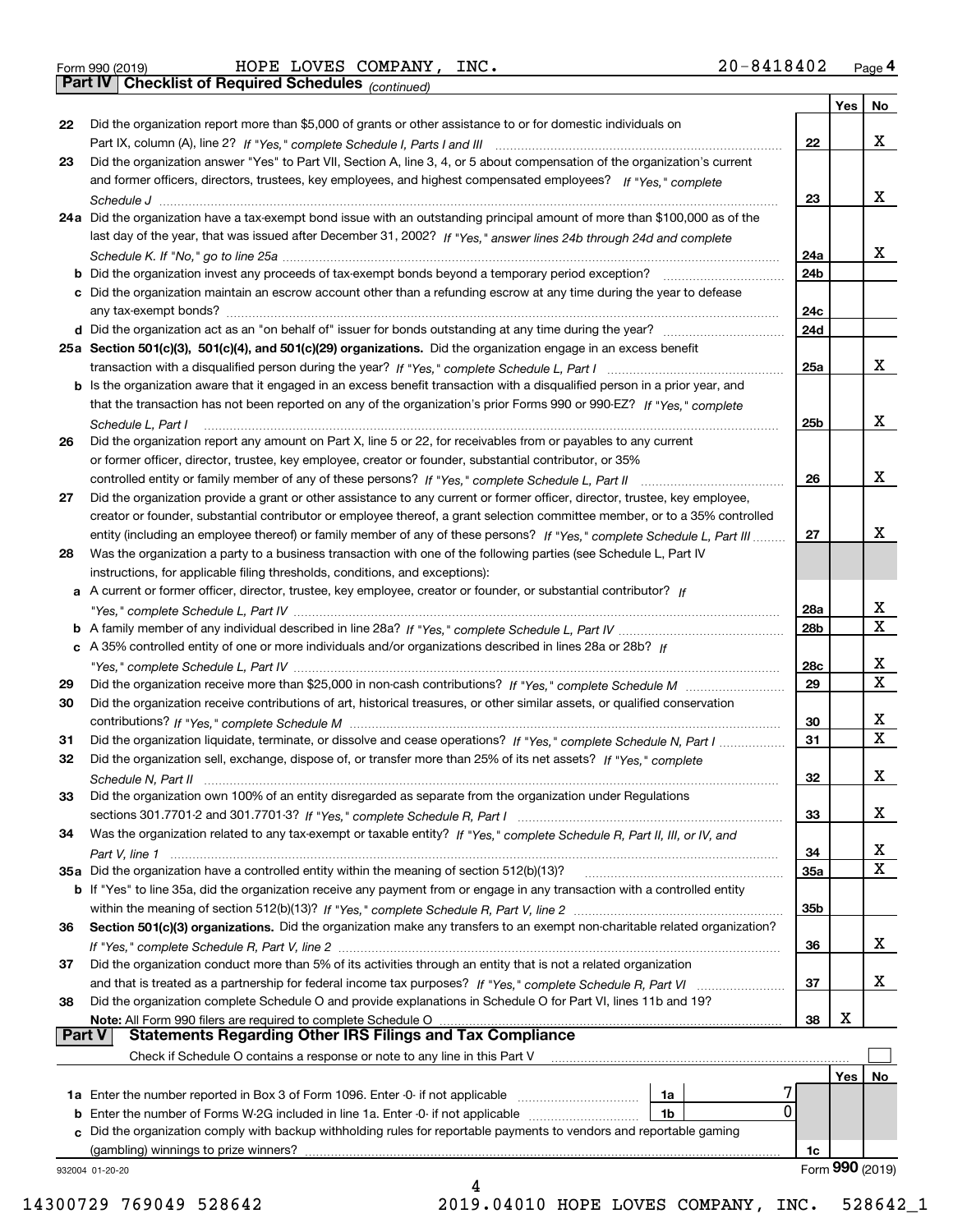Form 990 (2019) HOPE LOVES COMPANY, INC. 20-8418402 Page 4

**Part IV Checklist of Required Schedules** *(continued)*

| | | | Yes | No |
|---|---|---|---|---|
| 22 | Did the organization report more than $5,000 of grants or other assistance to or for domestic individuals on Part IX, column (A), line 2? *If "Yes," complete Schedule I, Parts I and III* | 22 | | X |
| 23 | Did the organization answer "Yes" to Part VII, Section A, line 3, 4, or 5 about compensation of the organization's current and former officers, directors, trustees, key employees, and highest compensated employees? *If "Yes," complete Schedule J* | 23 | | X |
| 24a | Did the organization have a tax-exempt bond issue with an outstanding principal amount of more than $100,000 as of the last day of the year, that was issued after December 31, 2002? *If "Yes," answer lines 24b through 24d and complete Schedule K. If "No," go to line 25a* | 24a | | X |
| b | Did the organization invest any proceeds of tax-exempt bonds beyond a temporary period exception? | 24b | | |
| c | Did the organization maintain an escrow account other than a refunding escrow at any time during the year to defease any tax-exempt bonds? | 24c | | |
| d | Did the organization act as an "on behalf of" issuer for bonds outstanding at any time during the year? | 24d | | |
| 25a | **Section 501(c)(3), 501(c)(4), and 501(c)(29) organizations.** Did the organization engage in an excess benefit transaction with a disqualified person during the year? *If "Yes," complete Schedule L, Part I* | 25a | | X |
| b | Is the organization aware that it engaged in an excess benefit transaction with a disqualified person in a prior year, and that the transaction has not been reported on any of the organization's prior Forms 990 or 990-EZ? *If "Yes," complete Schedule L, Part I* | 25b | | X |
| 26 | Did the organization report any amount on Part X, line 5 or 22, for receivables from or payables to any current or former officer, director, trustee, key employee, creator or founder, substantial contributor, or 35% controlled entity or family member of any of these persons? *If "Yes," complete Schedule L, Part II* | 26 | | X |
| 27 | Did the organization provide a grant or other assistance to any current or former officer, director, trustee, key employee, creator or founder, substantial contributor or employee thereof, a grant selection committee member, or to a 35% controlled entity (including an employee thereof) or family member of any of these persons? *If "Yes," complete Schedule L, Part III* | 27 | | X |
| 28 | Was the organization a party to a business transaction with one of the following parties (see Schedule L, Part IV instructions, for applicable filing thresholds, conditions, and exceptions): | | | |
| a | A current or former officer, director, trustee, key employee, creator or founder, or substantial contributor? *If "Yes," complete Schedule L, Part IV* | 28a | | X |
| b | A family member of any individual described in line 28a? *If "Yes," complete Schedule L, Part IV* | 28b | | X |
| c | A 35% controlled entity of one or more individuals and/or organizations described in lines 28a or 28b? *If "Yes," complete Schedule L, Part IV* | 28c | | X |
| 29 | Did the organization receive more than $25,000 in non-cash contributions? *If "Yes," complete Schedule M* | 29 | | X |
| 30 | Did the organization receive contributions of art, historical treasures, or other similar assets, or qualified conservation contributions? *If "Yes," complete Schedule M* | 30 | | X |
| 31 | Did the organization liquidate, terminate, or dissolve and cease operations? *If "Yes," complete Schedule N, Part I* | 31 | | X |
| 32 | Did the organization sell, exchange, dispose of, or transfer more than 25% of its net assets? *If "Yes," complete Schedule N, Part II* | 32 | | X |
| 33 | Did the organization own 100% of an entity disregarded as separate from the organization under Regulations sections 301.7701-2 and 301.7701-3? *If "Yes," complete Schedule R, Part I* | 33 | | X |
| 34 | Was the organization related to any tax-exempt or taxable entity? *If "Yes," complete Schedule R, Part II, III, or IV, and Part V, line 1* | 34 | | X |
| 35a | Did the organization have a controlled entity within the meaning of section 512(b)(13)? | 35a | | X |
| b | If "Yes" to line 35a, did the organization receive any payment from or engage in any transaction with a controlled entity within the meaning of section 512(b)(13)? *If "Yes," complete Schedule R, Part V, line 2* | 35b | | |
| 36 | **Section 501(c)(3) organizations.** Did the organization make any transfers to an exempt non-charitable related organization? *If "Yes," complete Schedule R, Part V, line 2* | 36 | | X |
| 37 | Did the organization conduct more than 5% of its activities through an entity that is not a related organization and that is treated as a partnership for federal income tax purposes? *If "Yes," complete Schedule R, Part VI* | 37 | | X |
| 38 | Did the organization complete Schedule O and provide explanations in Schedule O for Part VI, lines 11b and 19? **Note:** All Form 990 filers are required to complete Schedule O | 38 | X | |

**Part V Statements Regarding Other IRS Filings and Tax Compliance**

Check if Schedule O contains a response or note to any line in this Part V ☐

| | | | | | Yes | No |
|---|---|---|---|---|---|---|
| 1a | Enter the number reported in Box 3 of Form 1096. Enter -0- if not applicable | 1a | 7 | | | |
| b | Enter the number of Forms W-2G included in line 1a. Enter -0- if not applicable | 1b | 0 | | | |
| c | Did the organization comply with backup withholding rules for reportable payments to vendors and reportable gaming (gambling) winnings to prize winners? | | | 1c | | |

932004 01-20-20 Form **990** (2019)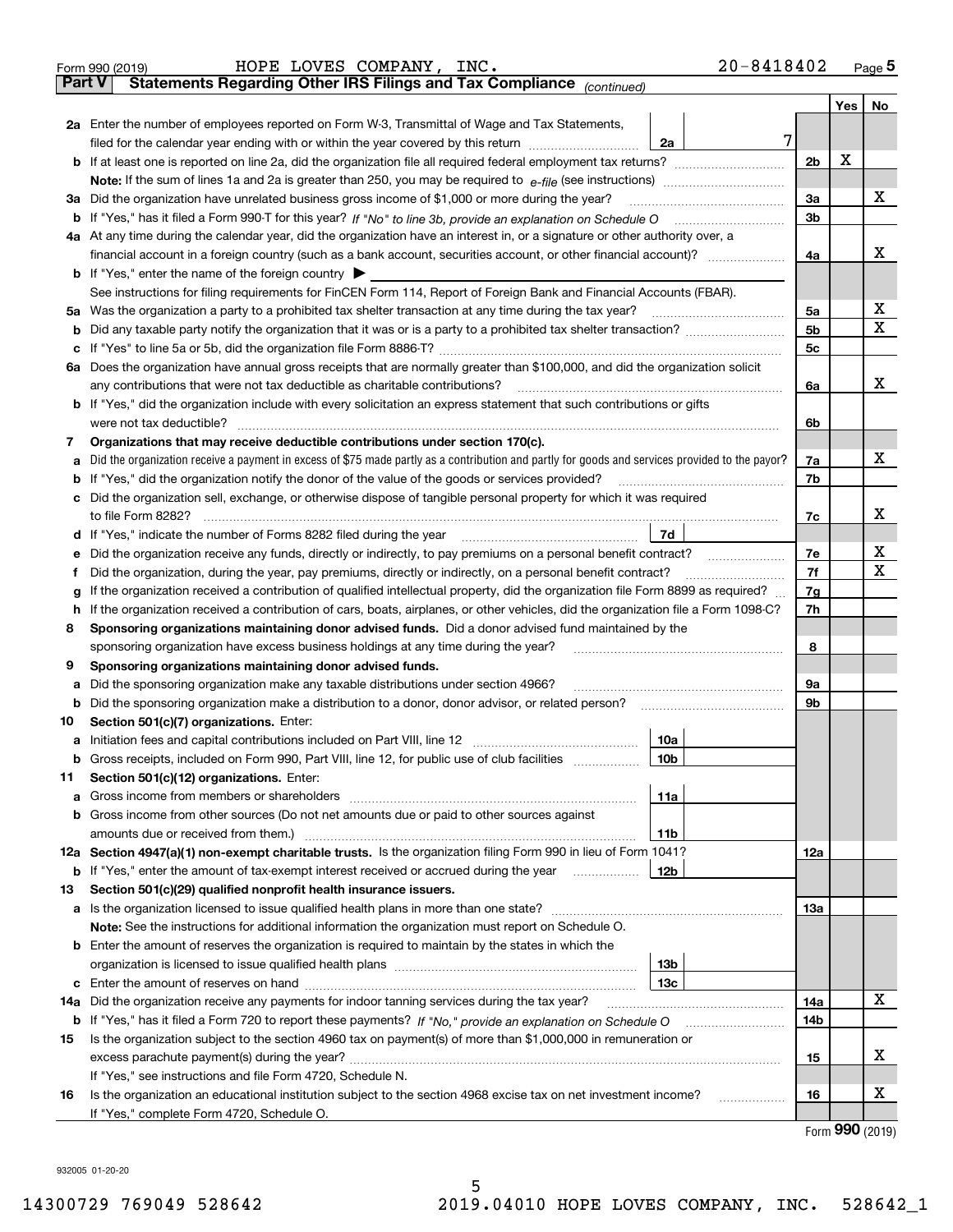Form 990 (2019) HOPE LOVES COMPANY, INC. 20-8418402

## Part V Statements Regarding Other IRS Filings and Tax Compliance *(continued)*

| | | | | | Yes | No |
|---|---|---|---|---|---|---|
| **2a** | Enter the number of employees reported on Form W-3, Transmittal of Wage and Tax Statements, filed for the calendar year ending with or within the year covered by this return | 2a | 7 | | | |
| **b** | If at least one is reported on line 2a, did the organization file all required federal employment tax returns? | | | 2b | X | |
| | **Note:** If the sum of lines 1a and 2a is greater than 250, you may be required to *e-file* (see instructions) | | | | | |
| **3a** | Did the organization have unrelated business gross income of $1,000 or more during the year? | | | 3a | | X |
| **b** | If "Yes," has it filed a Form 990-T for this year? *If "No" to line 3b, provide an explanation on Schedule O* | | | 3b | | |
| **4a** | At any time during the calendar year, did the organization have an interest in, or a signature or other authority over, a financial account in a foreign country (such as a bank account, securities account, or other financial account)? | | | 4a | | X |
| **b** | If "Yes," enter the name of the foreign country ▶ | | | | | |
| | See instructions for filing requirements for FinCEN Form 114, Report of Foreign Bank and Financial Accounts (FBAR). | | | | | |
| **5a** | Was the organization a party to a prohibited tax shelter transaction at any time during the tax year? | | | 5a | | X |
| **b** | Did any taxable party notify the organization that it was or is a party to a prohibited tax shelter transaction? | | | 5b | | X |
| **c** | If "Yes" to line 5a or 5b, did the organization file Form 8886-T? | | | 5c | | |
| **6a** | Does the organization have annual gross receipts that are normally greater than $100,000, and did the organization solicit any contributions that were not tax deductible as charitable contributions? | | | 6a | | X |
| **b** | If "Yes," did the organization include with every solicitation an express statement that such contributions or gifts were not tax deductible? | | | 6b | | |
| **7** | **Organizations that may receive deductible contributions under section 170(c).** | | | | | |
| **a** | Did the organization receive a payment in excess of $75 made partly as a contribution and partly for goods and services provided to the payor? | | | 7a | | X |
| **b** | If "Yes," did the organization notify the donor of the value of the goods or services provided? | | | 7b | | |
| **c** | Did the organization sell, exchange, or otherwise dispose of tangible personal property for which it was required to file Form 8282? | | | 7c | | X |
| **d** | If "Yes," indicate the number of Forms 8282 filed during the year | 7d | | | | |
| **e** | Did the organization receive any funds, directly or indirectly, to pay premiums on a personal benefit contract? | | | 7e | | X |
| **f** | Did the organization, during the year, pay premiums, directly or indirectly, on a personal benefit contract? | | | 7f | | X |
| **g** | If the organization received a contribution of qualified intellectual property, did the organization file Form 8899 as required? | | | 7g | | |
| **h** | If the organization received a contribution of cars, boats, airplanes, or other vehicles, did the organization file a Form 1098-C? | | | 7h | | |
| **8** | **Sponsoring organizations maintaining donor advised funds.** Did a donor advised fund maintained by the sponsoring organization have excess business holdings at any time during the year? | | | 8 | | |
| **9** | **Sponsoring organizations maintaining donor advised funds.** | | | | | |
| **a** | Did the sponsoring organization make any taxable distributions under section 4966? | | | 9a | | |
| **b** | Did the sponsoring organization make a distribution to a donor, donor advisor, or related person? | | | 9b | | |
| **10** | **Section 501(c)(7) organizations.** Enter: | | | | | |
| **a** | Initiation fees and capital contributions included on Part VIII, line 12 | 10a | | | | |
| **b** | Gross receipts, included on Form 990, Part VIII, line 12, for public use of club facilities | 10b | | | | |
| **11** | **Section 501(c)(12) organizations.** Enter: | | | | | |
| **a** | Gross income from members or shareholders | 11a | | | | |
| **b** | Gross income from other sources (Do not net amounts due or paid to other sources against amounts due or received from them.) | 11b | | | | |
| **12a** | **Section 4947(a)(1) non-exempt charitable trusts.** Is the organization filing Form 990 in lieu of Form 1041? | | | 12a | | |
| **b** | If "Yes," enter the amount of tax-exempt interest received or accrued during the year | 12b | | | | |
| **13** | **Section 501(c)(29) qualified nonprofit health insurance issuers.** | | | | | |
| **a** | Is the organization licensed to issue qualified health plans in more than one state? | | | 13a | | |
| | **Note:** See the instructions for additional information the organization must report on Schedule O. | | | | | |
| **b** | Enter the amount of reserves the organization is required to maintain by the states in which the organization is licensed to issue qualified health plans | 13b | | | | |
| **c** | Enter the amount of reserves on hand | 13c | | | | |
| **14a** | Did the organization receive any payments for indoor tanning services during the tax year? | | | 14a | | X |
| **b** | If "Yes," has it filed a Form 720 to report these payments? *If "No," provide an explanation on Schedule O* | | | 14b | | |
| **15** | Is the organization subject to the section 4960 tax on payment(s) of more than $1,000,000 in remuneration or excess parachute payment(s) during the year? | | | 15 | | X |
| | If "Yes," see instructions and file Form 4720, Schedule N. | | | | | |
| **16** | Is the organization an educational institution subject to the section 4968 excise tax on net investment income? | | | 16 | | X |
| | If "Yes," complete Form 4720, Schedule O. | | | | | |

Form **990** (2019)

932005 01-20-20

14300729 769049 528642 2019.04010 HOPE LOVES COMPANY, INC. 528642_1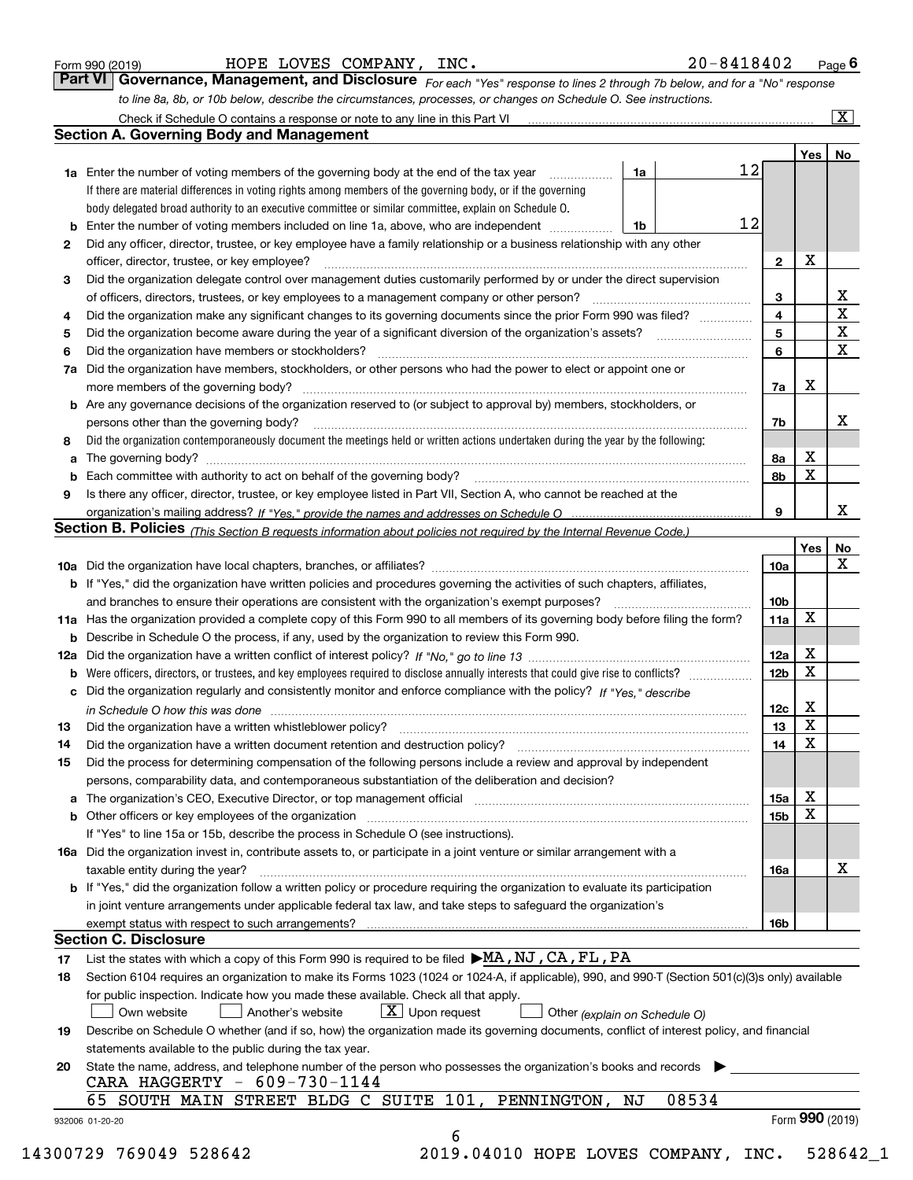Form 990 (2019) HOPE LOVES COMPANY, INC. 20-8418402 Page 6

## Part VI Governance, Management, and Disclosure

*For each "Yes" response to lines 2 through 7b below, and for a "No" response to line 8a, 8b, or 10b below, describe the circumstances, processes, or changes on Schedule O. See instructions.*

Check if Schedule O contains a response or note to any line in this Part VI [X]

### Section A. Governing Body and Management

| | | | | Yes | No |
|---|---|---|---|---|---|
| 1a | Enter the number of voting members of the governing body at the end of the tax year (1a) | 12 | | | |
| | If there are material differences in voting rights among members of the governing body, or if the governing body delegated broad authority to an executive committee or similar committee, explain on Schedule O. | | | | |
| b | Enter the number of voting members included on line 1a, above, who are independent (1b) | 12 | | | |
| 2 | Did any officer, director, trustee, or key employee have a family relationship or a business relationship with any other officer, director, trustee, or key employee? | | 2 | X | |
| 3 | Did the organization delegate control over management duties customarily performed by or under the direct supervision of officers, directors, trustees, or key employees to a management company or other person? | | 3 | | X |
| 4 | Did the organization make any significant changes to its governing documents since the prior Form 990 was filed? | | 4 | | X |
| 5 | Did the organization become aware during the year of a significant diversion of the organization's assets? | | 5 | | X |
| 6 | Did the organization have members or stockholders? | | 6 | | X |
| 7a | Did the organization have members, stockholders, or other persons who had the power to elect or appoint one or more members of the governing body? | | 7a | X | |
| b | Are any governance decisions of the organization reserved to (or subject to approval by) members, stockholders, or persons other than the governing body? | | 7b | | X |
| 8 | Did the organization contemporaneously document the meetings held or written actions undertaken during the year by the following: | | | | |
| a | The governing body? | | 8a | X | |
| b | Each committee with authority to act on behalf of the governing body? | | 8b | X | |
| 9 | Is there any officer, director, trustee, or key employee listed in Part VII, Section A, who cannot be reached at the organization's mailing address? *If "Yes," provide the names and addresses on Schedule O* | | 9 | | X |

### Section B. Policies *(This Section B requests information about policies not required by the Internal Revenue Code.)*

| | | | Yes | No |
|---|---|---|---|---|
| 10a | Did the organization have local chapters, branches, or affiliates? | 10a | | X |
| b | If "Yes," did the organization have written policies and procedures governing the activities of such chapters, affiliates, and branches to ensure their operations are consistent with the organization's exempt purposes? | 10b | | |
| 11a | Has the organization provided a complete copy of this Form 990 to all members of its governing body before filing the form? | 11a | X | |
| b | Describe in Schedule O the process, if any, used by the organization to review this Form 990. | | | |
| 12a | Did the organization have a written conflict of interest policy? *If "No," go to line 13* | 12a | X | |
| b | Were officers, directors, or trustees, and key employees required to disclose annually interests that could give rise to conflicts? | 12b | X | |
| c | Did the organization regularly and consistently monitor and enforce compliance with the policy? *If "Yes," describe in Schedule O how this was done* | 12c | X | |
| 13 | Did the organization have a written whistleblower policy? | 13 | X | |
| 14 | Did the organization have a written document retention and destruction policy? | 14 | X | |
| 15 | Did the process for determining compensation of the following persons include a review and approval by independent persons, comparability data, and contemporaneous substantiation of the deliberation and decision? | | | |
| a | The organization's CEO, Executive Director, or top management official | 15a | X | |
| b | Other officers or key employees of the organization | 15b | X | |
| | If "Yes" to line 15a or 15b, describe the process in Schedule O (see instructions). | | | |
| 16a | Did the organization invest in, contribute assets to, or participate in a joint venture or similar arrangement with a taxable entity during the year? | 16a | | X |
| b | If "Yes," did the organization follow a written policy or procedure requiring the organization to evaluate its participation in joint venture arrangements under applicable federal tax law, and take steps to safeguard the organization's exempt status with respect to such arrangements? | 16b | | |

### Section C. Disclosure

17 List the states with which a copy of this Form 990 is required to be filed ▶ MA,NJ,CA,FL,PA

18 Section 6104 requires an organization to make its Forms 1023 (1024 or 1024-A, if applicable), 990, and 990-T (Section 501(c)(3)s only) available for public inspection. Indicate how you made these available. Check all that apply.

[ ] Own website [ ] Another's website [X] Upon request [ ] Other *(explain on Schedule O)*

19 Describe on Schedule O whether (and if so, how) the organization made its governing documents, conflict of interest policy, and financial statements available to the public during the tax year.

20 State the name, address, and telephone number of the person who possesses the organization's books and records ▶

CARA HAGGERTY - 609-730-1144

65 SOUTH MAIN STREET BLDG C SUITE 101, PENNINGTON, NJ 08534

932006 01-20-20 Form 990 (2019)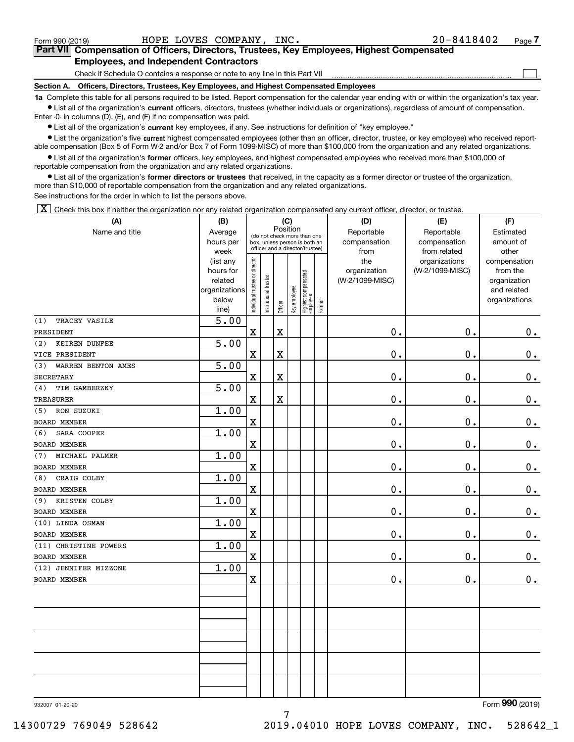Form 990 (2019) HOPE LOVES COMPANY, INC. 20-8418402 Page 7

## Part VII Compensation of Officers, Directors, Trustees, Key Employees, Highest Compensated Employees, and Independent Contractors

Check if Schedule O contains a response or note to any line in this Part VII

### Section A. Officers, Directors, Trustees, Key Employees, and Highest Compensated Employees

**1a** Complete this table for all persons required to be listed. Report compensation for the calendar year ending with or within the organization's tax year.

- List all of the organization's **current** officers, directors, trustees (whether individuals or organizations), regardless of amount of compensation. Enter -0- in columns (D), (E), and (F) if no compensation was paid.
- List all of the organization's **current** key employees, if any. See instructions for definition of "key employee."
- List the organization's five **current** highest compensated employees (other than an officer, director, trustee, or key employee) who received reportable compensation (Box 5 of Form W-2 and/or Box 7 of Form 1099-MISC) of more than $100,000 from the organization and any related organizations.
- List all of the organization's **former** officers, key employees, and highest compensated employees who received more than $100,000 of reportable compensation from the organization and any related organizations.
- List all of the organization's **former directors or trustees** that received, in the capacity as a former director or trustee of the organization, more than $10,000 of reportable compensation from the organization and any related organizations.

See instructions for the order in which to list the persons above.

[X] Check this box if neither the organization nor any related organization compensated any current officer, director, or trustee.

| (A) Name and title | (B) Average hours per week (list any hours for related organizations below line) | (C) Position (do not check more than one box, unless person is both an officer and a director/trustee) | | | | | | (D) Reportable compensation from the organization (W-2/1099-MISC) | (E) Reportable compensation from related organizations (W-2/1099-MISC) | (F) Estimated amount of other compensation from the organization and related organizations |
|---|---|---|---|---|---|---|---|---|---|---|
| | | Individual trustee or director | Institutional trustee | Officer | Key employee | Highest compensated employee | Former | | | |
| (1) TRACEY VASILE<br>PRESIDENT | 5.00 | X | | X | | | | 0. | 0. | 0. |
| (2) KEIREN DUNFEE<br>VICE PRESIDENT | 5.00 | X | | X | | | | 0. | 0. | 0. |
| (3) WARREN BENTON AMES<br>SECRETARY | 5.00 | X | | X | | | | 0. | 0. | 0. |
| (4) TIM GAMBERZKY<br>TREASURER | 5.00 | X | | X | | | | 0. | 0. | 0. |
| (5) RON SUZUKI<br>BOARD MEMBER | 1.00 | X | | | | | | 0. | 0. | 0. |
| (6) SARA COOPER<br>BOARD MEMBER | 1.00 | X | | | | | | 0. | 0. | 0. |
| (7) MICHAEL PALMER<br>BOARD MEMBER | 1.00 | X | | | | | | 0. | 0. | 0. |
| (8) CRAIG COLBY<br>BOARD MEMBER | 1.00 | X | | | | | | 0. | 0. | 0. |
| (9) KRISTEN COLBY<br>BOARD MEMBER | 1.00 | X | | | | | | 0. | 0. | 0. |
| (10) LINDA OSMAN<br>BOARD MEMBER | 1.00 | X | | | | | | 0. | 0. | 0. |
| (11) CHRISTINE POWERS<br>BOARD MEMBER | 1.00 | X | | | | | | 0. | 0. | 0. |
| (12) JENNIFER MIZZONE<br>BOARD MEMBER | 1.00 | X | | | | | | 0. | 0. | 0. |
| | | | | | | | | | | |
| | | | | | | | | | | |
| | | | | | | | | | | |
| | | | | | | | | | | |
| | | | | | | | | | | |

932007 01-20-20

Form 990 (2019)

14300729 769049 528642 2019.04010 HOPE LOVES COMPANY, INC. 528642_1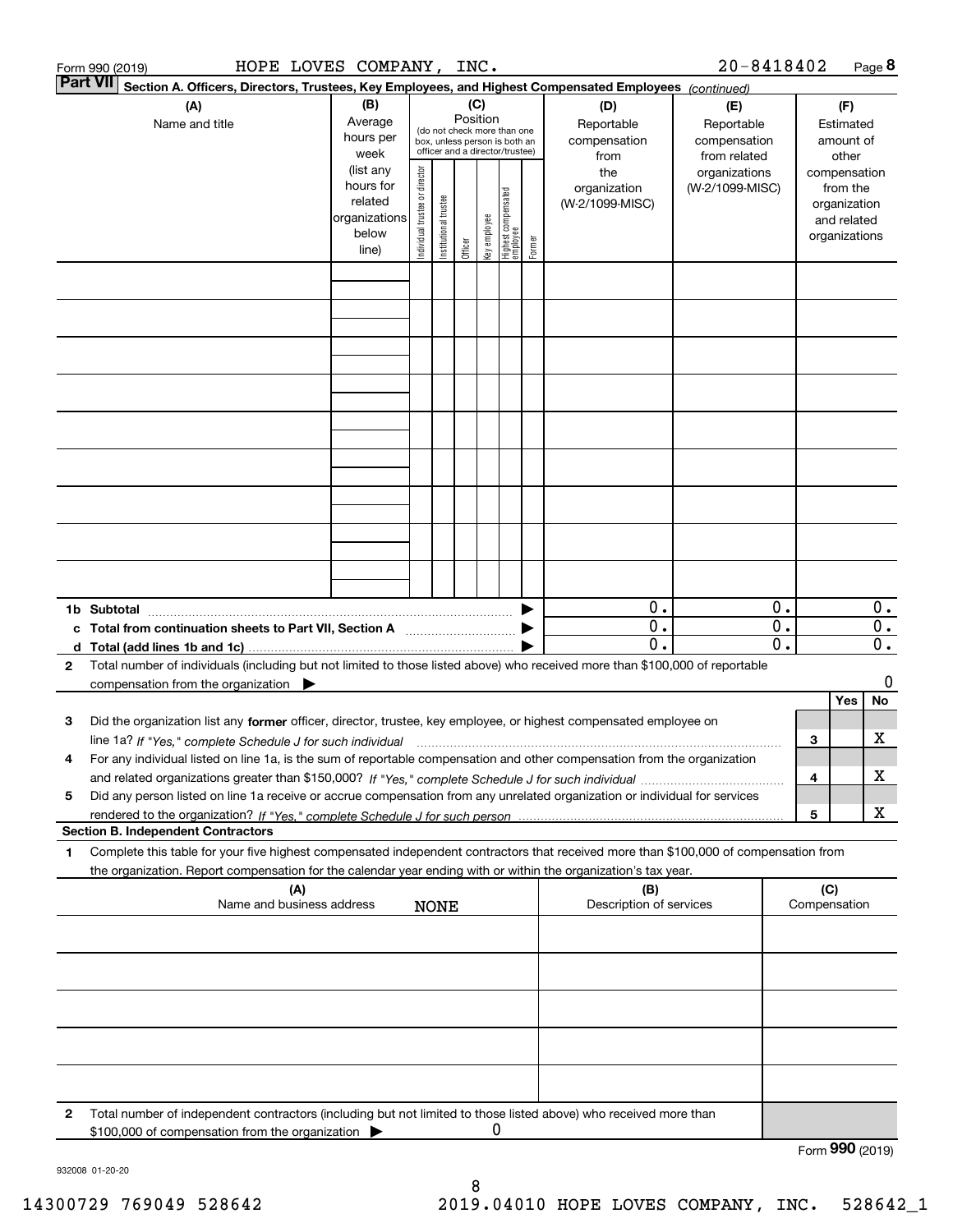Form 990 (2019) HOPE LOVES COMPANY, INC. 20-8418402 Page 8

**Part VII Section A. Officers, Directors, Trustees, Key Employees, and Highest Compensated Employees** *(continued)*

| (A) Name and title | (B) Average hours per week (list any hours for related organizations below line) | (C) Position (do not check more than one box, unless person is both an officer and a director/trustee): Individual trustee or director | Institutional trustee | Officer | Key employee | Highest compensated employee | Former | (D) Reportable compensation from the organization (W-2/1099-MISC) | (E) Reportable compensation from related organizations (W-2/1099-MISC) | (F) Estimated amount of other compensation from the organization and related organizations |
|---|---|---|---|---|---|---|---|---|---|---|
| | | | | | | | | | | |
| | | | | | | | | | | |
| | | | | | | | | | | |
| | | | | | | | | | | |
| | | | | | | | | | | |
| | | | | | | | | | | |
| | | | | | | | | | | |
| | | | | | | | | | | |
| | | | | | | | | | | |
| **1b Subtotal** | | | | | | | ▶ | 0. | 0. | 0. |
| **c Total from continuation sheets to Part VII, Section A** | | | | | | | ▶ | 0. | 0. | 0. |
| **d Total (add lines 1b and 1c)** | | | | | | | ▶ | 0. | 0. | 0. |

**2** Total number of individuals (including but not limited to those listed above) who received more than $100,000 of reportable compensation from the organization ▶ 0

| | | Yes | No |
|---|---|---|---|
| **3** Did the organization list any **former** officer, director, trustee, key employee, or highest compensated employee on line 1a? *If "Yes," complete Schedule J for such individual* | 3 | | X |
| **4** For any individual listed on line 1a, is the sum of reportable compensation and other compensation from the organization and related organizations greater than $150,000? *If "Yes," complete Schedule J for such individual* | 4 | | X |
| **5** Did any person listed on line 1a receive or accrue compensation from any unrelated organization or individual for services rendered to the organization? *If "Yes," complete Schedule J for such person* | 5 | | X |

**Section B. Independent Contractors**

**1** Complete this table for your five highest compensated independent contractors that received more than $100,000 of compensation from the organization. Report compensation for the calendar year ending with or within the organization's tax year.

| (A) Name and business address | (B) Description of services | (C) Compensation |
|---|---|---|
| NONE | | |
| | | |
| | | |
| | | |
| | | |

**2** Total number of independent contractors (including but not limited to those listed above) who received more than $100,000 of compensation from the organization ▶ 0

Form **990** (2019)

932008 01-20-20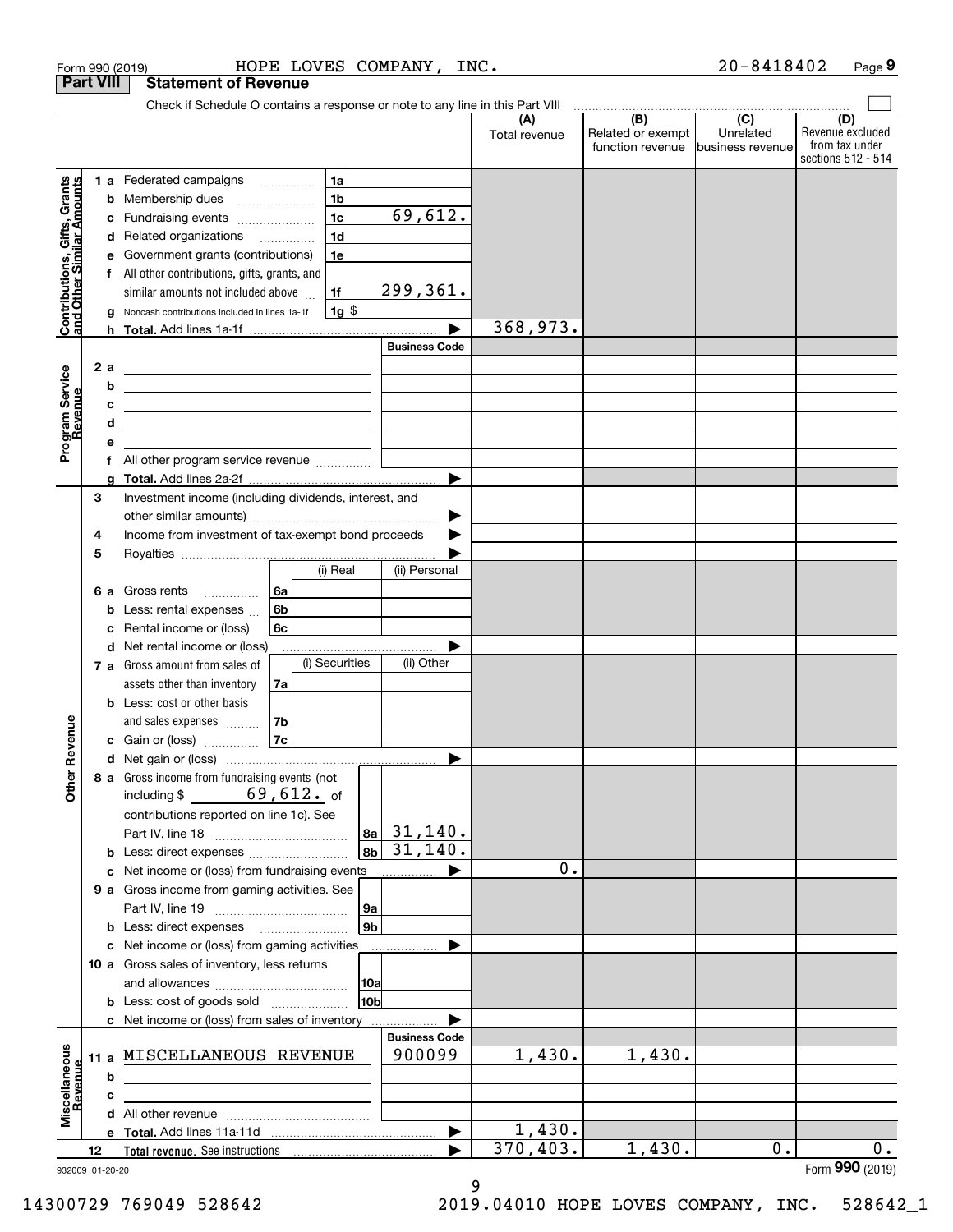Form 990 (2019) HOPE LOVES COMPANY, INC. 20-8418402 Page 9

**Part VIII Statement of Revenue**

Check if Schedule O contains a response or note to any line in this Part VIII

| | | | (A) Total revenue | (B) Related or exempt function revenue | (C) Unrelated business revenue | (D) Revenue excluded from tax under sections 512 - 514 |
|---|---|---|---|---|---|---|
| **Contributions, Gifts, Grants and Other Similar Amounts** | 1 a Federated campaigns | 1a | | | | |
| | b Membership dues | 1b | | | | |
| | c Fundraising events | 1c 69,612. | | | | |
| | d Related organizations | 1d | | | | |
| | e Government grants (contributions) | 1e | | | | |
| | f All other contributions, gifts, grants, and similar amounts not included above | 1f 299,361. | | | | |
| | g Noncash contributions included in lines 1a-1f | 1g $ | | | | |
| | h **Total.** Add lines 1a-1f | | 368,973. | | | |
| **Program Service Revenue** | | Business Code | | | | |
| | 2 a | | | | | |
| | b | | | | | |
| | c | | | | | |
| | d | | | | | |
| | e | | | | | |
| | f All other program service revenue | | | | | |
| | g **Total.** Add lines 2a-2f | | | | | |
| **Other Revenue** | 3 Investment income (including dividends, interest, and other similar amounts) | | | | | |
| | 4 Income from investment of tax-exempt bond proceeds | | | | | |
| | 5 Royalties | | | | | |
| | | (i) Real / (ii) Personal | | | | |
| | 6 a Gross rents | 6a | | | | |
| | b Less: rental expenses | 6b | | | | |
| | c Rental income or (loss) | 6c | | | | |
| | d Net rental income or (loss) | | | | | |
| | | (i) Securities / (ii) Other | | | | |
| | 7 a Gross amount from sales of assets other than inventory | 7a | | | | |
| | b Less: cost or other basis and sales expenses | 7b | | | | |
| | c Gain or (loss) | 7c | | | | |
| | d Net gain or (loss) | | | | | |
| | 8 a Gross income from fundraising events (not including $ 69,612. of contributions reported on line 1c). See Part IV, line 18 | 8a 31,140. | | | | |
| | b Less: direct expenses | 8b 31,140. | | | | |
| | c Net income or (loss) from fundraising events | | 0. | | | |
| | 9 a Gross income from gaming activities. See Part IV, line 19 | 9a | | | | |
| | b Less: direct expenses | 9b | | | | |
| | c Net income or (loss) from gaming activities | | | | | |
| | 10 a Gross sales of inventory, less returns and allowances | 10a | | | | |
| | b Less: cost of goods sold | 10b | | | | |
| | c Net income or (loss) from sales of inventory | | | | | |
| **Miscellaneous Revenue** | | Business Code | | | | |
| | 11 a MISCELLANEOUS REVENUE | 900099 | 1,430. | 1,430. | | |
| | b | | | | | |
| | c | | | | | |
| | d All other revenue | | | | | |
| | e **Total.** Add lines 11a-11d | | 1,430. | | | |
| | 12 **Total revenue.** See instructions | | 370,403. | 1,430. | 0. | 0. |

932009 01-20-20 Form **990** (2019)

14300729 769049 528642 2019.04010 HOPE LOVES COMPANY, INC. 528642_1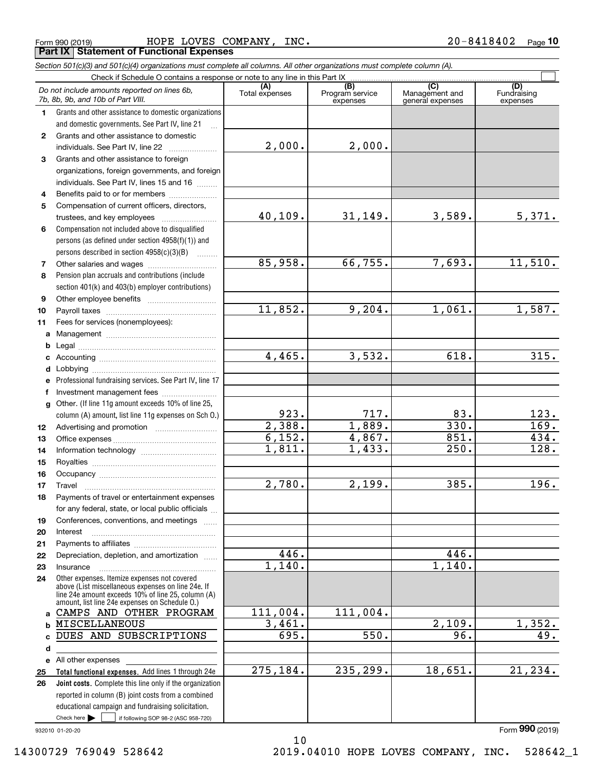Form 990 (2019) HOPE LOVES COMPANY, INC. 20-8418402 Page 10

**Part IX Statement of Functional Expenses**

*Section 501(c)(3) and 501(c)(4) organizations must complete all columns. All other organizations must complete column (A).*

Check if Schedule O contains a response or note to any line in this Part IX ☐

| *Do not include amounts reported on lines 6b, 7b, 8b, 9b, and 10b of Part VIII.* | (A) Total expenses | (B) Program service expenses | (C) Management and general expenses | (D) Fundraising expenses |
|---|---|---|---|---|
| 1 Grants and other assistance to domestic organizations and domestic governments. See Part IV, line 21 | | | | |
| 2 Grants and other assistance to domestic individuals. See Part IV, line 22 | 2,000. | 2,000. | | |
| 3 Grants and other assistance to foreign organizations, foreign governments, and foreign individuals. See Part IV, lines 15 and 16 | | | | |
| 4 Benefits paid to or for members | | | | |
| 5 Compensation of current officers, directors, trustees, and key employees | 40,109. | 31,149. | 3,589. | 5,371. |
| 6 Compensation not included above to disqualified persons (as defined under section 4958(f)(1)) and persons described in section 4958(c)(3)(B) | | | | |
| 7 Other salaries and wages | 85,958. | 66,755. | 7,693. | 11,510. |
| 8 Pension plan accruals and contributions (include section 401(k) and 403(b) employer contributions) | | | | |
| 9 Other employee benefits | | | | |
| 10 Payroll taxes | 11,852. | 9,204. | 1,061. | 1,587. |
| 11 Fees for services (nonemployees): | | | | |
| a Management | | | | |
| b Legal | | | | |
| c Accounting | 4,465. | 3,532. | 618. | 315. |
| d Lobbying | | | | |
| e Professional fundraising services. See Part IV, line 17 | | | | |
| f Investment management fees | | | | |
| g Other. (If line 11g amount exceeds 10% of line 25, column (A) amount, list line 11g expenses on Sch O.) | 923. | 717. | 83. | 123. |
| 12 Advertising and promotion | 2,388. | 1,889. | 330. | 169. |
| 13 Office expenses | 6,152. | 4,867. | 851. | 434. |
| 14 Information technology | 1,811. | 1,433. | 250. | 128. |
| 15 Royalties | | | | |
| 16 Occupancy | | | | |
| 17 Travel | 2,780. | 2,199. | 385. | 196. |
| 18 Payments of travel or entertainment expenses for any federal, state, or local public officials | | | | |
| 19 Conferences, conventions, and meetings | | | | |
| 20 Interest | | | | |
| 21 Payments to affiliates | | | | |
| 22 Depreciation, depletion, and amortization | 446. | | 446. | |
| 23 Insurance | 1,140. | | 1,140. | |
| 24 Other expenses. Itemize expenses not covered above (List miscellaneous expenses on line 24e. If line 24e amount exceeds 10% of line 25, column (A) amount, list line 24e expenses on Schedule O.) | | | | |
| a CAMPS AND OTHER PROGRAM | 111,004. | 111,004. | | |
| b MISCELLANEOUS | 3,461. | | 2,109. | 1,352. |
| c DUES AND SUBSCRIPTIONS | 695. | 550. | 96. | 49. |
| d | | | | |
| e All other expenses | | | | |
| 25 **Total functional expenses.** Add lines 1 through 24e | 275,184. | 235,299. | 18,651. | 21,234. |
| 26 **Joint costs.** Complete this line only if the organization reported in column (B) joint costs from a combined educational campaign and fundraising solicitation. Check here ☐ if following SOP 98-2 (ASC 958-720) | | | | |

932010 01-20-20 Form **990** (2019)

14300729 769049 528642 2019.04010 HOPE LOVES COMPANY, INC. 528642_1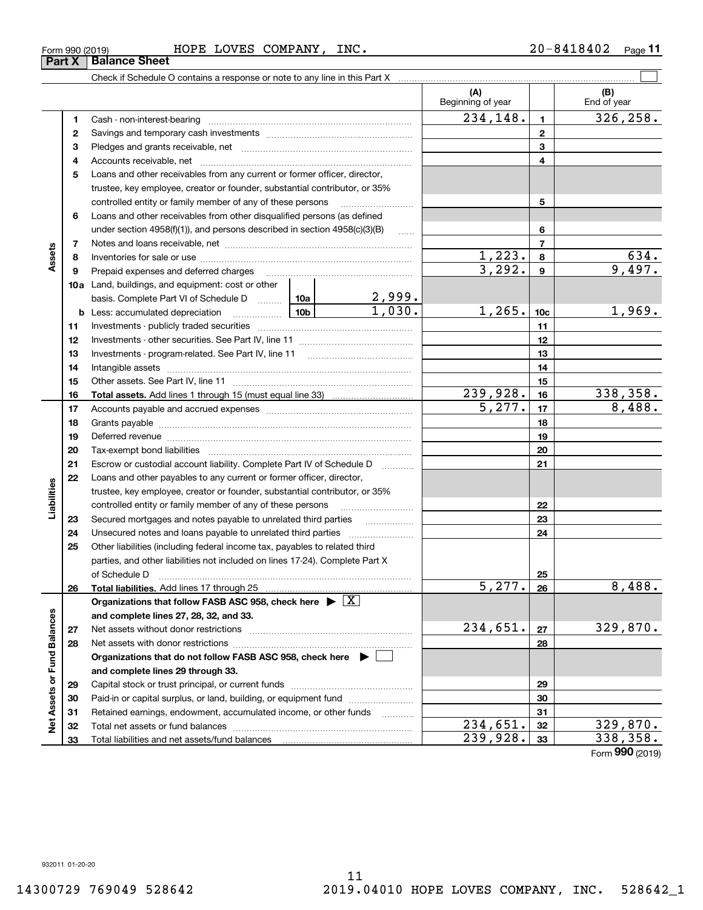Form 990 (2019) HOPE LOVES COMPANY, INC. 20-8418402 Page **11**

## Part X Balance Sheet

Check if Schedule O contains a response or note to any line in this Part X ☐

| | | | | (A) Beginning of year | | (B) End of year |
|---|---|---|---|---|---|---|
| **Assets** | 1 | Cash - non-interest-bearing | | 234,148. | 1 | 326,258. |
| | 2 | Savings and temporary cash investments | | | 2 | |
| | 3 | Pledges and grants receivable, net | | | 3 | |
| | 4 | Accounts receivable, net | | | 4 | |
| | 5 | Loans and other receivables from any current or former officer, director, trustee, key employee, creator or founder, substantial contributor, or 35% controlled entity or family member of any of these persons | | | 5 | |
| | 6 | Loans and other receivables from other disqualified persons (as defined under section 4958(f)(1)), and persons described in section 4958(c)(3)(B) | | | 6 | |
| | 7 | Notes and loans receivable, net | | | 7 | |
| | 8 | Inventories for sale or use | | 1,223. | 8 | 634. |
| | 9 | Prepaid expenses and deferred charges | | 3,292. | 9 | 9,497. |
| | 10a | Land, buildings, and equipment: cost or other basis. Complete Part VI of Schedule D | 10a 2,999. | | | |
| | b | Less: accumulated depreciation | 10b 1,030. | 1,265. | 10c | 1,969. |
| | 11 | Investments - publicly traded securities | | | 11 | |
| | 12 | Investments - other securities. See Part IV, line 11 | | | 12 | |
| | 13 | Investments - program-related. See Part IV, line 11 | | | 13 | |
| | 14 | Intangible assets | | | 14 | |
| | 15 | Other assets. See Part IV, line 11 | | | 15 | |
| | 16 | **Total assets.** Add lines 1 through 15 (must equal line 33) | | 239,928. | 16 | 338,358. |
| **Liabilities** | 17 | Accounts payable and accrued expenses | | 5,277. | 17 | 8,488. |
| | 18 | Grants payable | | | 18 | |
| | 19 | Deferred revenue | | | 19 | |
| | 20 | Tax-exempt bond liabilities | | | 20 | |
| | 21 | Escrow or custodial account liability. Complete Part IV of Schedule D | | | 21 | |
| | 22 | Loans and other payables to any current or former officer, director, trustee, key employee, creator or founder, substantial contributor, or 35% controlled entity or family member of any of these persons | | | 22 | |
| | 23 | Secured mortgages and notes payable to unrelated third parties | | | 23 | |
| | 24 | Unsecured notes and loans payable to unrelated third parties | | | 24 | |
| | 25 | Other liabilities (including federal income tax, payables to related third parties, and other liabilities not included on lines 17-24). Complete Part X of Schedule D | | | 25 | |
| | 26 | **Total liabilities.** Add lines 17 through 25 | | 5,277. | 26 | 8,488. |
| **Net Assets or Fund Balances** | | **Organizations that follow FASB ASC 958, check here ▶ [X] and complete lines 27, 28, 32, and 33.** | | | | |
| | 27 | Net assets without donor restrictions | | 234,651. | 27 | 329,870. |
| | 28 | Net assets with donor restrictions | | | 28 | |
| | | **Organizations that do not follow FASB ASC 958, check here ▶ [ ] and complete lines 29 through 33.** | | | | |
| | 29 | Capital stock or trust principal, or current funds | | | 29 | |
| | 30 | Paid-in or capital surplus, or land, building, or equipment fund | | | 30 | |
| | 31 | Retained earnings, endowment, accumulated income, or other funds | | | 31 | |
| | 32 | Total net assets or fund balances | | 234,651. | 32 | 329,870. |
| | 33 | Total liabilities and net assets/fund balances | | 239,928. | 33 | 338,358. |

Form **990** (2019)

932011 01-20-20

14300729 769049 528642 2019.04010 HOPE LOVES COMPANY, INC. 528642_1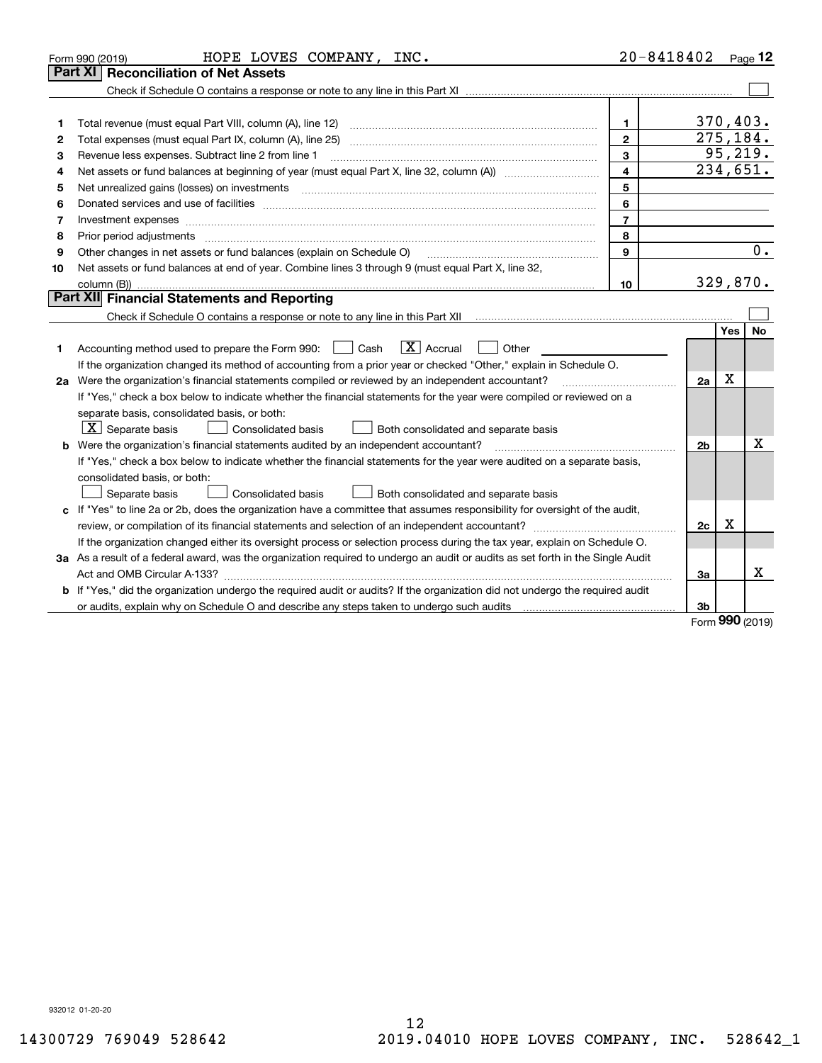Form 990 (2019) HOPE LOVES COMPANY, INC. 20-8418402 Page **12**

## Part XI Reconciliation of Net Assets

Check if Schedule O contains a response or note to any line in this Part XI ☐

| | | | |
|---|---|---|---|
| 1 | Total revenue (must equal Part VIII, column (A), line 12) | 1 | 370,403. |
| 2 | Total expenses (must equal Part IX, column (A), line 25) | 2 | 275,184. |
| 3 | Revenue less expenses. Subtract line 2 from line 1 | 3 | 95,219. |
| 4 | Net assets or fund balances at beginning of year (must equal Part X, line 32, column (A)) | 4 | 234,651. |
| 5 | Net unrealized gains (losses) on investments | 5 | |
| 6 | Donated services and use of facilities | 6 | |
| 7 | Investment expenses | 7 | |
| 8 | Prior period adjustments | 8 | |
| 9 | Other changes in net assets or fund balances (explain on Schedule O) | 9 | 0. |
| 10 | Net assets or fund balances at end of year. Combine lines 3 through 9 (must equal Part X, line 32, column (B)) | 10 | 329,870. |

## Part XII Financial Statements and Reporting

Check if Schedule O contains a response or note to any line in this Part XII ☐

| | | | Yes | No |
|---|---|---|---|---|
| 1 | Accounting method used to prepare the Form 990: ☐ Cash ☒ Accrual ☐ Other<br>If the organization changed its method of accounting from a prior year or checked "Other," explain in Schedule O. | | | |
| 2a | Were the organization's financial statements compiled or reviewed by an independent accountant? | 2a | X | |
| | If "Yes," check a box below to indicate whether the financial statements for the year were compiled or reviewed on a separate basis, consolidated basis, or both:<br>☒ Separate basis ☐ Consolidated basis ☐ Both consolidated and separate basis | | | |
| b | Were the organization's financial statements audited by an independent accountant? | 2b | | X |
| | If "Yes," check a box below to indicate whether the financial statements for the year were audited on a separate basis, consolidated basis, or both:<br>☐ Separate basis ☐ Consolidated basis ☐ Both consolidated and separate basis | | | |
| c | If "Yes" to line 2a or 2b, does the organization have a committee that assumes responsibility for oversight of the audit, review, or compilation of its financial statements and selection of an independent accountant? | 2c | X | |
| | If the organization changed either its oversight process or selection process during the tax year, explain on Schedule O. | | | |
| 3a | As a result of a federal award, was the organization required to undergo an audit or audits as set forth in the Single Audit Act and OMB Circular A-133? | 3a | | X |
| b | If "Yes," did the organization undergo the required audit or audits? If the organization did not undergo the required audit or audits, explain why on Schedule O and describe any steps taken to undergo such audits | 3b | | |

Form **990** (2019)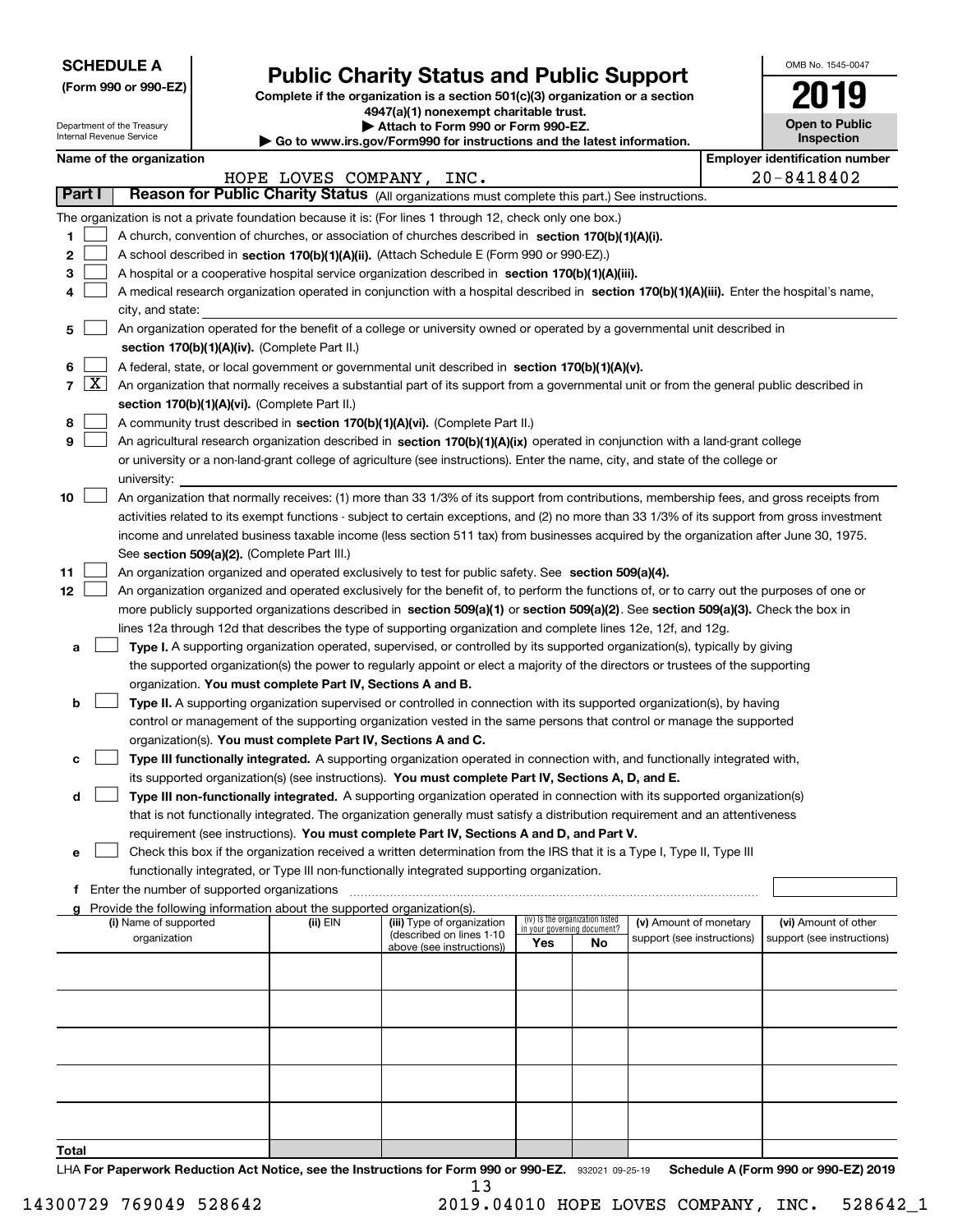**SCHEDULE A**
**(Form 990 or 990-EZ)**

Department of the Treasury
Internal Revenue Service

# Public Charity Status and Public Support

**Complete if the organization is a section 501(c)(3) organization or a section 4947(a)(1) nonexempt charitable trust.**
**▶ Attach to Form 990 or Form 990-EZ.**
**▶ Go to www.irs.gov/Form990 for instructions and the latest information.**

OMB No. 1545-0047

**2019**

**Open to Public Inspection**

**Name of the organization**: HOPE LOVES COMPANY, INC.

**Employer identification number**: 20-8418402

## Part I Reason for Public Charity Status (All organizations must complete this part.) See instructions.

The organization is not a private foundation because it is: (For lines 1 through 12, check only one box.)

1. [ ] A church, convention of churches, or association of churches described in **section 170(b)(1)(A)(i).**
2. [ ] A school described in **section 170(b)(1)(A)(ii).** (Attach Schedule E (Form 990 or 990-EZ).)
3. [ ] A hospital or a cooperative hospital service organization described in **section 170(b)(1)(A)(iii).**
4. [ ] A medical research organization operated in conjunction with a hospital described in **section 170(b)(1)(A)(iii).** Enter the hospital's name, city, and state:
5. [ ] An organization operated for the benefit of a college or university owned or operated by a governmental unit described in **section 170(b)(1)(A)(iv).** (Complete Part II.)
6. [ ] A federal, state, or local government or governmental unit described in **section 170(b)(1)(A)(v).**
7. [X] An organization that normally receives a substantial part of its support from a governmental unit or from the general public described in **section 170(b)(1)(A)(vi).** (Complete Part II.)
8. [ ] A community trust described in **section 170(b)(1)(A)(vi).** (Complete Part II.)
9. [ ] An agricultural research organization described in **section 170(b)(1)(A)(ix)** operated in conjunction with a land-grant college or university or a non-land-grant college of agriculture (see instructions). Enter the name, city, and state of the college or university:
10. [ ] An organization that normally receives: (1) more than 33 1/3% of its support from contributions, membership fees, and gross receipts from activities related to its exempt functions - subject to certain exceptions, and (2) no more than 33 1/3% of its support from gross investment income and unrelated business taxable income (less section 511 tax) from businesses acquired by the organization after June 30, 1975. See **section 509(a)(2).** (Complete Part III.)
11. [ ] An organization organized and operated exclusively to test for public safety. See **section 509(a)(4).**
12. [ ] An organization organized and operated exclusively for the benefit of, to perform the functions of, or to carry out the purposes of one or more publicly supported organizations described in **section 509(a)(1)** or **section 509(a)(2)**. See **section 509(a)(3).** Check the box in lines 12a through 12d that describes the type of supporting organization and complete lines 12e, 12f, and 12g.
   - **a** [ ] **Type I.** A supporting organization operated, supervised, or controlled by its supported organization(s), typically by giving the supported organization(s) the power to regularly appoint or elect a majority of the directors or trustees of the supporting organization. **You must complete Part IV, Sections A and B.**
   - **b** [ ] **Type II.** A supporting organization supervised or controlled in connection with its supported organization(s), by having control or management of the supporting organization vested in the same persons that control or manage the supported organization(s). **You must complete Part IV, Sections A and C.**
   - **c** [ ] **Type III functionally integrated.** A supporting organization operated in connection with, and functionally integrated with, its supported organization(s) (see instructions). **You must complete Part IV, Sections A, D, and E.**
   - **d** [ ] **Type III non-functionally integrated.** A supporting organization operated in connection with its supported organization(s) that is not functionally integrated. The organization generally must satisfy a distribution requirement and an attentiveness requirement (see instructions). **You must complete Part IV, Sections A and D, and Part V.**
   - **e** [ ] Check this box if the organization received a written determination from the IRS that it is a Type I, Type II, Type III functionally integrated, or Type III non-functionally integrated supporting organization.
   - **f** Enter the number of supported organizations
   - **g** Provide the following information about the supported organization(s).

| (i) Name of supported organization | (ii) EIN | (iii) Type of organization (described on lines 1-10 above (see instructions)) | (iv) Is the organization listed in your governing document? Yes | No | (v) Amount of monetary support (see instructions) | (vi) Amount of other support (see instructions) |
|---|---|---|---|---|---|---|
| | | | | | | |
| | | | | | | |
| | | | | | | |
| | | | | | | |
| | | | | | | |
| **Total** | | | | | | |

LHA **For Paperwork Reduction Act Notice, see the Instructions for Form 990 or 990-EZ.** 932021 09-25-19 **Schedule A (Form 990 or 990-EZ) 2019**

14300729 769049 528642 2019.04010 HOPE LOVES COMPANY, INC. 528642_1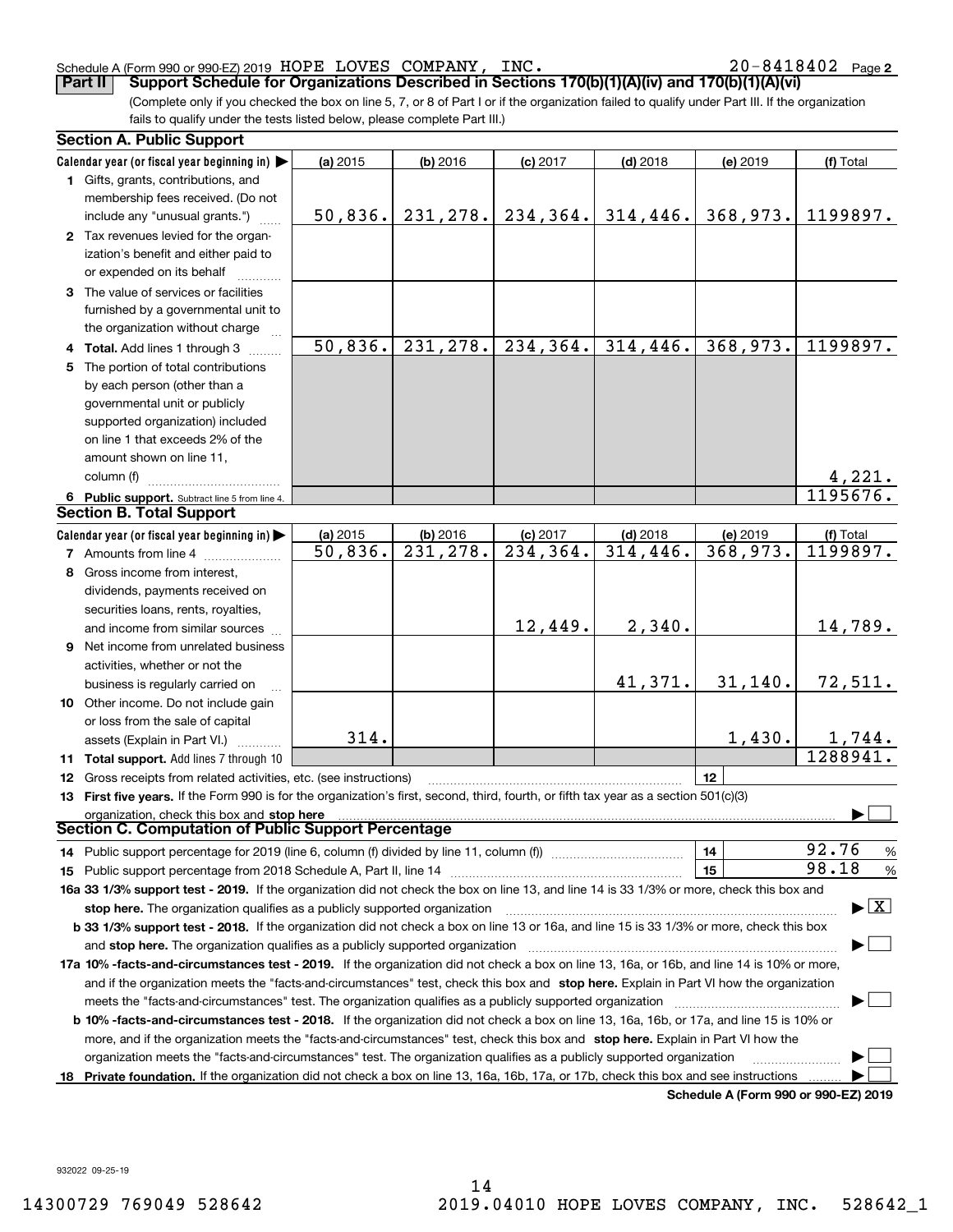Schedule A (Form 990 or 990-EZ) 2019 HOPE LOVES COMPANY, INC. 20-8418402 Page 2

**Part II Support Schedule for Organizations Described in Sections 170(b)(1)(A)(iv) and 170(b)(1)(A)(vi)**

(Complete only if you checked the box on line 5, 7, or 8 of Part I or if the organization failed to qualify under Part III. If the organization fails to qualify under the tests listed below, please complete Part III.)

### Section A. Public Support

| Calendar year (or fiscal year beginning in) ▶ | (a) 2015 | (b) 2016 | (c) 2017 | (d) 2018 | (e) 2019 | (f) Total |
|---|---|---|---|---|---|---|
| 1 Gifts, grants, contributions, and membership fees received. (Do not include any "unusual grants.") | 50,836. | 231,278. | 234,364. | 314,446. | 368,973. | 1199897. |
| 2 Tax revenues levied for the organization's benefit and either paid to or expended on its behalf | | | | | | |
| 3 The value of services or facilities furnished by a governmental unit to the organization without charge | | | | | | |
| 4 Total. Add lines 1 through 3 | 50,836. | 231,278. | 234,364. | 314,446. | 368,973. | 1199897. |
| 5 The portion of total contributions by each person (other than a governmental unit or publicly supported organization) included on line 1 that exceeds 2% of the amount shown on line 11, column (f) | | | | | | 4,221. |
| 6 Public support. Subtract line 5 from line 4. | | | | | | 1195676. |

### Section B. Total Support

| Calendar year (or fiscal year beginning in) ▶ | (a) 2015 | (b) 2016 | (c) 2017 | (d) 2018 | (e) 2019 | (f) Total |
|---|---|---|---|---|---|---|
| 7 Amounts from line 4 | 50,836. | 231,278. | 234,364. | 314,446. | 368,973. | 1199897. |
| 8 Gross income from interest, dividends, payments received on securities loans, rents, royalties, and income from similar sources | | | 12,449. | 2,340. | | 14,789. |
| 9 Net income from unrelated business activities, whether or not the business is regularly carried on | | | | 41,371. | 31,140. | 72,511. |
| 10 Other income. Do not include gain or loss from the sale of capital assets (Explain in Part VI.) | 314. | | | | 1,430. | 1,744. |
| 11 Total support. Add lines 7 through 10 | | | | | | 1288941. |

12 Gross receipts from related activities, etc. (see instructions) | 12 |

13 **First five years.** If the Form 990 is for the organization's first, second, third, fourth, or fifth tax year as a section 501(c)(3) organization, check this box and **stop here** ▶ ☐

### Section C. Computation of Public Support Percentage

14 Public support percentage for 2019 (line 6, column (f) divided by line 11, column (f)) | 14 | 92.76 %

15 Public support percentage from 2018 Schedule A, Part II, line 14 | 15 | 98.18 %

16a **33 1/3% support test - 2019.** If the organization did not check the box on line 13, and line 14 is 33 1/3% or more, check this box and **stop here.** The organization qualifies as a publicly supported organization ▶ ☒

b **33 1/3% support test - 2018.** If the organization did not check a box on line 13 or 16a, and line 15 is 33 1/3% or more, check this box and **stop here.** The organization qualifies as a publicly supported organization ▶ ☐

17a **10% -facts-and-circumstances test - 2019.** If the organization did not check a box on line 13, 16a, or 16b, and line 14 is 10% or more, and if the organization meets the "facts-and-circumstances" test, check this box and **stop here.** Explain in Part VI how the organization meets the "facts-and-circumstances" test. The organization qualifies as a publicly supported organization ▶ ☐

b **10% -facts-and-circumstances test - 2018.** If the organization did not check a box on line 13, 16a, 16b, or 17a, and line 15 is 10% or more, and if the organization meets the "facts-and-circumstances" test, check this box and **stop here.** Explain in Part VI how the organization meets the "facts-and-circumstances" test. The organization qualifies as a publicly supported organization ▶ ☐

18 **Private foundation.** If the organization did not check a box on line 13, 16a, 16b, 17a, or 17b, check this box and see instructions ▶ ☐

**Schedule A (Form 990 or 990-EZ) 2019**

932022 09-25-19

14300729 769049 528642 2019.04010 HOPE LOVES COMPANY, INC. 528642_1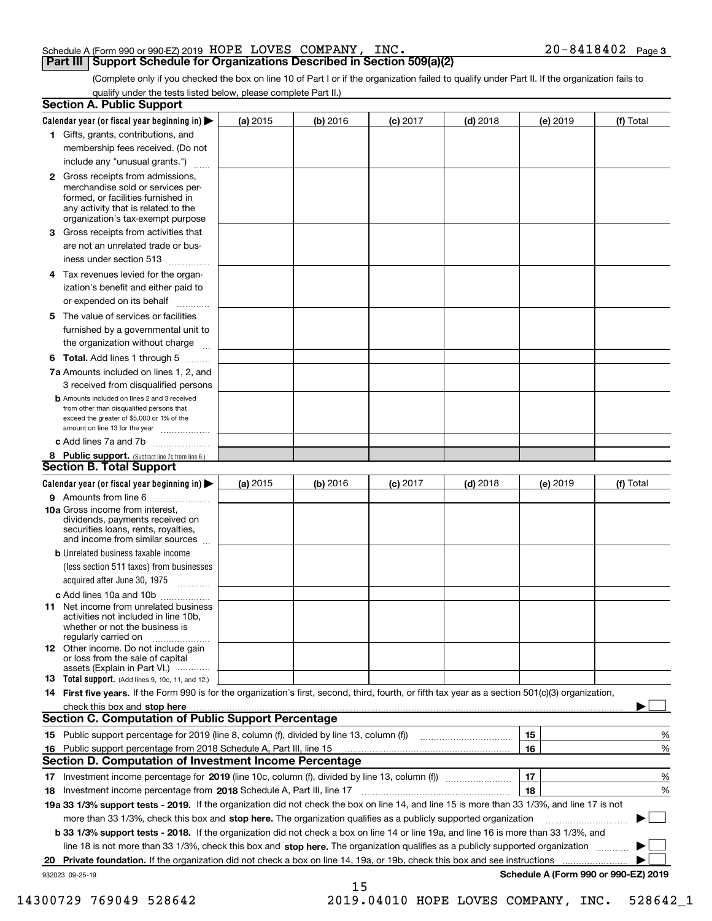Schedule A (Form 990 or 990-EZ) 2019 HOPE LOVES COMPANY, INC. 20-8418402 Page 3

## Part III Support Schedule for Organizations Described in Section 509(a)(2)

(Complete only if you checked the box on line 10 of Part I or if the organization failed to qualify under Part II. If the organization fails to qualify under the tests listed below, please complete Part II.)

### Section A. Public Support

| Calendar year (or fiscal year beginning in) ▶ | (a) 2015 | (b) 2016 | (c) 2017 | (d) 2018 | (e) 2019 | (f) Total |
|---|---|---|---|---|---|---|
| **1** Gifts, grants, contributions, and membership fees received. (Do not include any "unusual grants.") | | | | | | |
| **2** Gross receipts from admissions, merchandise sold or services performed, or facilities furnished in any activity that is related to the organization's tax-exempt purpose | | | | | | |
| **3** Gross receipts from activities that are not an unrelated trade or business under section 513 | | | | | | |
| **4** Tax revenues levied for the organization's benefit and either paid to or expended on its behalf | | | | | | |
| **5** The value of services or facilities furnished by a governmental unit to the organization without charge | | | | | | |
| **6 Total.** Add lines 1 through 5 | | | | | | |
| **7a** Amounts included on lines 1, 2, and 3 received from disqualified persons | | | | | | |
| **b** Amounts included on lines 2 and 3 received from other than disqualified persons that exceed the greater of $5,000 or 1% of the amount on line 13 for the year | | | | | | |
| **c** Add lines 7a and 7b | | | | | | |
| **8 Public support.** (Subtract line 7c from line 6.) | | | | | | |

### Section B. Total Support

| Calendar year (or fiscal year beginning in) ▶ | (a) 2015 | (b) 2016 | (c) 2017 | (d) 2018 | (e) 2019 | (f) Total |
|---|---|---|---|---|---|---|
| **9** Amounts from line 6 | | | | | | |
| **10a** Gross income from interest, dividends, payments received on securities loans, rents, royalties, and income from similar sources | | | | | | |
| **b** Unrelated business taxable income (less section 511 taxes) from businesses acquired after June 30, 1975 | | | | | | |
| **c** Add lines 10a and 10b | | | | | | |
| **11** Net income from unrelated business activities not included in line 10b, whether or not the business is regularly carried on | | | | | | |
| **12** Other income. Do not include gain or loss from the sale of capital assets (Explain in Part VI.) | | | | | | |
| **13 Total support.** (Add lines 9, 10c, 11, and 12.) | | | | | | |

**14 First five years.** If the Form 990 is for the organization's first, second, third, fourth, or fifth tax year as a section 501(c)(3) organization, check this box and **stop here** ▶ ☐

### Section C. Computation of Public Support Percentage

| | | |
|---|---|---|
| **15** Public support percentage for 2019 (line 8, column (f), divided by line 13, column (f)) | 15 | % |
| **16** Public support percentage from 2018 Schedule A, Part III, line 15 | 16 | % |

### Section D. Computation of Investment Income Percentage

| | | |
|---|---|---|
| **17** Investment income percentage for **2019** (line 10c, column (f), divided by line 13, column (f)) | 17 | % |
| **18** Investment income percentage from **2018** Schedule A, Part III, line 17 | 18 | % |

**19a 33 1/3% support tests - 2019.** If the organization did not check the box on line 14, and line 15 is more than 33 1/3%, and line 17 is not more than 33 1/3%, check this box and **stop here.** The organization qualifies as a publicly supported organization ▶ ☐

**b 33 1/3% support tests - 2018.** If the organization did not check a box on line 14 or line 19a, and line 16 is more than 33 1/3%, and line 18 is not more than 33 1/3%, check this box and **stop here.** The organization qualifies as a publicly supported organization ▶ ☐

**20 Private foundation.** If the organization did not check a box on line 14, 19a, or 19b, check this box and see instructions ▶ ☐

932023 09-25-19 **Schedule A (Form 990 or 990-EZ) 2019**

14300729 769049 528642 2019.04010 HOPE LOVES COMPANY, INC. 528642_1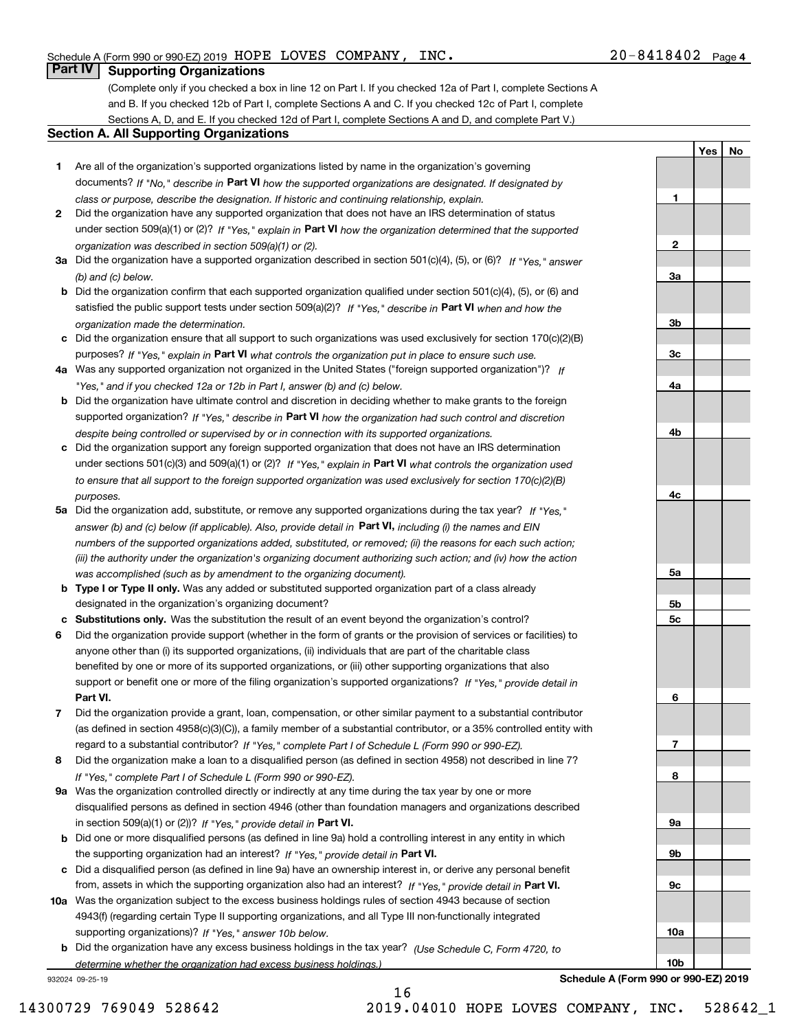Schedule A (Form 990 or 990-EZ) 2019 HOPE LOVES COMPANY, INC. 20-8418402 Page 4

## Part IV Supporting Organizations

(Complete only if you checked a box in line 12 on Part I. If you checked 12a of Part I, complete Sections A and B. If you checked 12b of Part I, complete Sections A and C. If you checked 12c of Part I, complete Sections A, D, and E. If you checked 12d of Part I, complete Sections A and D, and complete Part V.)

### Section A. All Supporting Organizations

| | | Line | Yes | No |
|---|---|---|---|---|
| **1** | Are all of the organization's supported organizations listed by name in the organization's governing documents? *If "No," describe in* **Part VI** *how the supported organizations are designated. If designated by class or purpose, describe the designation. If historic and continuing relationship, explain.* | 1 | | |
| **2** | Did the organization have any supported organization that does not have an IRS determination of status under section 509(a)(1) or (2)? *If "Yes," explain in* **Part VI** *how the organization determined that the supported organization was described in section 509(a)(1) or (2).* | 2 | | |
| **3a** | Did the organization have a supported organization described in section 501(c)(4), (5), or (6)? *If "Yes," answer (b) and (c) below.* | 3a | | |
| **b** | Did the organization confirm that each supported organization qualified under section 501(c)(4), (5), or (6) and satisfied the public support tests under section 509(a)(2)? *If "Yes," describe in* **Part VI** *when and how the organization made the determination.* | 3b | | |
| **c** | Did the organization ensure that all support to such organizations was used exclusively for section 170(c)(2)(B) purposes? *If "Yes," explain in* **Part VI** *what controls the organization put in place to ensure such use.* | 3c | | |
| **4a** | Was any supported organization not organized in the United States ("foreign supported organization")? *If "Yes," and if you checked 12a or 12b in Part I, answer (b) and (c) below.* | 4a | | |
| **b** | Did the organization have ultimate control and discretion in deciding whether to make grants to the foreign supported organization? *If "Yes," describe in* **Part VI** *how the organization had such control and discretion despite being controlled or supervised by or in connection with its supported organizations.* | 4b | | |
| **c** | Did the organization support any foreign supported organization that does not have an IRS determination under sections 501(c)(3) and 509(a)(1) or (2)? *If "Yes," explain in* **Part VI** *what controls the organization used to ensure that all support to the foreign supported organization was used exclusively for section 170(c)(2)(B) purposes.* | 4c | | |
| **5a** | Did the organization add, substitute, or remove any supported organizations during the tax year? *If "Yes," answer (b) and (c) below (if applicable). Also, provide detail in* **Part VI,** *including (i) the names and EIN numbers of the supported organizations added, substituted, or removed; (ii) the reasons for each such action; (iii) the authority under the organization's organizing document authorizing such action; and (iv) how the action was accomplished (such as by amendment to the organizing document).* | 5a | | |
| **b** | **Type I or Type II only.** Was any added or substituted supported organization part of a class already designated in the organization's organizing document? | 5b | | |
| **c** | **Substitutions only.** Was the substitution the result of an event beyond the organization's control? | 5c | | |
| **6** | Did the organization provide support (whether in the form of grants or the provision of services or facilities) to anyone other than (i) its supported organizations, (ii) individuals that are part of the charitable class benefited by one or more of its supported organizations, or (iii) other supporting organizations that also support or benefit one or more of the filing organization's supported organizations? *If "Yes," provide detail in* **Part VI.** | 6 | | |
| **7** | Did the organization provide a grant, loan, compensation, or other similar payment to a substantial contributor (as defined in section 4958(c)(3)(C)), a family member of a substantial contributor, or a 35% controlled entity with regard to a substantial contributor? *If "Yes," complete Part I of Schedule L (Form 990 or 990-EZ).* | 7 | | |
| **8** | Did the organization make a loan to a disqualified person (as defined in section 4958) not described in line 7? *If "Yes," complete Part I of Schedule L (Form 990 or 990-EZ).* | 8 | | |
| **9a** | Was the organization controlled directly or indirectly at any time during the tax year by one or more disqualified persons as defined in section 4946 (other than foundation managers and organizations described in section 509(a)(1) or (2))? *If "Yes," provide detail in* **Part VI.** | 9a | | |
| **b** | Did one or more disqualified persons (as defined in line 9a) hold a controlling interest in any entity in which the supporting organization had an interest? *If "Yes," provide detail in* **Part VI.** | 9b | | |
| **c** | Did a disqualified person (as defined in line 9a) have an ownership interest in, or derive any personal benefit from, assets in which the supporting organization also had an interest? *If "Yes," provide detail in* **Part VI.** | 9c | | |
| **10a** | Was the organization subject to the excess business holdings rules of section 4943 because of section 4943(f) (regarding certain Type II supporting organizations, and all Type III non-functionally integrated supporting organizations)? *If "Yes," answer 10b below.* | 10a | | |
| **b** | Did the organization have any excess business holdings in the tax year? *(Use Schedule C, Form 4720, to determine whether the organization had excess business holdings.)* | 10b | | |

932024 09-25-19 **Schedule A (Form 990 or 990-EZ) 2019**

14300729 769049 528642 2019.04010 HOPE LOVES COMPANY, INC. 528642_1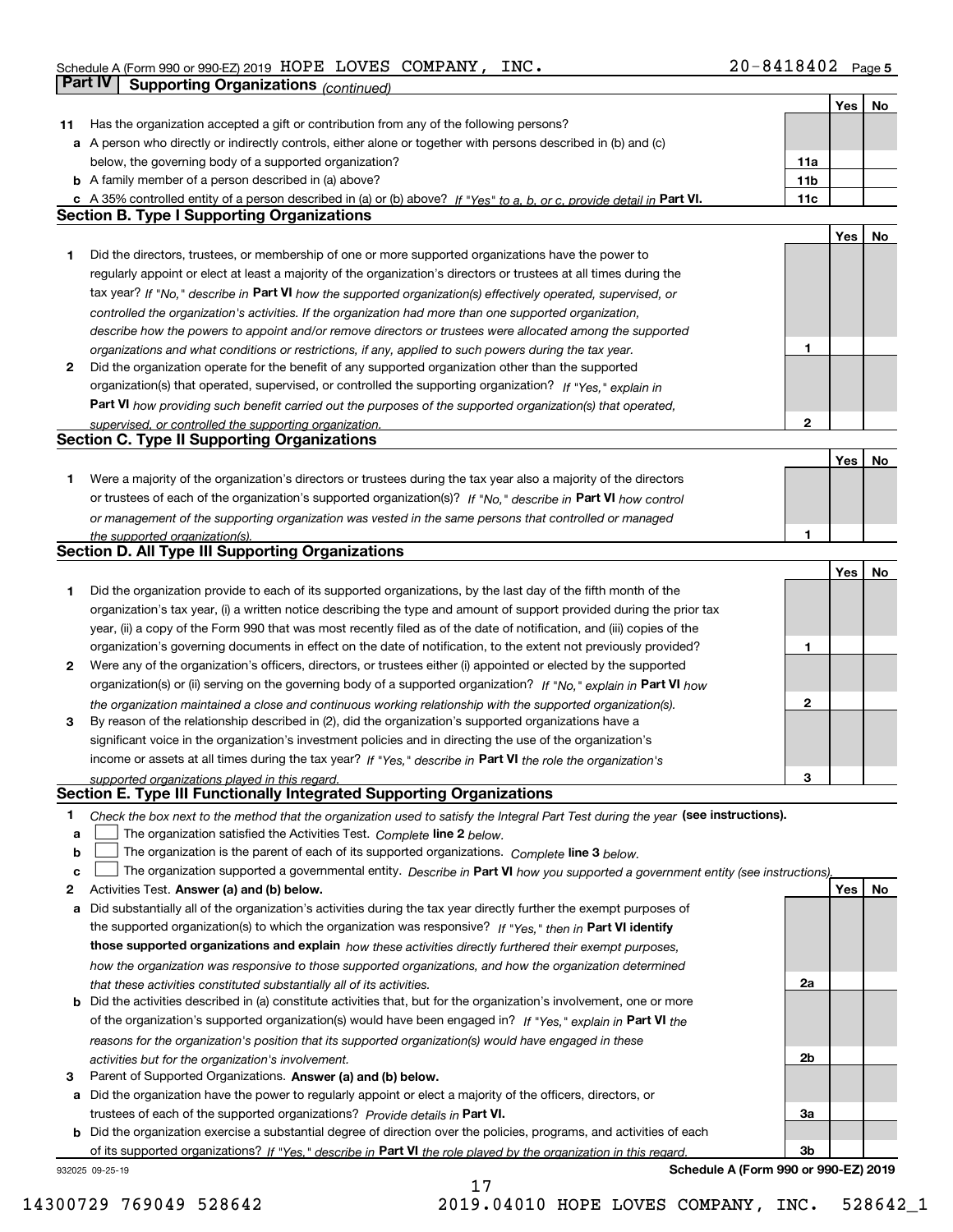Schedule A (Form 990 or 990-EZ) 2019 HOPE LOVES COMPANY, INC. 20-8418402

## Part IV Supporting Organizations *(continued)*

| | | | Yes | No |
|---|---|---|---|---|
| **11** | Has the organization accepted a gift or contribution from any of the following persons? | | | |
| **a** | A person who directly or indirectly controls, either alone or together with persons described in (b) and (c) below, the governing body of a supported organization? | **11a** | | |
| **b** | A family member of a person described in (a) above? | **11b** | | |
| **c** | A 35% controlled entity of a person described in (a) or (b) above? *If "Yes" to a, b, or c, provide detail in* **Part VI.** | **11c** | | |

### Section B. Type I Supporting Organizations

| | | | Yes | No |
|---|---|---|---|---|
| **1** | Did the directors, trustees, or membership of one or more supported organizations have the power to regularly appoint or elect at least a majority of the organization's directors or trustees at all times during the tax year? *If "No," describe in* **Part VI** *how the supported organization(s) effectively operated, supervised, or controlled the organization's activities. If the organization had more than one supported organization, describe how the powers to appoint and/or remove directors or trustees were allocated among the supported organizations and what conditions or restrictions, if any, applied to such powers during the tax year.* | **1** | | |
| **2** | Did the organization operate for the benefit of any supported organization other than the supported organization(s) that operated, supervised, or controlled the supporting organization? *If "Yes," explain in* **Part VI** *how providing such benefit carried out the purposes of the supported organization(s) that operated, supervised, or controlled the supporting organization.* | **2** | | |

### Section C. Type II Supporting Organizations

| | | | Yes | No |
|---|---|---|---|---|
| **1** | Were a majority of the organization's directors or trustees during the tax year also a majority of the directors or trustees of each of the organization's supported organization(s)? *If "No," describe in* **Part VI** *how control or management of the supporting organization was vested in the same persons that controlled or managed the supported organization(s).* | **1** | | |

### Section D. All Type III Supporting Organizations

| | | | Yes | No |
|---|---|---|---|---|
| **1** | Did the organization provide to each of its supported organizations, by the last day of the fifth month of the organization's tax year, (i) a written notice describing the type and amount of support provided during the prior tax year, (ii) a copy of the Form 990 that was most recently filed as of the date of notification, and (iii) copies of the organization's governing documents in effect on the date of notification, to the extent not previously provided? | **1** | | |
| **2** | Were any of the organization's officers, directors, or trustees either (i) appointed or elected by the supported organization(s) or (ii) serving on the governing body of a supported organization? *If "No," explain in* **Part VI** *how the organization maintained a close and continuous working relationship with the supported organization(s).* | **2** | | |
| **3** | By reason of the relationship described in (2), did the organization's supported organizations have a significant voice in the organization's investment policies and in directing the use of the organization's income or assets at all times during the tax year? *If "Yes," describe in* **Part VI** *the role the organization's supported organizations played in this regard.* | **3** | | |

### Section E. Type III Functionally Integrated Supporting Organizations

**1** *Check the box next to the method that the organization used to satisfy the Integral Part Test during the year* **(see instructions).**

- **a** ☐ The organization satisfied the Activities Test. *Complete* **line 2** *below.*
- **b** ☐ The organization is the parent of each of its supported organizations. *Complete* **line 3** *below.*
- **c** ☐ The organization supported a governmental entity. *Describe in* **Part VI** *how you supported a government entity (see instructions).*

| | | | Yes | No |
|---|---|---|---|---|
| **2** | Activities Test. **Answer (a) and (b) below.** | | | |
| **a** | Did substantially all of the organization's activities during the tax year directly further the exempt purposes of the supported organization(s) to which the organization was responsive? *If "Yes," then in* **Part VI identify those supported organizations and explain** *how these activities directly furthered their exempt purposes, how the organization was responsive to those supported organizations, and how the organization determined that these activities constituted substantially all of its activities.* | **2a** | | |
| **b** | Did the activities described in (a) constitute activities that, but for the organization's involvement, one or more of the organization's supported organization(s) would have been engaged in? *If "Yes," explain in* **Part VI** *the reasons for the organization's position that its supported organization(s) would have engaged in these activities but for the organization's involvement.* | **2b** | | |
| **3** | Parent of Supported Organizations. **Answer (a) and (b) below.** | | | |
| **a** | Did the organization have the power to regularly appoint or elect a majority of the officers, directors, or trustees of each of the supported organizations? *Provide details in* **Part VI.** | **3a** | | |
| **b** | Did the organization exercise a substantial degree of direction over the policies, programs, and activities of each of its supported organizations? *If "Yes," describe in* **Part VI** *the role played by the organization in this regard.* | **3b** | | |

932025 09-25-19 **Schedule A (Form 990 or 990-EZ) 2019**

14300729 769049 528642 2019.04010 HOPE LOVES COMPANY, INC. 528642_1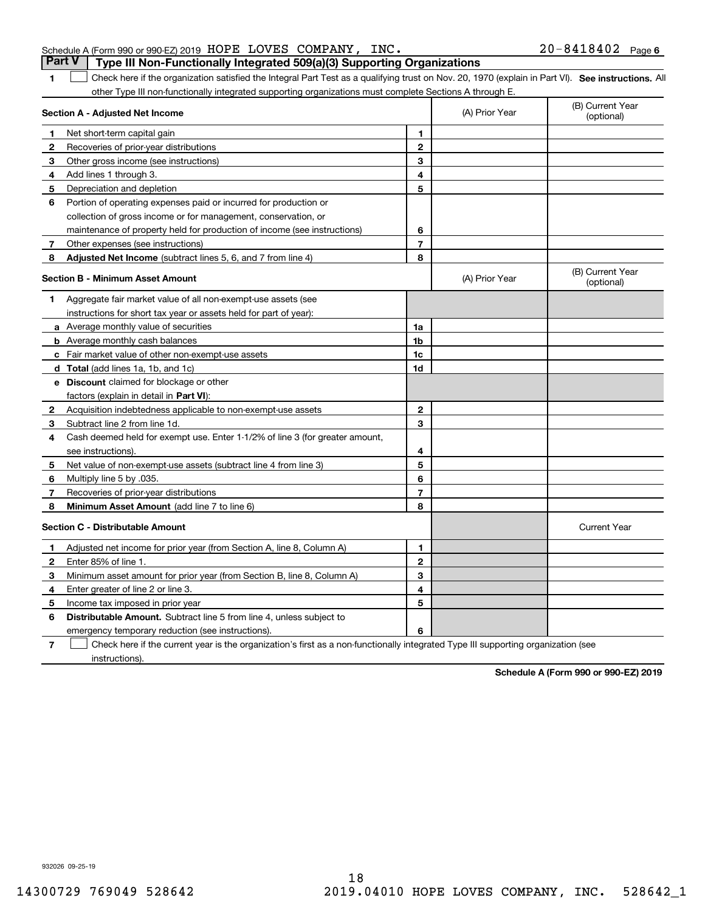Schedule A (Form 990 or 990-EZ) 2019 HOPE LOVES COMPANY, INC. 20-8418402 Page 6

## Part V | Type III Non-Functionally Integrated 509(a)(3) Supporting Organizations

1 ☐ Check here if the organization satisfied the Integral Part Test as a qualifying trust on Nov. 20, 1970 (explain in Part VI). **See instructions.** All other Type III non-functionally integrated supporting organizations must complete Sections A through E.

| **Section A - Adjusted Net Income** | | | (A) Prior Year | (B) Current Year (optional) |
|---|---|---|---|---|
| 1 | Net short-term capital gain | 1 | | |
| 2 | Recoveries of prior-year distributions | 2 | | |
| 3 | Other gross income (see instructions) | 3 | | |
| 4 | Add lines 1 through 3. | 4 | | |
| 5 | Depreciation and depletion | 5 | | |
| 6 | Portion of operating expenses paid or incurred for production or collection of gross income or for management, conservation, or maintenance of property held for production of income (see instructions) | 6 | | |
| 7 | Other expenses (see instructions) | 7 | | |
| 8 | **Adjusted Net Income** (subtract lines 5, 6, and 7 from line 4) | 8 | | |

| **Section B - Minimum Asset Amount** | | | (A) Prior Year | (B) Current Year (optional) |
|---|---|---|---|---|
| 1 | Aggregate fair market value of all non-exempt-use assets (see instructions for short tax year or assets held for part of year): | | | |
| a | Average monthly value of securities | 1a | | |
| b | Average monthly cash balances | 1b | | |
| c | Fair market value of other non-exempt-use assets | 1c | | |
| d | **Total** (add lines 1a, 1b, and 1c) | 1d | | |
| e | **Discount** claimed for blockage or other factors (explain in detail in **Part VI**): | | | |
| 2 | Acquisition indebtedness applicable to non-exempt-use assets | 2 | | |
| 3 | Subtract line 2 from line 1d. | 3 | | |
| 4 | Cash deemed held for exempt use. Enter 1-1/2% of line 3 (for greater amount, see instructions). | 4 | | |
| 5 | Net value of non-exempt-use assets (subtract line 4 from line 3) | 5 | | |
| 6 | Multiply line 5 by .035. | 6 | | |
| 7 | Recoveries of prior-year distributions | 7 | | |
| 8 | **Minimum Asset Amount** (add line 7 to line 6) | 8 | | |

| **Section C - Distributable Amount** | | | | Current Year |
|---|---|---|---|---|
| 1 | Adjusted net income for prior year (from Section A, line 8, Column A) | 1 | | |
| 2 | Enter 85% of line 1. | 2 | | |
| 3 | Minimum asset amount for prior year (from Section B, line 8, Column A) | 3 | | |
| 4 | Enter greater of line 2 or line 3. | 4 | | |
| 5 | Income tax imposed in prior year | 5 | | |
| 6 | **Distributable Amount.** Subtract line 5 from line 4, unless subject to emergency temporary reduction (see instructions). | 6 | | |

7 ☐ Check here if the current year is the organization's first as a non-functionally integrated Type III supporting organization (see instructions).

**Schedule A (Form 990 or 990-EZ) 2019**

932026 09-25-19

14300729 769049 528642 2019.04010 HOPE LOVES COMPANY, INC. 528642_1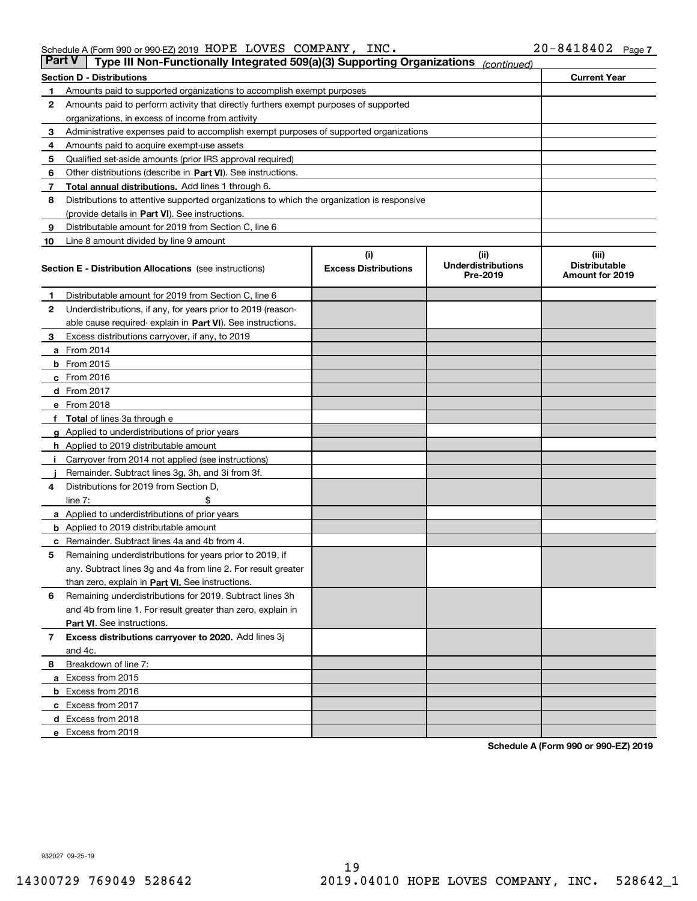Schedule A (Form 990 or 990-EZ) 2019 HOPE LOVES COMPANY, INC. 20-8418402 Page 7

## Part V Type III Non-Functionally Integrated 509(a)(3) Supporting Organizations *(continued)*

| Section D - Distributions | | Current Year |
|---|---|---|
| 1 | Amounts paid to supported organizations to accomplish exempt purposes | |
| 2 | Amounts paid to perform activity that directly furthers exempt purposes of supported organizations, in excess of income from activity | |
| 3 | Administrative expenses paid to accomplish exempt purposes of supported organizations | |
| 4 | Amounts paid to acquire exempt-use assets | |
| 5 | Qualified set-aside amounts (prior IRS approval required) | |
| 6 | Other distributions (describe in **Part VI**). See instructions. | |
| 7 | **Total annual distributions.** Add lines 1 through 6. | |
| 8 | Distributions to attentive supported organizations to which the organization is responsive (provide details in **Part VI**). See instructions. | |
| 9 | Distributable amount for 2019 from Section C, line 6 | |
| 10 | Line 8 amount divided by line 9 amount | |

| Section E - Distribution Allocations (see instructions) | (i) Excess Distributions | (ii) Underdistributions Pre-2019 | (iii) Distributable Amount for 2019 |
|---|---|---|---|
| 1 Distributable amount for 2019 from Section C, line 6 | | | |
| 2 Underdistributions, if any, for years prior to 2019 (reasonable cause required- explain in **Part VI**). See instructions. | | | |
| 3 Excess distributions carryover, if any, to 2019 | | | |
| a From 2014 | | | |
| b From 2015 | | | |
| c From 2016 | | | |
| d From 2017 | | | |
| e From 2018 | | | |
| f **Total** of lines 3a through e | | | |
| g Applied to underdistributions of prior years | | | |
| h Applied to 2019 distributable amount | | | |
| i Carryover from 2014 not applied (see instructions) | | | |
| j Remainder. Subtract lines 3g, 3h, and 3i from 3f. | | | |
| 4 Distributions for 2019 from Section D, line 7: $ | | | |
| a Applied to underdistributions of prior years | | | |
| b Applied to 2019 distributable amount | | | |
| c Remainder. Subtract lines 4a and 4b from 4. | | | |
| 5 Remaining underdistributions for years prior to 2019, if any. Subtract lines 3g and 4a from line 2. For result greater than zero, explain in **Part VI.** See instructions. | | | |
| 6 Remaining underdistributions for 2019. Subtract lines 3h and 4b from line 1. For result greater than zero, explain in **Part VI**. See instructions. | | | |
| 7 **Excess distributions carryover to 2020.** Add lines 3j and 4c. | | | |
| 8 Breakdown of line 7: | | | |
| a Excess from 2015 | | | |
| b Excess from 2016 | | | |
| c Excess from 2017 | | | |
| d Excess from 2018 | | | |
| e Excess from 2019 | | | |

**Schedule A (Form 990 or 990-EZ) 2019**

932027 09-25-19

14300729 769049 528642 2019.04010 HOPE LOVES COMPANY, INC. 528642_1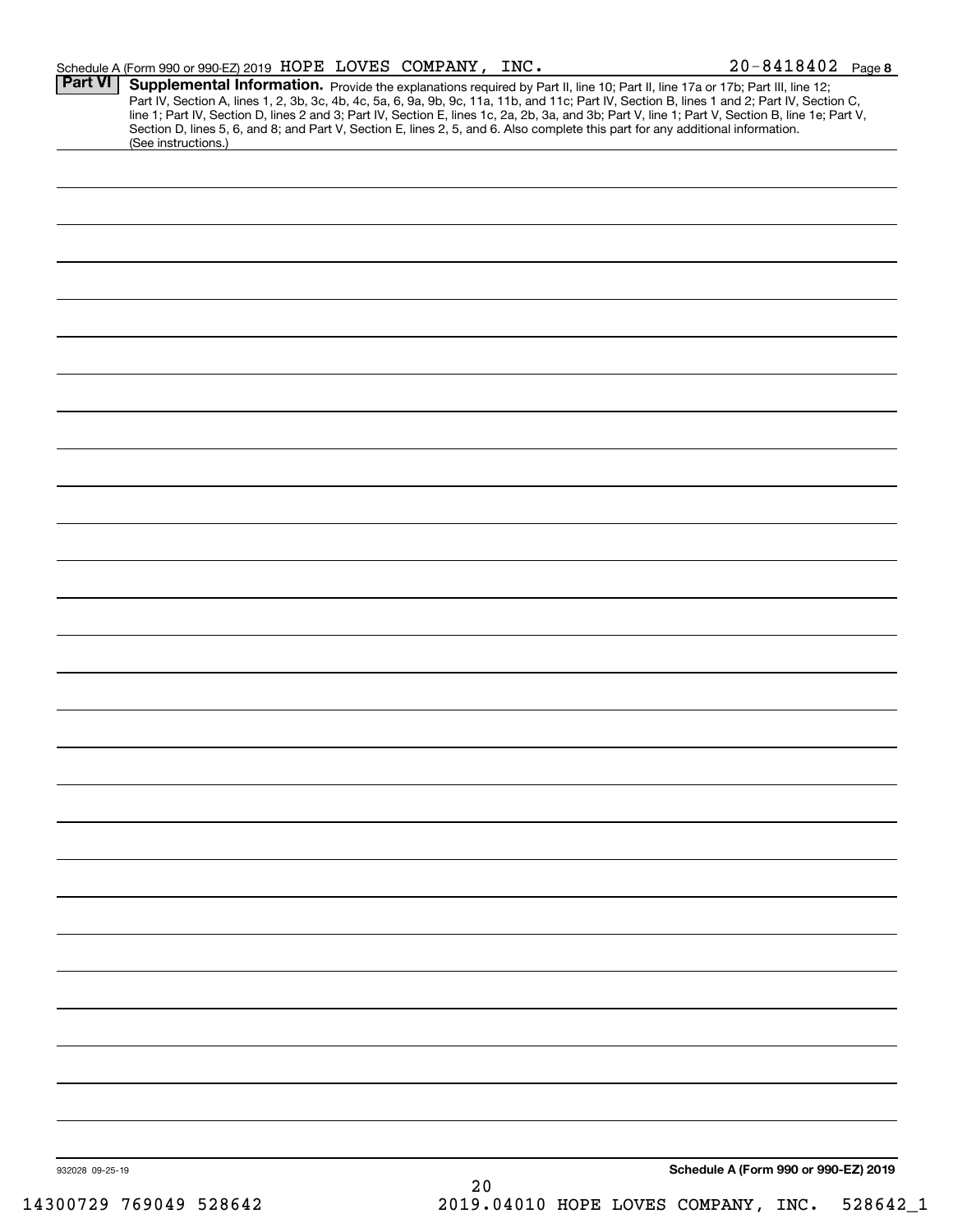Schedule A (Form 990 or 990-EZ) 2019 HOPE LOVES COMPANY, INC. 20-8418402 Page 8

**Part VI** **Supplemental Information.** Provide the explanations required by Part II, line 10; Part II, line 17a or 17b; Part III, line 12; Part IV, Section A, lines 1, 2, 3b, 3c, 4b, 4c, 5a, 6, 9a, 9b, 9c, 11a, 11b, and 11c; Part IV, Section B, lines 1 and 2; Part IV, Section C, line 1; Part IV, Section D, lines 2 and 3; Part IV, Section E, lines 1c, 2a, 2b, 3a, and 3b; Part V, line 1; Part V, Section B, line 1e; Part V, Section D, lines 5, 6, and 8; and Part V, Section E, lines 2, 5, and 6. Also complete this part for any additional information. (See instructions.)

932028 09-25-19

**Schedule A (Form 990 or 990-EZ) 2019**

14300729 769049 528642 2019.04010 HOPE LOVES COMPANY, INC. 528642_1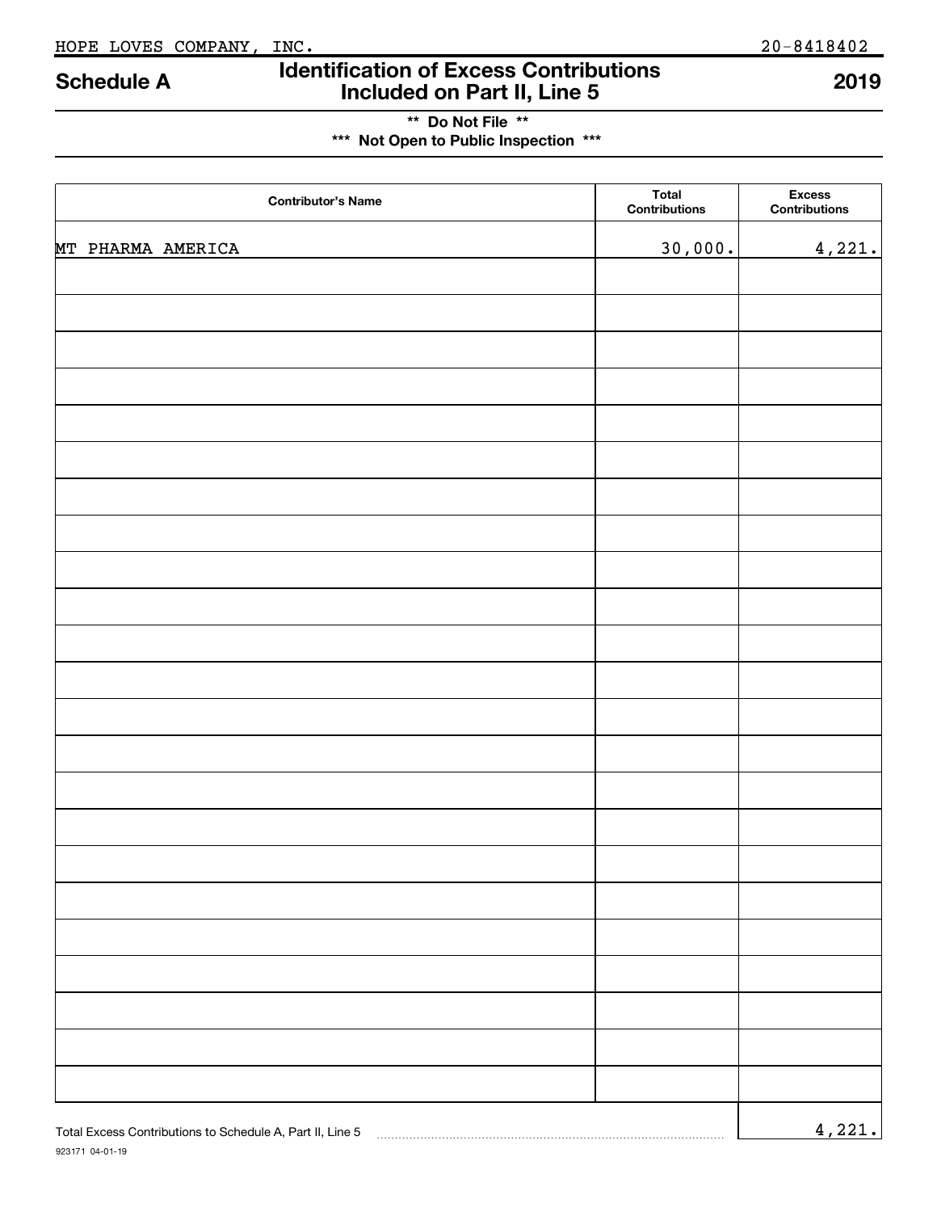HOPE LOVES COMPANY, INC. 20-8418402

# Schedule A — Identification of Excess Contributions Included on Part II, Line 5 — 2019

**\*\* Do Not File \*\***

**\*\*\* Not Open to Public Inspection \*\*\***

| Contributor's Name | Total Contributions | Excess Contributions |
|---|---|---|
| MT PHARMA AMERICA | 30,000. | 4,221. |

Total Excess Contributions to Schedule A, Part II, Line 5 .......... 4,221.

923171 04-01-19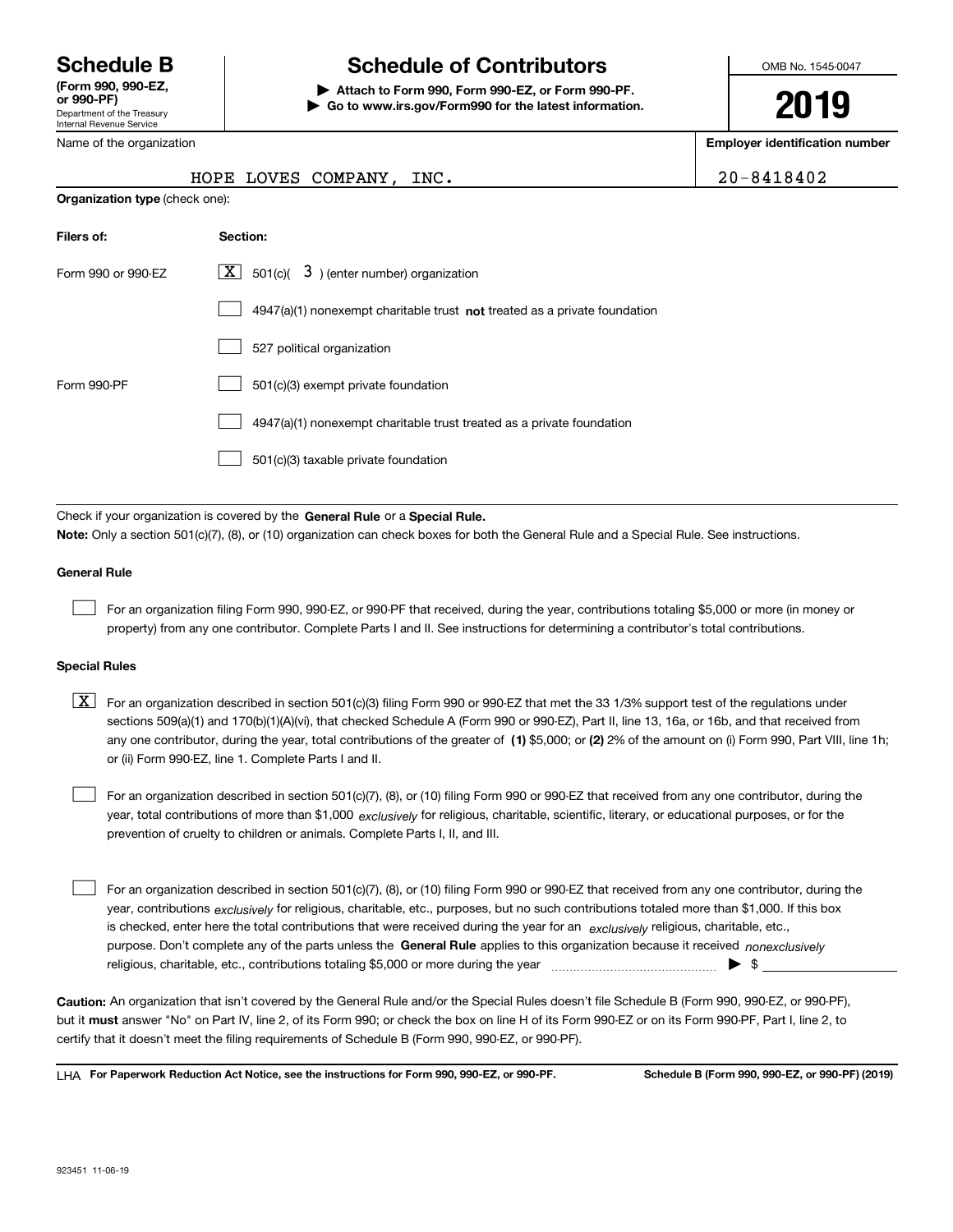# Schedule B

**(Form 990, 990-EZ, or 990-PF)**
Department of the Treasury
Internal Revenue Service

# Schedule of Contributors

**▶ Attach to Form 990, Form 990-EZ, or Form 990-PF.**
**▶ Go to www.irs.gov/Form990 for the latest information.**

OMB No. 1545-0047

**2019**

Name of the organization: HOPE LOVES COMPANY, INC.

**Employer identification number:** 20-8418402

**Organization type** (check one):

| **Filers of:** | **Section:** |
|---|---|
| Form 990 or 990-EZ | [X] 501(c)( 3 ) (enter number) organization |
| | [ ] 4947(a)(1) nonexempt charitable trust **not** treated as a private foundation |
| | [ ] 527 political organization |
| Form 990-PF | [ ] 501(c)(3) exempt private foundation |
| | [ ] 4947(a)(1) nonexempt charitable trust treated as a private foundation |
| | [ ] 501(c)(3) taxable private foundation |

Check if your organization is covered by the **General Rule** or a **Special Rule.**

**Note:** Only a section 501(c)(7), (8), or (10) organization can check boxes for both the General Rule and a Special Rule. See instructions.

**General Rule**

[ ] For an organization filing Form 990, 990-EZ, or 990-PF that received, during the year, contributions totaling $5,000 or more (in money or property) from any one contributor. Complete Parts I and II. See instructions for determining a contributor's total contributions.

**Special Rules**

[X] For an organization described in section 501(c)(3) filing Form 990 or 990-EZ that met the 33 1/3% support test of the regulations under sections 509(a)(1) and 170(b)(1)(A)(vi), that checked Schedule A (Form 990 or 990-EZ), Part II, line 13, 16a, or 16b, and that received from any one contributor, during the year, total contributions of the greater of **(1)** $5,000; or **(2)** 2% of the amount on (i) Form 990, Part VIII, line 1h; or (ii) Form 990-EZ, line 1. Complete Parts I and II.

[ ] For an organization described in section 501(c)(7), (8), or (10) filing Form 990 or 990-EZ that received from any one contributor, during the year, total contributions of more than $1,000 *exclusively* for religious, charitable, scientific, literary, or educational purposes, or for the prevention of cruelty to children or animals. Complete Parts I, II, and III.

[ ] For an organization described in section 501(c)(7), (8), or (10) filing Form 990 or 990-EZ that received from any one contributor, during the year, contributions *exclusively* for religious, charitable, etc., purposes, but no such contributions totaled more than $1,000. If this box is checked, enter here the total contributions that were received during the year for an *exclusively* religious, charitable, etc., purpose. Don't complete any of the parts unless the **General Rule** applies to this organization because it received *nonexclusively* religious, charitable, etc., contributions totaling $5,000 or more during the year ▶ $

**Caution:** An organization that isn't covered by the General Rule and/or the Special Rules doesn't file Schedule B (Form 990, 990-EZ, or 990-PF), but it **must** answer "No" on Part IV, line 2, of its Form 990; or check the box on line H of its Form 990-EZ or on its Form 990-PF, Part I, line 2, to certify that it doesn't meet the filing requirements of Schedule B (Form 990, 990-EZ, or 990-PF).

LHA **For Paperwork Reduction Act Notice, see the instructions for Form 990, 990-EZ, or 990-PF.** **Schedule B (Form 990, 990-EZ, or 990-PF) (2019)**

923451 11-06-19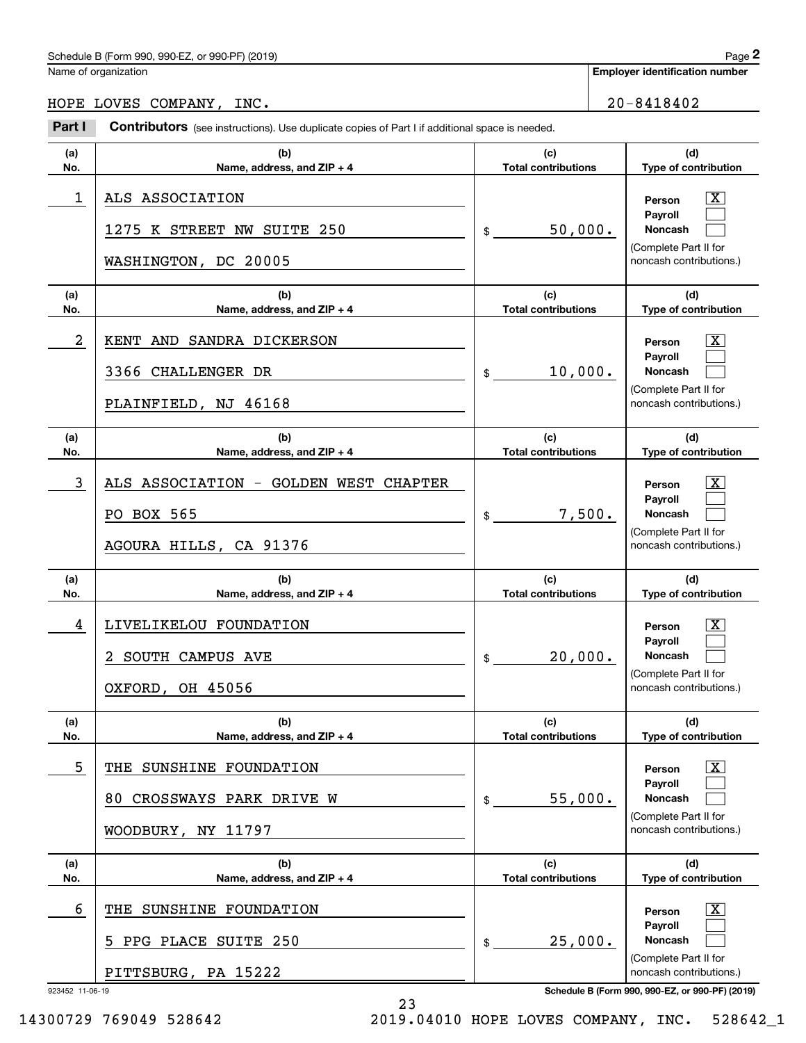Schedule B (Form 990, 990-EZ, or 990-PF) (2019)

Name of organization: HOPE LOVES COMPANY, INC.

Employer identification number: 20-8418402

**Part I** **Contributors** (see instructions). Use duplicate copies of Part I if additional space is needed.

| (a) No. | (b) Name, address, and ZIP + 4 | (c) Total contributions | (d) Type of contribution |
|---|---|---|---|
| 1 | ALS ASSOCIATION<br>1275 K STREET NW SUITE 250<br>WASHINGTON, DC 20005 | $ 50,000. | Person [X]<br>Payroll [ ]<br>Noncash [ ]<br>(Complete Part II for noncash contributions.) |
| 2 | KENT AND SANDRA DICKERSON<br>3366 CHALLENGER DR<br>PLAINFIELD, NJ 46168 | $ 10,000. | Person [X]<br>Payroll [ ]<br>Noncash [ ]<br>(Complete Part II for noncash contributions.) |
| 3 | ALS ASSOCIATION - GOLDEN WEST CHAPTER<br>PO BOX 565<br>AGOURA HILLS, CA 91376 | $ 7,500. | Person [X]<br>Payroll [ ]<br>Noncash [ ]<br>(Complete Part II for noncash contributions.) |
| 4 | LIVELIKELOU FOUNDATION<br>2 SOUTH CAMPUS AVE<br>OXFORD, OH 45056 | $ 20,000. | Person [X]<br>Payroll [ ]<br>Noncash [ ]<br>(Complete Part II for noncash contributions.) |
| 5 | THE SUNSHINE FOUNDATION<br>80 CROSSWAYS PARK DRIVE W<br>WOODBURY, NY 11797 | $ 55,000. | Person [X]<br>Payroll [ ]<br>Noncash [ ]<br>(Complete Part II for noncash contributions.) |
| 6 | THE SUNSHINE FOUNDATION<br>5 PPG PLACE SUITE 250<br>PITTSBURG, PA 15222 | $ 25,000. | Person [X]<br>Payroll [ ]<br>Noncash [ ]<br>(Complete Part II for noncash contributions.) |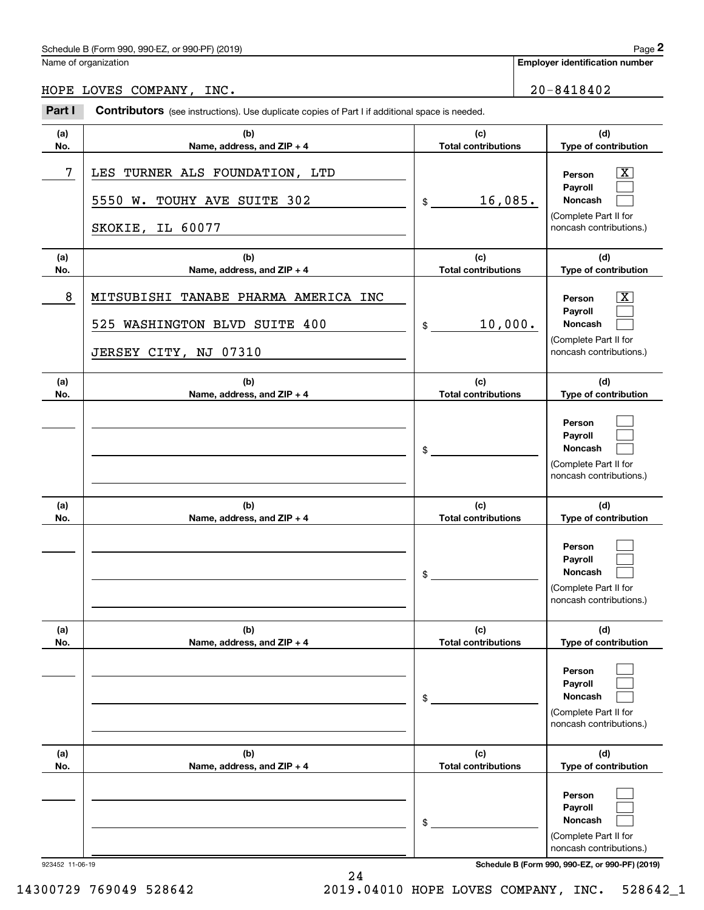Schedule B (Form 990, 990-EZ, or 990-PF) (2019) Page **2**

Name of organization: HOPE LOVES COMPANY, INC.

**Employer identification number:** 20-8418402

**Part I** **Contributors** (see instructions). Use duplicate copies of Part I if additional space is needed.

| (a) No. | (b) Name, address, and ZIP + 4 | (c) Total contributions | (d) Type of contribution |
|---|---|---|---|
| 7 | LES TURNER ALS FOUNDATION, LTD<br>5550 W. TOUHY AVE SUITE 302<br>SKOKIE, IL 60077 | $ 16,085. | Person [X]<br>Payroll [ ]<br>Noncash [ ]<br>(Complete Part II for noncash contributions.) |
| 8 | MITSUBISHI TANABE PHARMA AMERICA INC<br>525 WASHINGTON BLVD SUITE 400<br>JERSEY CITY, NJ 07310 | $ 10,000. | Person [X]<br>Payroll [ ]<br>Noncash [ ]<br>(Complete Part II for noncash contributions.) |
| | | $ | Person [ ]<br>Payroll [ ]<br>Noncash [ ]<br>(Complete Part II for noncash contributions.) |
| | | $ | Person [ ]<br>Payroll [ ]<br>Noncash [ ]<br>(Complete Part II for noncash contributions.) |
| | | $ | Person [ ]<br>Payroll [ ]<br>Noncash [ ]<br>(Complete Part II for noncash contributions.) |
| | | $ | Person [ ]<br>Payroll [ ]<br>Noncash [ ]<br>(Complete Part II for noncash contributions.) |

923452 11-06-19 **Schedule B (Form 990, 990-EZ, or 990-PF) (2019)**

14300729 769049 528642 2019.04010 HOPE LOVES COMPANY, INC. 528642_1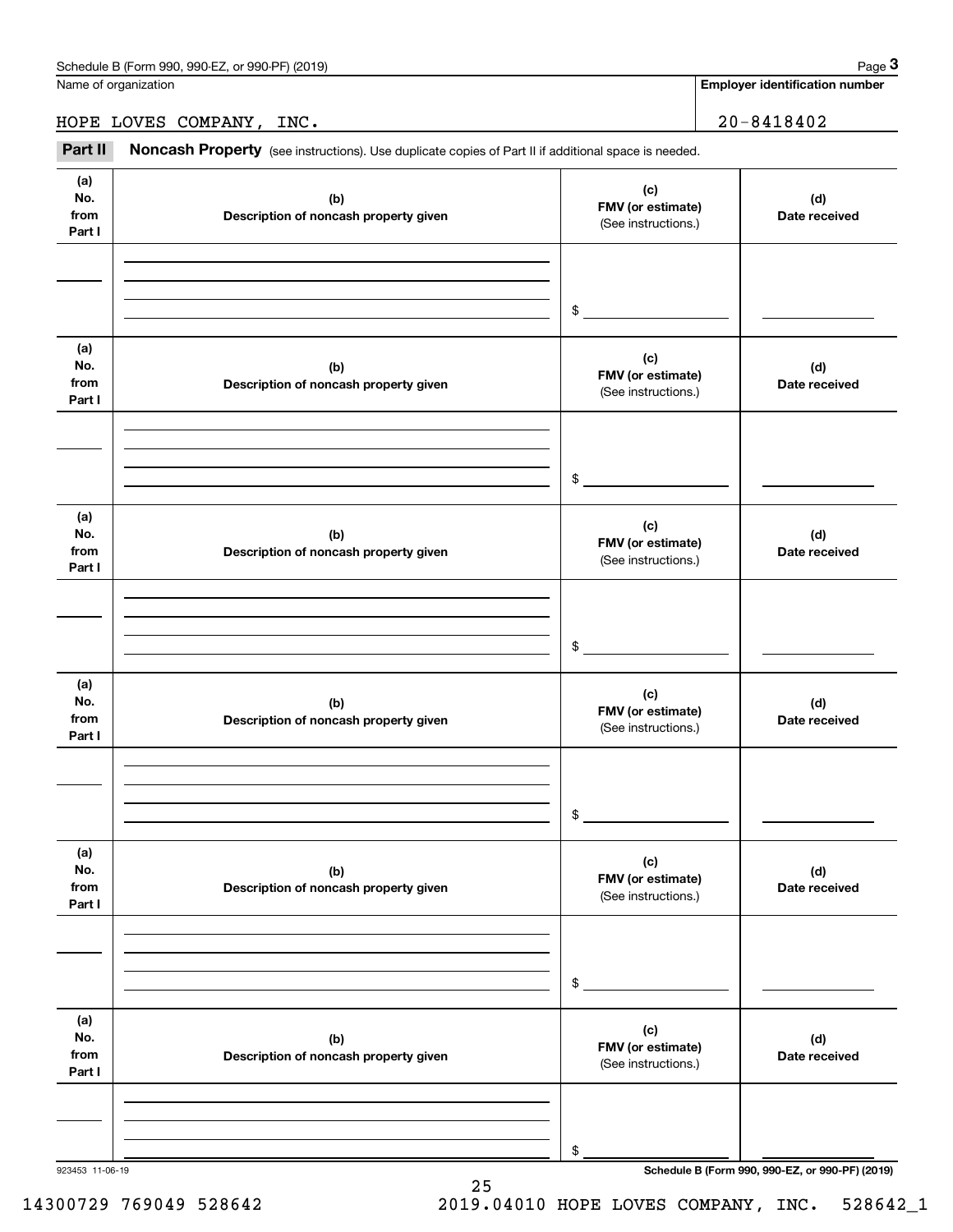Schedule B (Form 990, 990-EZ, or 990-PF) (2019)

Name of organization

HOPE LOVES COMPANY, INC.

**Employer identification number**

20-8418402

**Part II** **Noncash Property** (see instructions). Use duplicate copies of Part II if additional space is needed.

| (a) No. from Part I | (b) Description of noncash property given | (c) FMV (or estimate) (See instructions.) | (d) Date received |
|---|---|---|---|
| | | $ | |

| (a) No. from Part I | (b) Description of noncash property given | (c) FMV (or estimate) (See instructions.) | (d) Date received |
|---|---|---|---|
| | | $ | |

| (a) No. from Part I | (b) Description of noncash property given | (c) FMV (or estimate) (See instructions.) | (d) Date received |
|---|---|---|---|
| | | $ | |

| (a) No. from Part I | (b) Description of noncash property given | (c) FMV (or estimate) (See instructions.) | (d) Date received |
|---|---|---|---|
| | | $ | |

| (a) No. from Part I | (b) Description of noncash property given | (c) FMV (or estimate) (See instructions.) | (d) Date received |
|---|---|---|---|
| | | $ | |

| (a) No. from Part I | (b) Description of noncash property given | (c) FMV (or estimate) (See instructions.) | (d) Date received |
|---|---|---|---|
| | | $ | |

923453 11-06-19

**Schedule B (Form 990, 990-EZ, or 990-PF) (2019)**

14300729 769049 528642 2019.04010 HOPE LOVES COMPANY, INC. 528642_1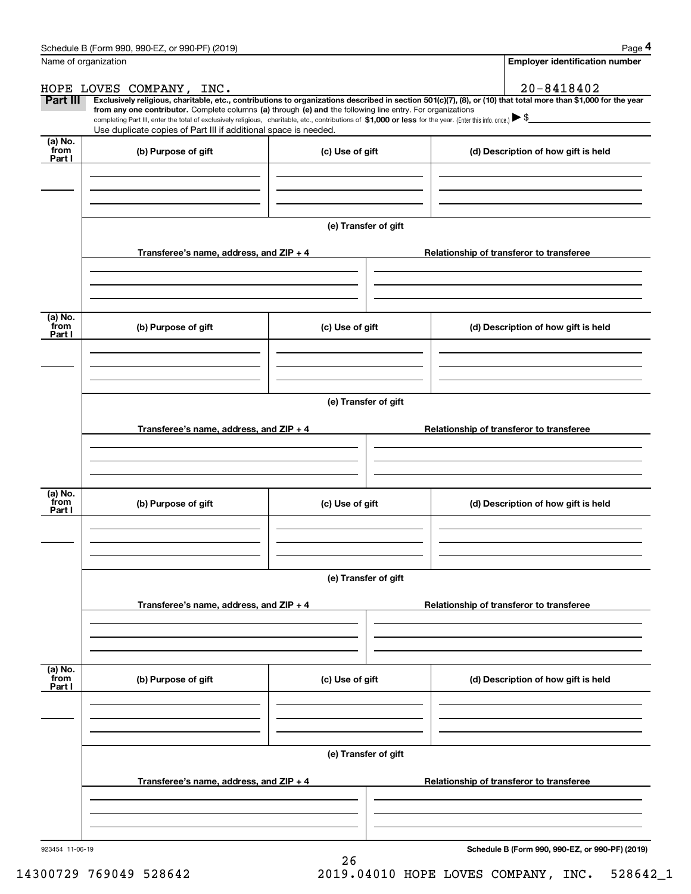Schedule B (Form 990, 990-EZ, or 990-PF) (2019)

Name of organization: HOPE LOVES COMPANY, INC.

Employer identification number: 20-8418402

**Part III** **Exclusively religious, charitable, etc., contributions to organizations described in section 501(c)(7), (8), or (10) that total more than $1,000 for the year from any one contributor.** Complete columns **(a)** through **(e) and** the following line entry. For organizations completing Part III, enter the total of exclusively religious, charitable, etc., contributions of **$1,000 or less** for the year. (Enter this info. once.) ▶ $

Use duplicate copies of Part III if additional space is needed.

| (a) No. from Part I | (b) Purpose of gift | (c) Use of gift | (d) Description of how gift is held |
|---|---|---|---|
| | | | |

(e) Transfer of gift

| Transferee's name, address, and ZIP + 4 | Relationship of transferor to transferee |
|---|---|
| | |

| (a) No. from Part I | (b) Purpose of gift | (c) Use of gift | (d) Description of how gift is held |
|---|---|---|---|
| | | | |

(e) Transfer of gift

| Transferee's name, address, and ZIP + 4 | Relationship of transferor to transferee |
|---|---|
| | |

| (a) No. from Part I | (b) Purpose of gift | (c) Use of gift | (d) Description of how gift is held |
|---|---|---|---|
| | | | |

(e) Transfer of gift

| Transferee's name, address, and ZIP + 4 | Relationship of transferor to transferee |
|---|---|
| | |

| (a) No. from Part I | (b) Purpose of gift | (c) Use of gift | (d) Description of how gift is held |
|---|---|---|---|
| | | | |

(e) Transfer of gift

| Transferee's name, address, and ZIP + 4 | Relationship of transferor to transferee |
|---|---|
| | |

923454 11-06-19

**Schedule B (Form 990, 990-EZ, or 990-PF) (2019)**

14300729 769049 528642 2019.04010 HOPE LOVES COMPANY, INC. 528642_1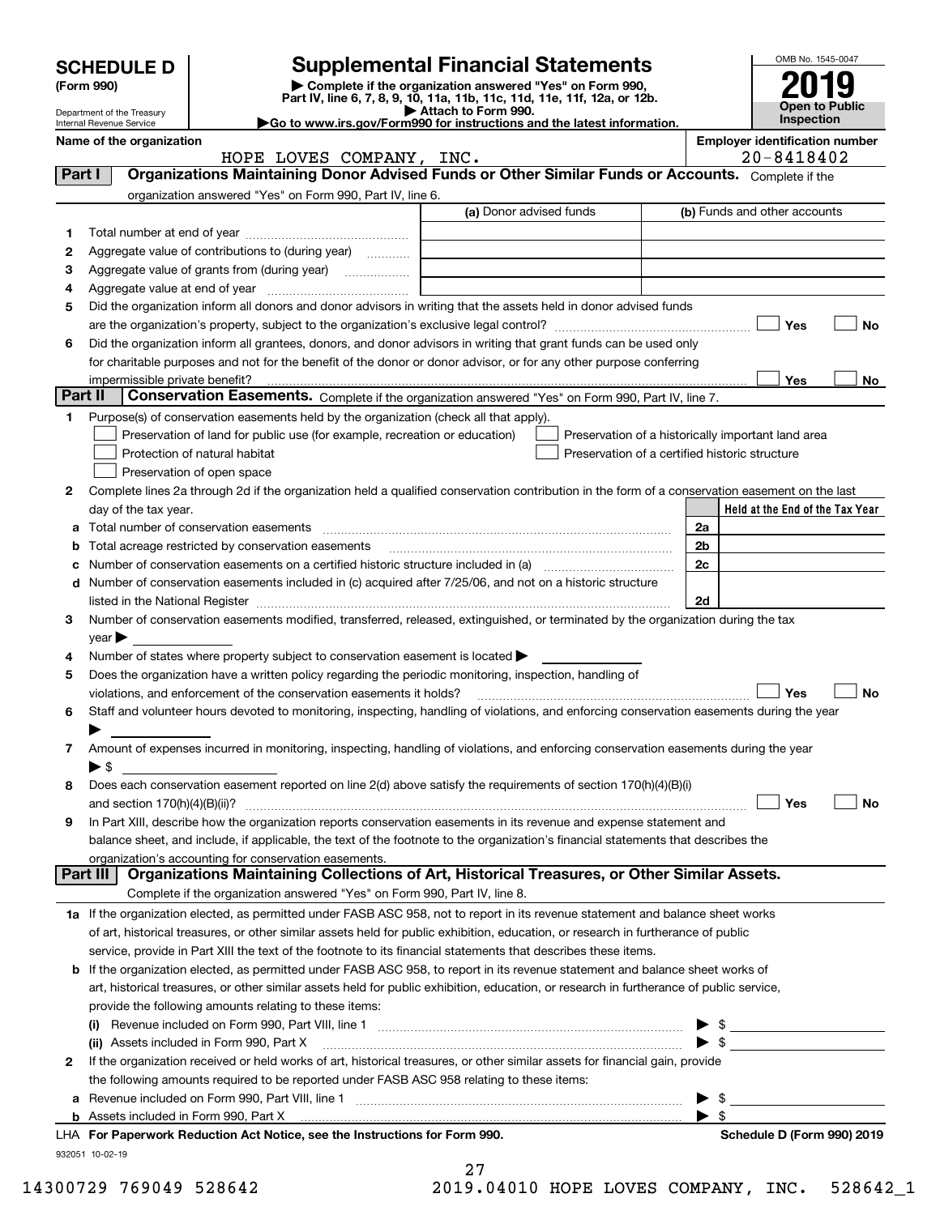# SCHEDULE D (Form 990)

Department of the Treasury
Internal Revenue Service

## Supplemental Financial Statements

▶ Complete if the organization answered "Yes" on Form 990, Part IV, line 6, 7, 8, 9, 10, 11a, 11b, 11c, 11d, 11e, 11f, 12a, or 12b.
▶ Attach to Form 990.
▶Go to www.irs.gov/Form990 for instructions and the latest information.

OMB No. 1545-0047

**2019**

**Open to Public Inspection**

**Name of the organization**
HOPE LOVES COMPANY, INC.

**Employer identification number**
20-8418402

**Part I** **Organizations Maintaining Donor Advised Funds or Other Similar Funds or Accounts.** Complete if the organization answered "Yes" on Form 990, Part IV, line 6.

| | | (a) Donor advised funds | (b) Funds and other accounts |
|---|---|---|---|
| 1 | Total number at end of year | | |
| 2 | Aggregate value of contributions to (during year) | | |
| 3 | Aggregate value of grants from (during year) | | |
| 4 | Aggregate value at end of year | | |

5 Did the organization inform all donors and donor advisors in writing that the assets held in donor advised funds are the organization's property, subject to the organization's exclusive legal control? ☐ Yes ☐ No

6 Did the organization inform all grantees, donors, and donor advisors in writing that grant funds can be used only for charitable purposes and not for the benefit of the donor or donor advisor, or for any other purpose conferring impermissible private benefit? ☐ Yes ☐ No

**Part II** **Conservation Easements.** Complete if the organization answered "Yes" on Form 990, Part IV, line 7.

1 Purpose(s) of conservation easements held by the organization (check all that apply).
- ☐ Preservation of land for public use (for example, recreation or education)
- ☐ Protection of natural habitat
- ☐ Preservation of open space
- ☐ Preservation of a historically important land area
- ☐ Preservation of a certified historic structure

2 Complete lines 2a through 2d if the organization held a qualified conservation contribution in the form of a conservation easement on the last day of the tax year.

| | | | Held at the End of the Tax Year |
|---|---|---|---|
| a | Total number of conservation easements | 2a | |
| b | Total acreage restricted by conservation easements | 2b | |
| c | Number of conservation easements on a certified historic structure included in (a) | 2c | |
| d | Number of conservation easements included in (c) acquired after 7/25/06, and not on a historic structure listed in the National Register | 2d | |

3 Number of conservation easements modified, transferred, released, extinguished, or terminated by the organization during the tax year ▶

4 Number of states where property subject to conservation easement is located ▶

5 Does the organization have a written policy regarding the periodic monitoring, inspection, handling of violations, and enforcement of the conservation easements it holds? ☐ Yes ☐ No

6 Staff and volunteer hours devoted to monitoring, inspecting, handling of violations, and enforcing conservation easements during the year ▶

7 Amount of expenses incurred in monitoring, inspecting, handling of violations, and enforcing conservation easements during the year ▶ $

8 Does each conservation easement reported on line 2(d) above satisfy the requirements of section 170(h)(4)(B)(i) and section 170(h)(4)(B)(ii)? ☐ Yes ☐ No

9 In Part XIII, describe how the organization reports conservation easements in its revenue and expense statement and balance sheet, and include, if applicable, the text of the footnote to the organization's financial statements that describes the organization's accounting for conservation easements.

**Part III** **Organizations Maintaining Collections of Art, Historical Treasures, or Other Similar Assets.** Complete if the organization answered "Yes" on Form 990, Part IV, line 8.

1a If the organization elected, as permitted under FASB ASC 958, not to report in its revenue statement and balance sheet works of art, historical treasures, or other similar assets held for public exhibition, education, or research in furtherance of public service, provide in Part XIII the text of the footnote to its financial statements that describes these items.

b If the organization elected, as permitted under FASB ASC 958, to report in its revenue statement and balance sheet works of art, historical treasures, or other similar assets held for public exhibition, education, or research in furtherance of public service, provide the following amounts relating to these items:

(i) Revenue included on Form 990, Part VIII, line 1 ▶ $

(ii) Assets included in Form 990, Part X ▶ $

2 If the organization received or held works of art, historical treasures, or other similar assets for financial gain, provide the following amounts required to be reported under FASB ASC 958 relating to these items:

a Revenue included on Form 990, Part VIII, line 1 ▶ $

b Assets included in Form 990, Part X ▶ $

LHA **For Paperwork Reduction Act Notice, see the Instructions for Form 990.** **Schedule D (Form 990) 2019**

932051 10-02-19

14300729 769049 528642 2019.04010 HOPE LOVES COMPANY, INC. 528642_1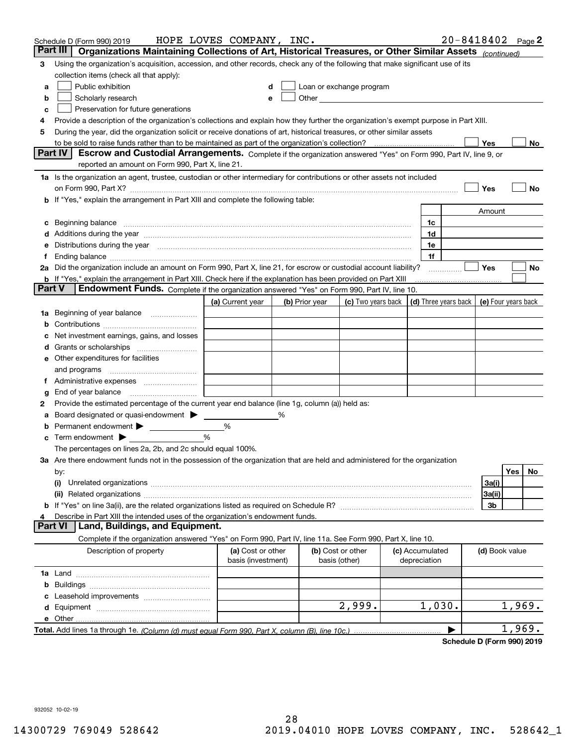Schedule D (Form 990) 2019 HOPE LOVES COMPANY, INC. 20-8418402 Page **2**

## Part III Organizations Maintaining Collections of Art, Historical Treasures, or Other Similar Assets *(continued)*

**3** Using the organization's acquisition, accession, and other records, check any of the following that make significant use of its collection items (check all that apply):

- **a** ☐ Public exhibition
- **b** ☐ Scholarly research
- **c** ☐ Preservation for future generations
- **d** ☐ Loan or exchange program
- **e** ☐ Other

**4** Provide a description of the organization's collections and explain how they further the organization's exempt purpose in Part XIII.

**5** During the year, did the organization solicit or receive donations of art, historical treasures, or other similar assets to be sold to raise funds rather than to be maintained as part of the organization's collection? ☐ Yes ☐ No

## Part IV Escrow and Custodial Arrangements.

Complete if the organization answered "Yes" on Form 990, Part IV, line 9, or reported an amount on Form 990, Part X, line 21.

**1a** Is the organization an agent, trustee, custodian or other intermediary for contributions or other assets not included on Form 990, Part X? ☐ Yes ☐ No

**b** If "Yes," explain the arrangement in Part XIII and complete the following table:

| | | Amount |
|---|---|---|
| **c** Beginning balance | 1c | |
| **d** Additions during the year | 1d | |
| **e** Distributions during the year | 1e | |
| **f** Ending balance | 1f | |

**2a** Did the organization include an amount on Form 990, Part X, line 21, for escrow or custodial account liability? ☐ Yes ☐ No

**b** If "Yes," explain the arrangement in Part XIII. Check here if the explanation has been provided on Part XIII ☐

## Part V Endowment Funds.

Complete if the organization answered "Yes" on Form 990, Part IV, line 10.

| | (a) Current year | (b) Prior year | (c) Two years back | (d) Three years back | (e) Four years back |
|---|---|---|---|---|---|
| **1a** Beginning of year balance | | | | | |
| **b** Contributions | | | | | |
| **c** Net investment earnings, gains, and losses | | | | | |
| **d** Grants or scholarships | | | | | |
| **e** Other expenditures for facilities and programs | | | | | |
| **f** Administrative expenses | | | | | |
| **g** End of year balance | | | | | |

**2** Provide the estimated percentage of the current year end balance (line 1g, column (a)) held as:

- **a** Board designated or quasi-endowment ▶ ______ %
- **b** Permanent endowment ▶ ______ %
- **c** Term endowment ▶ ______ %

The percentages on lines 2a, 2b, and 2c should equal 100%.

**3a** Are there endowment funds not in the possession of the organization that are held and administered for the organization by:

| | | Yes | No |
|---|---|---|---|
| **(i)** Unrelated organizations | 3a(i) | | |
| **(ii)** Related organizations | 3a(ii) | | |
| **b** If "Yes" on line 3a(ii), are the related organizations listed as required on Schedule R? | 3b | | |

**4** Describe in Part XIII the intended uses of the organization's endowment funds.

## Part VI Land, Buildings, and Equipment.

Complete if the organization answered "Yes" on Form 990, Part IV, line 11a. See Form 990, Part X, line 10.

| Description of property | (a) Cost or other basis (investment) | (b) Cost or other basis (other) | (c) Accumulated depreciation | (d) Book value |
|---|---|---|---|---|
| **1a** Land | | | | |
| **b** Buildings | | | | |
| **c** Leasehold improvements | | | | |
| **d** Equipment | | 2,999. | 1,030. | 1,969. |
| **e** Other | | | | |
| **Total.** Add lines 1a through 1e. *(Column (d) must equal Form 990, Part X, column (B), line 10c.)* | | | ▶ | 1,969. |

**Schedule D (Form 990) 2019**

932052 10-02-19

14300729 769049 528642 2019.04010 HOPE LOVES COMPANY, INC. 528642_1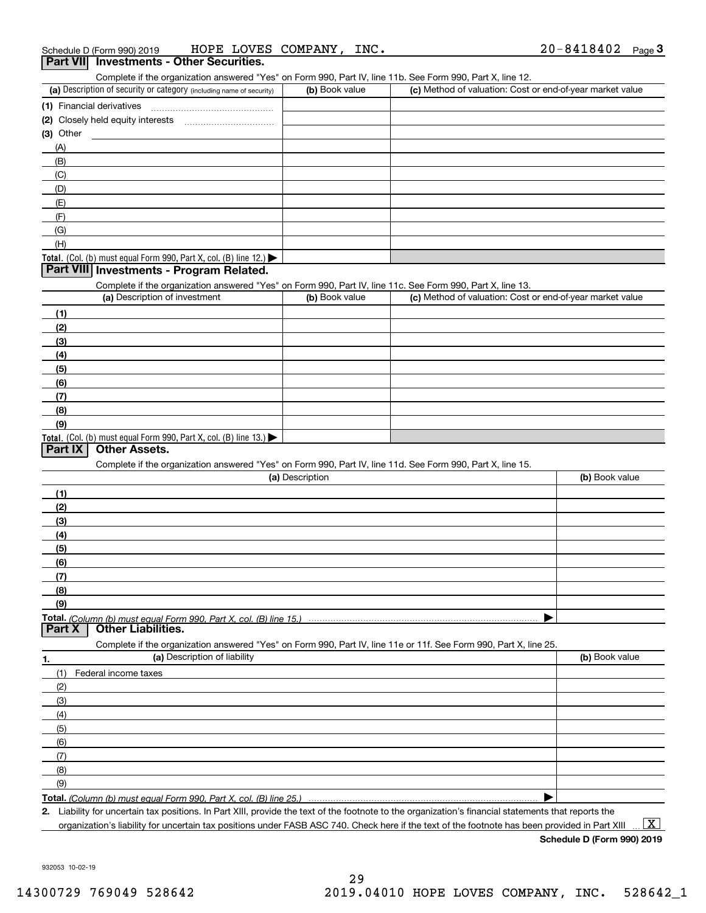Schedule D (Form 990) 2019 HOPE LOVES COMPANY, INC. 20-8418402 Page 3

## Part VII Investments - Other Securities.

Complete if the organization answered "Yes" on Form 990, Part IV, line 11b. See Form 990, Part X, line 12.

| (a) Description of security or category (including name of security) | (b) Book value | (c) Method of valuation: Cost or end-of-year market value |
|---|---|---|
| (1) Financial derivatives | | |
| (2) Closely held equity interests | | |
| (3) Other | | |
| (A) | | |
| (B) | | |
| (C) | | |
| (D) | | |
| (E) | | |
| (F) | | |
| (G) | | |
| (H) | | |
| Total. (Col. (b) must equal Form 990, Part X, col. (B) line 12.) ▶ | | |

## Part VIII Investments - Program Related.

Complete if the organization answered "Yes" on Form 990, Part IV, line 11c. See Form 990, Part X, line 13.

| (a) Description of investment | (b) Book value | (c) Method of valuation: Cost or end-of-year market value |
|---|---|---|
| (1) | | |
| (2) | | |
| (3) | | |
| (4) | | |
| (5) | | |
| (6) | | |
| (7) | | |
| (8) | | |
| (9) | | |
| Total. (Col. (b) must equal Form 990, Part X, col. (B) line 13.) ▶ | | |

## Part IX Other Assets.

Complete if the organization answered "Yes" on Form 990, Part IV, line 11d. See Form 990, Part X, line 15.

| (a) Description | (b) Book value |
|---|---|
| (1) | |
| (2) | |
| (3) | |
| (4) | |
| (5) | |
| (6) | |
| (7) | |
| (8) | |
| (9) | |
| Total. (Column (b) must equal Form 990, Part X, col. (B) line 15.) ▶ | |

## Part X Other Liabilities.

Complete if the organization answered "Yes" on Form 990, Part IV, line 11e or 11f. See Form 990, Part X, line 25.

| 1. (a) Description of liability | (b) Book value |
|---|---|
| (1) Federal income taxes | |
| (2) | |
| (3) | |
| (4) | |
| (5) | |
| (6) | |
| (7) | |
| (8) | |
| (9) | |
| Total. (Column (b) must equal Form 990, Part X, col. (B) line 25.) ▶ | |

2. Liability for uncertain tax positions. In Part XIII, provide the text of the footnote to the organization's financial statements that reports the organization's liability for uncertain tax positions under FASB ASC 740. Check here if the text of the footnote has been provided in Part XIII ... [X]

Schedule D (Form 990) 2019

932053 10-02-19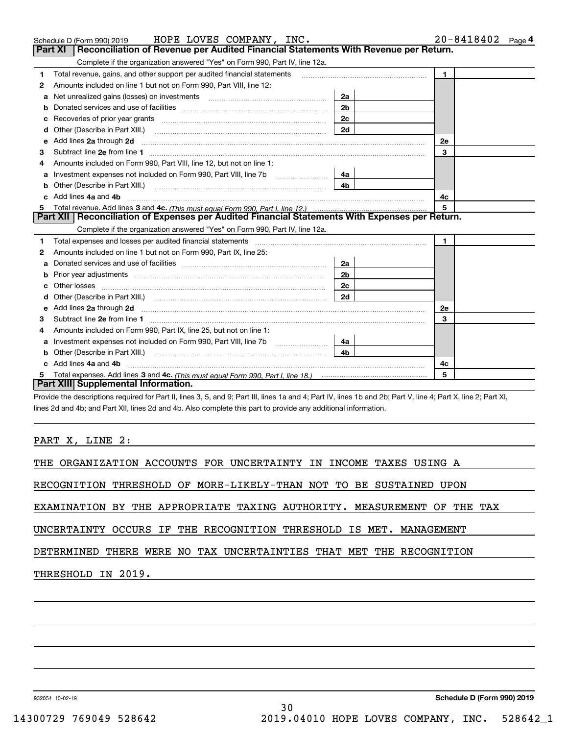Schedule D (Form 990) 2019 HOPE LOVES COMPANY, INC. 20-8418402 Page 4

## Part XI Reconciliation of Revenue per Audited Financial Statements With Revenue per Return.

Complete if the organization answered "Yes" on Form 990, Part IV, line 12a.

| | | | | | |
|---|---|---|---|---|---|
| 1 | Total revenue, gains, and other support per audited financial statements | | | 1 | |
| 2 | Amounts included on line 1 but not on Form 990, Part VIII, line 12: | | | | |
| a | Net unrealized gains (losses) on investments | 2a | | | |
| b | Donated services and use of facilities | 2b | | | |
| c | Recoveries of prior year grants | 2c | | | |
| d | Other (Describe in Part XIII.) | 2d | | | |
| e | Add lines 2a through 2d | | | 2e | |
| 3 | Subtract line 2e from line 1 | | | 3 | |
| 4 | Amounts included on Form 990, Part VIII, line 12, but not on line 1: | | | | |
| a | Investment expenses not included on Form 990, Part VIII, line 7b | 4a | | | |
| b | Other (Describe in Part XIII.) | 4b | | | |
| c | Add lines 4a and 4b | | | 4c | |
| 5 | Total revenue. Add lines 3 and 4c. *(This must equal Form 990, Part I, line 12.)* | | | 5 | |

## Part XII Reconciliation of Expenses per Audited Financial Statements With Expenses per Return.

Complete if the organization answered "Yes" on Form 990, Part IV, line 12a.

| | | | | | |
|---|---|---|---|---|---|
| 1 | Total expenses and losses per audited financial statements | | | 1 | |
| 2 | Amounts included on line 1 but not on Form 990, Part IX, line 25: | | | | |
| a | Donated services and use of facilities | 2a | | | |
| b | Prior year adjustments | 2b | | | |
| c | Other losses | 2c | | | |
| d | Other (Describe in Part XIII.) | 2d | | | |
| e | Add lines 2a through 2d | | | 2e | |
| 3 | Subtract line 2e from line 1 | | | 3 | |
| 4 | Amounts included on Form 990, Part IX, line 25, but not on line 1: | | | | |
| a | Investment expenses not included on Form 990, Part VIII, line 7b | 4a | | | |
| b | Other (Describe in Part XIII.) | 4b | | | |
| c | Add lines 4a and 4b | | | 4c | |
| 5 | Total expenses. Add lines 3 and 4c. *(This must equal Form 990, Part I, line 18.)* | | | 5 | |

## Part XIII Supplemental Information.

Provide the descriptions required for Part II, lines 3, 5, and 9; Part III, lines 1a and 4; Part IV, lines 1b and 2b; Part V, line 4; Part X, line 2; Part XI, lines 2d and 4b; and Part XII, lines 2d and 4b. Also complete this part to provide any additional information.

PART X, LINE 2:

THE ORGANIZATION ACCOUNTS FOR UNCERTAINTY IN INCOME TAXES USING A RECOGNITION THRESHOLD OF MORE-LIKELY-THAN NOT TO BE SUSTAINED UPON EXAMINATION BY THE APPROPRIATE TAXING AUTHORITY. MEASUREMENT OF THE TAX UNCERTAINTY OCCURS IF THE RECOGNITION THRESHOLD IS MET. MANAGEMENT DETERMINED THERE WERE NO TAX UNCERTAINTIES THAT MET THE RECOGNITION THRESHOLD IN 2019.

932054 10-02-19 Schedule D (Form 990) 2019

14300729 769049 528642 2019.04010 HOPE LOVES COMPANY, INC. 528642_1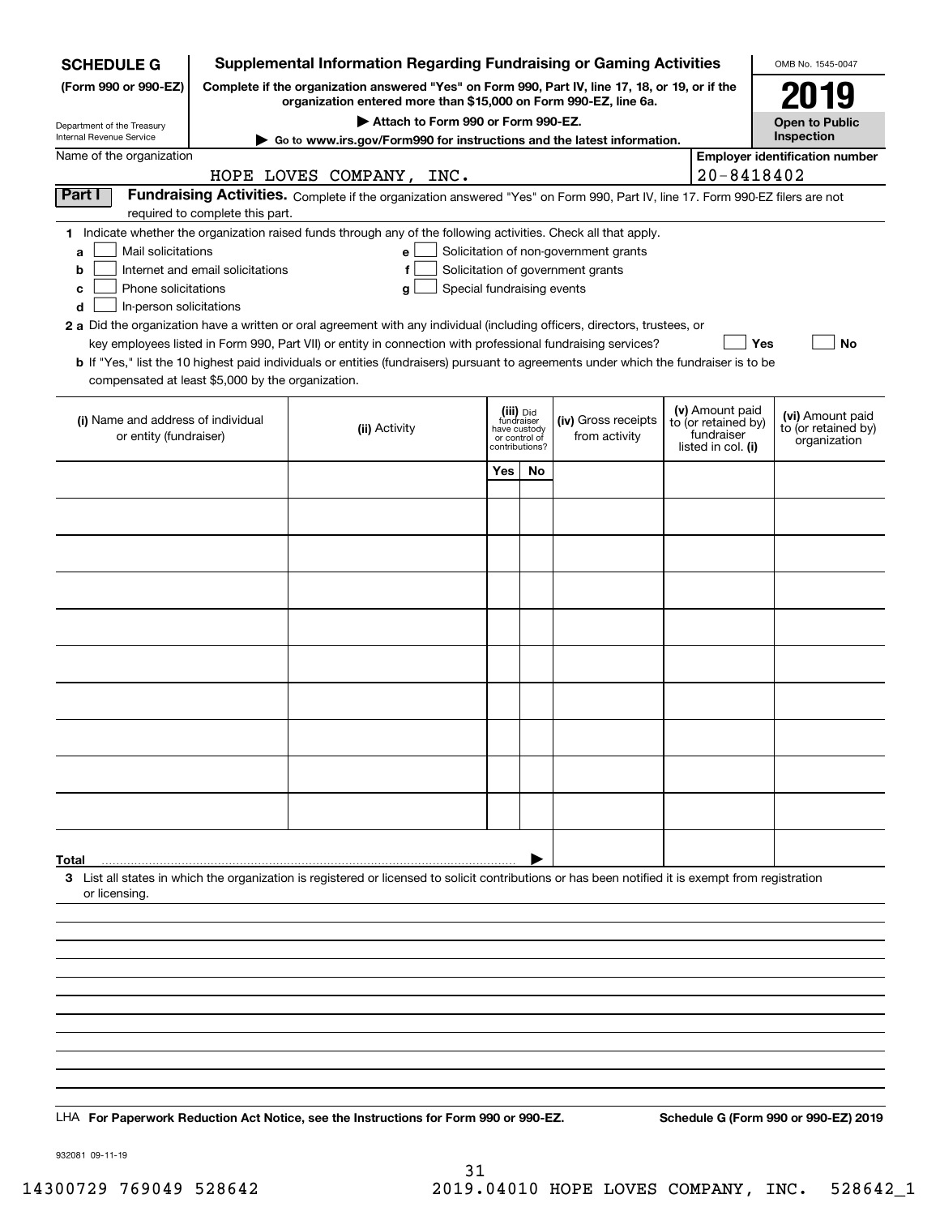**SCHEDULE G (Form 990 or 990-EZ)**

Department of the Treasury
Internal Revenue Service

# Supplemental Information Regarding Fundraising or Gaming Activities

**Complete if the organization answered "Yes" on Form 990, Part IV, line 17, 18, or 19, or if the organization entered more than $15,000 on Form 990-EZ, line 6a.**

**▶ Attach to Form 990 or Form 990-EZ.**

**▶ Go to www.irs.gov/Form990 for instructions and the latest information.**

OMB No. 1545-0047

**2019**

**Open to Public Inspection**

Name of the organization: HOPE LOVES COMPANY, INC.

**Employer identification number:** 20-8418402

**Part I Fundraising Activities.** Complete if the organization answered "Yes" on Form 990, Part IV, line 17. Form 990-EZ filers are not required to complete this part.

**1** Indicate whether the organization raised funds through any of the following activities. Check all that apply.

- **a** ☐ Mail solicitations
- **b** ☐ Internet and email solicitations
- **c** ☐ Phone solicitations
- **d** ☐ In-person solicitations
- **e** ☐ Solicitation of non-government grants
- **f** ☐ Solicitation of government grants
- **g** ☐ Special fundraising events

**2 a** Did the organization have a written or oral agreement with any individual (including officers, directors, trustees, or key employees listed in Form 990, Part VII) or entity in connection with professional fundraising services? ☐ **Yes** ☐ **No**

**b** If "Yes," list the 10 highest paid individuals or entities (fundraisers) pursuant to agreements under which the fundraiser is to be compensated at least $5,000 by the organization.

| (i) Name and address of individual or entity (fundraiser) | (ii) Activity | (iii) Did fundraiser have custody or control of contributions? Yes | No | (iv) Gross receipts from activity | (v) Amount paid to (or retained by) fundraiser listed in col. (i) | (vi) Amount paid to (or retained by) organization |
|---|---|---|---|---|---|---|
| | | | | | | |
| | | | | | | |
| | | | | | | |
| | | | | | | |
| | | | | | | |
| | | | | | | |
| | | | | | | |
| | | | | | | |
| | | | | | | |
| | | | | | | |
| **Total** ▶ | | | | | | |

**3** List all states in which the organization is registered or licensed to solicit contributions or has been notified it is exempt from registration or licensing.

LHA **For Paperwork Reduction Act Notice, see the Instructions for Form 990 or 990-EZ.** **Schedule G (Form 990 or 990-EZ) 2019**

932081 09-11-19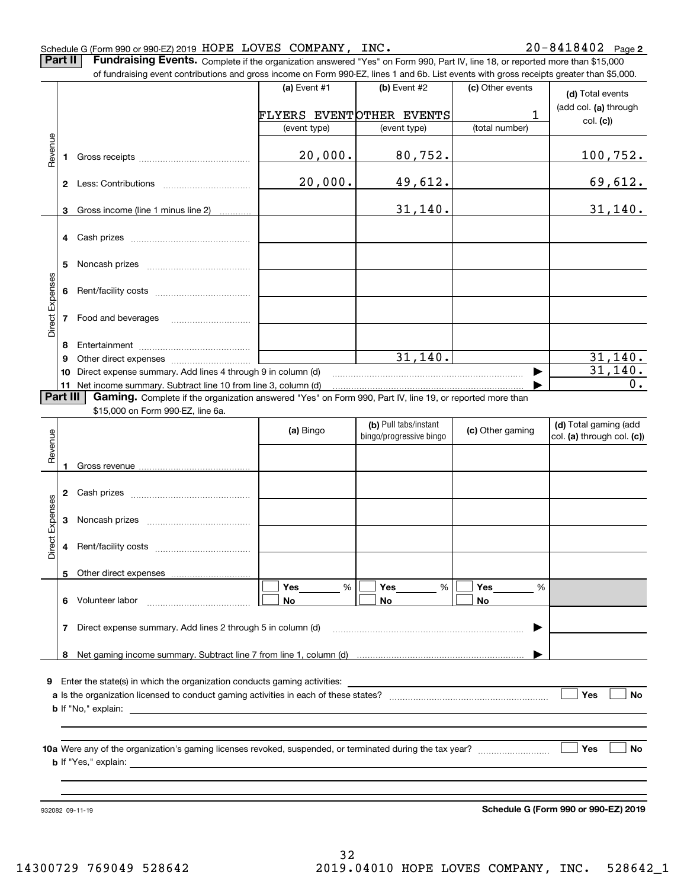Schedule G (Form 990 or 990-EZ) 2019 HOPE LOVES COMPANY, INC. 20-8418402 Page 2

**Part II Fundraising Events.** Complete if the organization answered "Yes" on Form 990, Part IV, line 18, or reported more than $15,000 of fundraising event contributions and gross income on Form 990-EZ, lines 1 and 6b. List events with gross receipts greater than $5,000.

| | | (a) Event #1 | (b) Event #2 | (c) Other events | (d) Total events (add col. (a) through col. (c)) |
|---|---|---|---|---|---|
| | | FLYERS EVENT | OTHER EVENTS | 1 | |
| | | (event type) | (event type) | (total number) | |
| Revenue | 1 Gross receipts | 20,000. | 80,752. | | 100,752. |
| | 2 Less: Contributions | 20,000. | 49,612. | | 69,612. |
| | 3 Gross income (line 1 minus line 2) | | 31,140. | | 31,140. |
| Direct Expenses | 4 Cash prizes | | | | |
| | 5 Noncash prizes | | | | |
| | 6 Rent/facility costs | | | | |
| | 7 Food and beverages | | | | |
| | 8 Entertainment | | | | |
| | 9 Other direct expenses | | 31,140. | | 31,140. |
| | 10 Direct expense summary. Add lines 4 through 9 in column (d) | | | ▶ | 31,140. |
| | 11 Net income summary. Subtract line 10 from line 3, column (d) | | | ▶ | 0. |

**Part III Gaming.** Complete if the organization answered "Yes" on Form 990, Part IV, line 19, or reported more than $15,000 on Form 990-EZ, line 6a.

| | | (a) Bingo | (b) Pull tabs/instant bingo/progressive bingo | (c) Other gaming | (d) Total gaming (add col. (a) through col. (c)) |
|---|---|---|---|---|---|
| Revenue | 1 Gross revenue | | | | |
| Direct Expenses | 2 Cash prizes | | | | |
| | 3 Noncash prizes | | | | |
| | 4 Rent/facility costs | | | | |
| | 5 Other direct expenses | | | | |
| | 6 Volunteer labor | ☐ Yes ____ % ☐ No | ☐ Yes ____ % ☐ No | ☐ Yes ____ % ☐ No | |
| | 7 Direct expense summary. Add lines 2 through 5 in column (d) | | | ▶ | |
| | 8 Net gaming income summary. Subtract line 7 from line 1, column (d) | | | ▶ | |

9 Enter the state(s) in which the organization conducts gaming activities: ____________

a Is the organization licensed to conduct gaming activities in each of these states? ☐ Yes ☐ No

b If "No," explain: ____________

10a Were any of the organization's gaming licenses revoked, suspended, or terminated during the tax year? ☐ Yes ☐ No

b If "Yes," explain: ____________

932082 09-11-19

**Schedule G (Form 990 or 990-EZ) 2019**

14300729 769049 528642 2019.04010 HOPE LOVES COMPANY, INC. 528642_1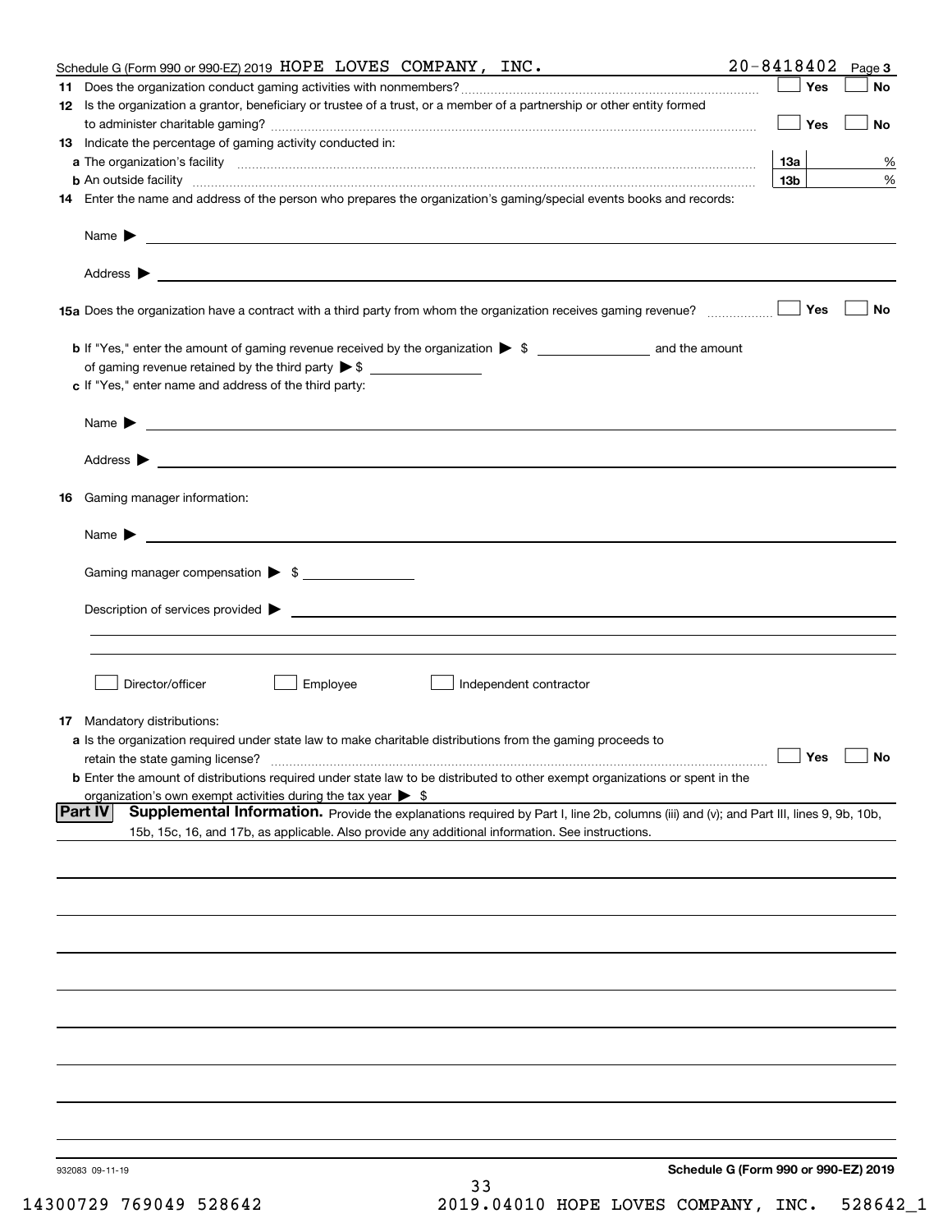Schedule G (Form 990 or 990-EZ) 2019 HOPE LOVES COMPANY, INC. 20-8418402 Page 3

**11** Does the organization conduct gaming activities with nonmembers? ☐ Yes ☐ No

**12** Is the organization a grantor, beneficiary or trustee of a trust, or a member of a partnership or other entity formed to administer charitable gaming? ☐ Yes ☐ No

**13** Indicate the percentage of gaming activity conducted in:

**a** The organization's facility **13a** %

**b** An outside facility **13b** %

**14** Enter the name and address of the person who prepares the organization's gaming/special events books and records:

Name ▶

Address ▶

**15a** Does the organization have a contract with a third party from whom the organization receives gaming revenue? ☐ Yes ☐ No

**b** If "Yes," enter the amount of gaming revenue received by the organization ▶ $ and the amount of gaming revenue retained by the third party ▶ $

**c** If "Yes," enter name and address of the third party:

Name ▶

Address ▶

**16** Gaming manager information:

Name ▶

Gaming manager compensation ▶ $

Description of services provided ▶

☐ Director/officer ☐ Employee ☐ Independent contractor

**17** Mandatory distributions:

**a** Is the organization required under state law to make charitable distributions from the gaming proceeds to retain the state gaming license? ☐ Yes ☐ No

**b** Enter the amount of distributions required under state law to be distributed to other exempt organizations or spent in the organization's own exempt activities during the tax year ▶ $

**Part IV** **Supplemental Information.** Provide the explanations required by Part I, line 2b, columns (iii) and (v); and Part III, lines 9, 9b, 10b, 15b, 15c, 16, and 17b, as applicable. Also provide any additional information. See instructions.

932083 09-11-19

**Schedule G (Form 990 or 990-EZ) 2019**

14300729 769049 528642 2019.04010 HOPE LOVES COMPANY, INC. 528642_1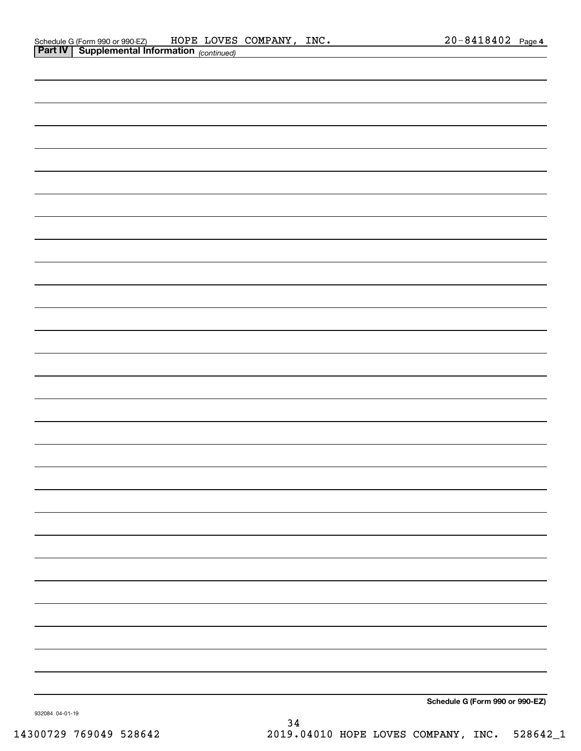Schedule G (Form 990 or 990-EZ) HOPE LOVES COMPANY, INC. 20-8418402 Page 4

**Part IV | Supplemental Information** *(continued)*

**Schedule G (Form 990 or 990-EZ)**

932084 04-01-19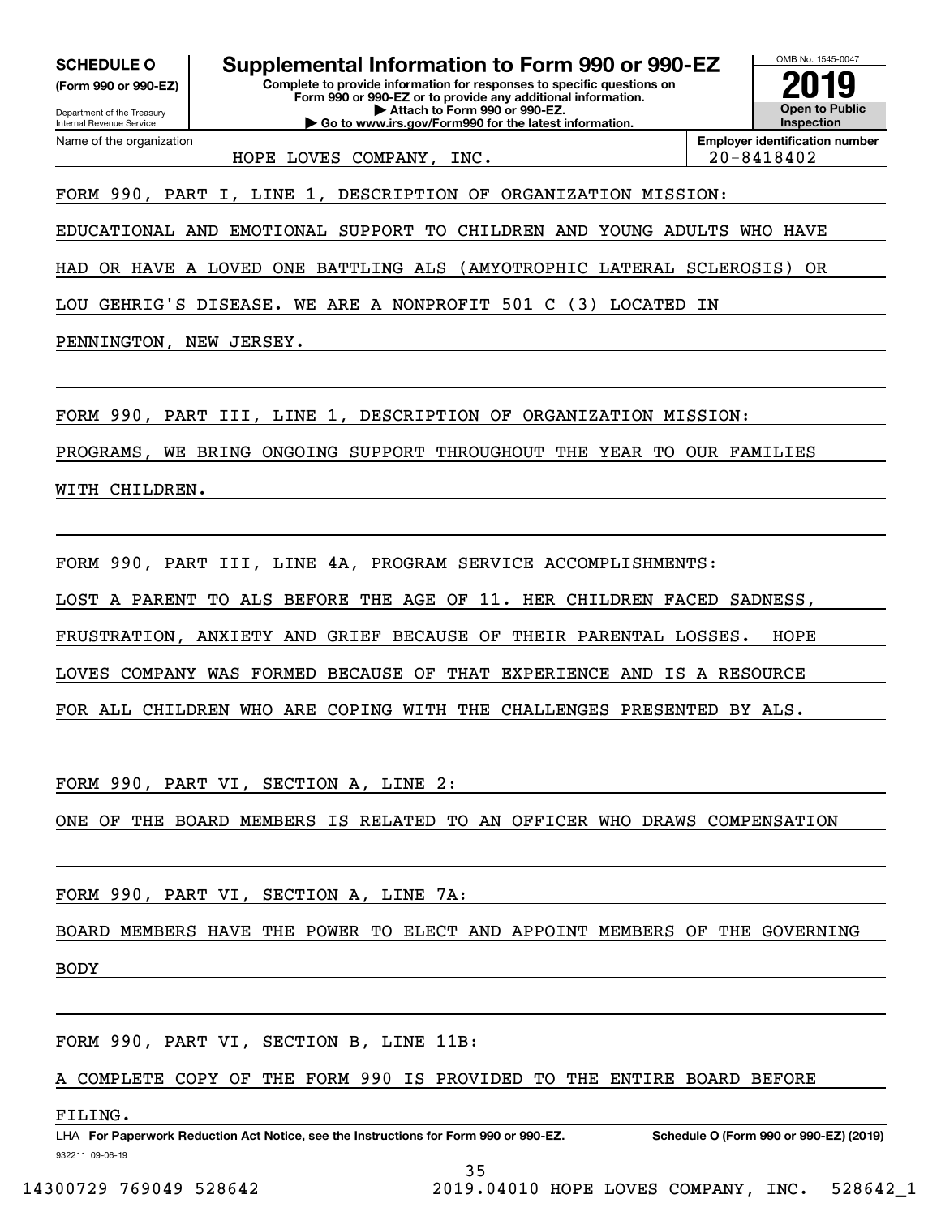**SCHEDULE O**
**(Form 990 or 990-EZ)**

Department of the Treasury
Internal Revenue Service

# Supplemental Information to Form 990 or 990-EZ

**Complete to provide information for responses to specific questions on Form 990 or 990-EZ or to provide any additional information.**
**▶ Attach to Form 990 or 990-EZ.**
**▶ Go to www.irs.gov/Form990 for the latest information.**

OMB No. 1545-0047
**2019**
**Open to Public Inspection**

| Name of the organization | Employer identification number |
|---|---|
| HOPE LOVES COMPANY, INC. | 20-8418402 |

FORM 990, PART I, LINE 1, DESCRIPTION OF ORGANIZATION MISSION:

EDUCATIONAL AND EMOTIONAL SUPPORT TO CHILDREN AND YOUNG ADULTS WHO HAVE HAD OR HAVE A LOVED ONE BATTLING ALS (AMYOTROPHIC LATERAL SCLEROSIS) OR LOU GEHRIG'S DISEASE. WE ARE A NONPROFIT 501 C (3) LOCATED IN PENNINGTON, NEW JERSEY.

FORM 990, PART III, LINE 1, DESCRIPTION OF ORGANIZATION MISSION:

PROGRAMS, WE BRING ONGOING SUPPORT THROUGHOUT THE YEAR TO OUR FAMILIES WITH CHILDREN.

FORM 990, PART III, LINE 4A, PROGRAM SERVICE ACCOMPLISHMENTS:

LOST A PARENT TO ALS BEFORE THE AGE OF 11. HER CHILDREN FACED SADNESS, FRUSTRATION, ANXIETY AND GRIEF BECAUSE OF THEIR PARENTAL LOSSES. HOPE LOVES COMPANY WAS FORMED BECAUSE OF THAT EXPERIENCE AND IS A RESOURCE FOR ALL CHILDREN WHO ARE COPING WITH THE CHALLENGES PRESENTED BY ALS.

FORM 990, PART VI, SECTION A, LINE 2:

ONE OF THE BOARD MEMBERS IS RELATED TO AN OFFICER WHO DRAWS COMPENSATION

FORM 990, PART VI, SECTION A, LINE 7A:

BOARD MEMBERS HAVE THE POWER TO ELECT AND APPOINT MEMBERS OF THE GOVERNING BODY

FORM 990, PART VI, SECTION B, LINE 11B:

A COMPLETE COPY OF THE FORM 990 IS PROVIDED TO THE ENTIRE BOARD BEFORE FILING.

LHA **For Paperwork Reduction Act Notice, see the Instructions for Form 990 or 990-EZ.** **Schedule O (Form 990 or 990-EZ) (2019)**
932211 09-06-19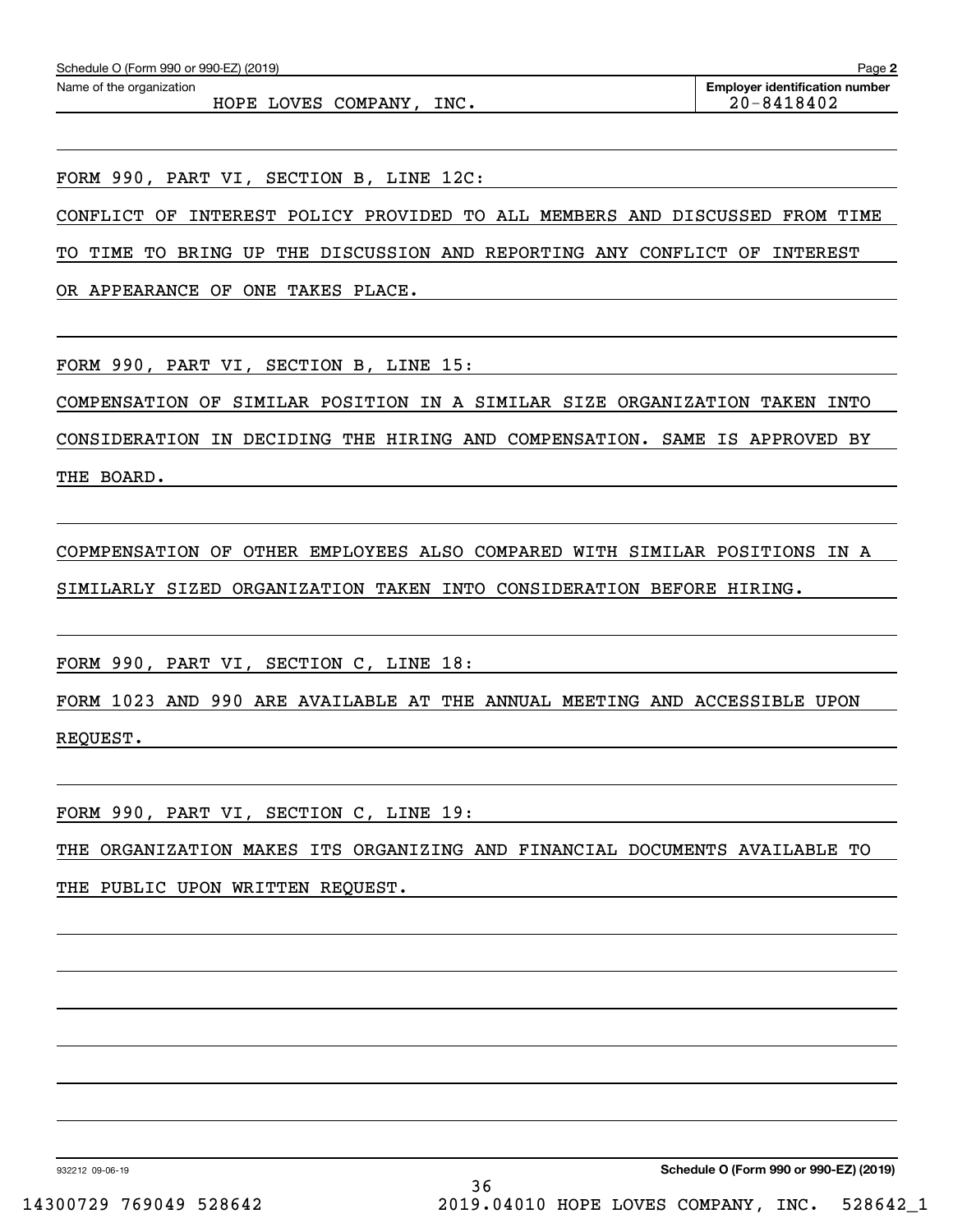Schedule O (Form 990 or 990-EZ) (2019) Page **2**

Name of the organization: HOPE LOVES COMPANY, INC.

**Employer identification number**: 20-8418402

FORM 990, PART VI, SECTION B, LINE 12C:

CONFLICT OF INTEREST POLICY PROVIDED TO ALL MEMBERS AND DISCUSSED FROM TIME TO TIME TO BRING UP THE DISCUSSION AND REPORTING ANY CONFLICT OF INTEREST OR APPEARANCE OF ONE TAKES PLACE.

FORM 990, PART VI, SECTION B, LINE 15:

COMPENSATION OF SIMILAR POSITION IN A SIMILAR SIZE ORGANIZATION TAKEN INTO CONSIDERATION IN DECIDING THE HIRING AND COMPENSATION. SAME IS APPROVED BY THE BOARD.

COPMPENSATION OF OTHER EMPLOYEES ALSO COMPARED WITH SIMILAR POSITIONS IN A SIMILARLY SIZED ORGANIZATION TAKEN INTO CONSIDERATION BEFORE HIRING.

FORM 990, PART VI, SECTION C, LINE 18:

FORM 1023 AND 990 ARE AVAILABLE AT THE ANNUAL MEETING AND ACCESSIBLE UPON REQUEST.

FORM 990, PART VI, SECTION C, LINE 19:

THE ORGANIZATION MAKES ITS ORGANIZING AND FINANCIAL DOCUMENTS AVAILABLE TO THE PUBLIC UPON WRITTEN REQUEST.

932212 09-06-19 **Schedule O (Form 990 or 990-EZ) (2019)**

14300729 769049 528642 2019.04010 HOPE LOVES COMPANY, INC. 528642_1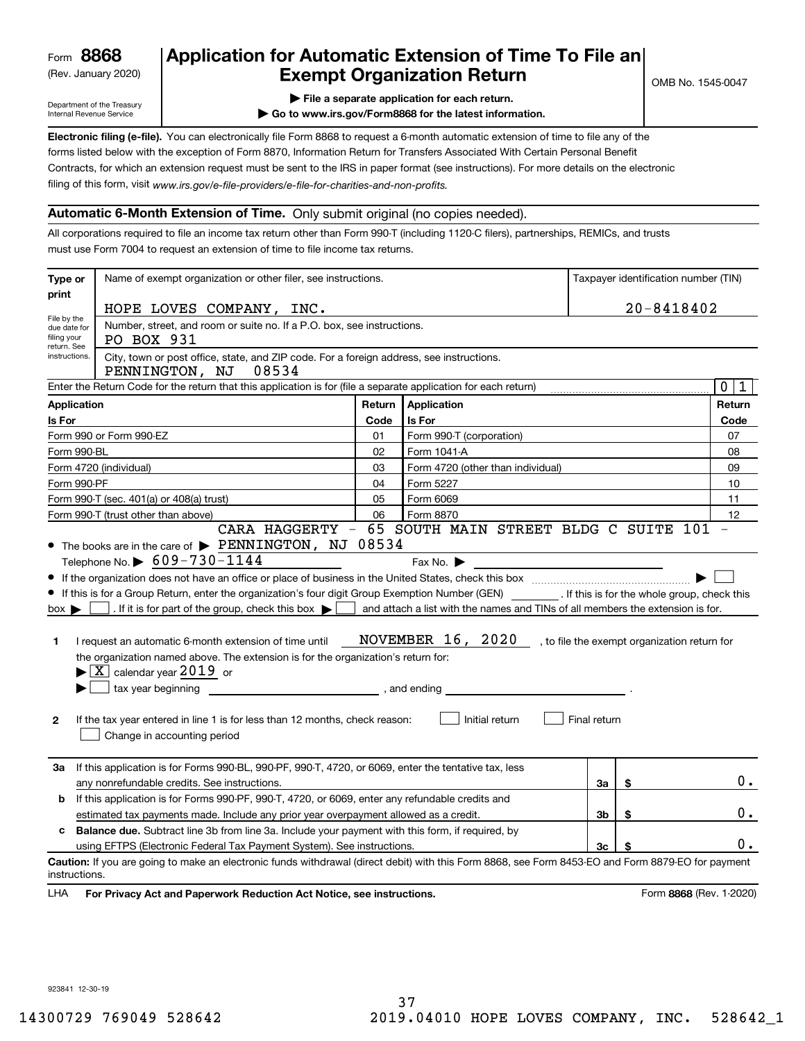Form **8868**
(Rev. January 2020)

Department of the Treasury
Internal Revenue Service

# Application for Automatic Extension of Time To File an Exempt Organization Return

OMB No. 1545-0047

▶ File a separate application for each return.
▶ Go to www.irs.gov/Form8868 for the latest information.

**Electronic filing (e-file).** You can electronically file Form 8868 to request a 6-month automatic extension of time to file any of the forms listed below with the exception of Form 8870, Information Return for Transfers Associated With Certain Personal Benefit Contracts, for which an extension request must be sent to the IRS in paper format (see instructions). For more details on the electronic filing of this form, visit *www.irs.gov/e-file-providers/e-file-for-charities-and-non-profits.*

**Automatic 6-Month Extension of Time.** Only submit original (no copies needed).

All corporations required to file an income tax return other than Form 990-T (including 1120-C filers), partnerships, REMICs, and trusts must use Form 7004 to request an extension of time to file income tax returns.

**Type or print** — File by the due date for filing your return. See instructions.

Name of exempt organization or other filer, see instructions.: HOPE LOVES COMPANY, INC.
Taxpayer identification number (TIN): 20-8418402

Number, street, and room or suite no. If a P.O. box, see instructions.: PO BOX 931

City, town or post office, state, and ZIP code. For a foreign address, see instructions.: PENNINGTON, NJ 08534

Enter the Return Code for the return that this application is for (file a separate application for each return): 01

| Application Is For | Return Code | Application Is For | Return Code |
|---|---|---|---|
| Form 990 or Form 990-EZ | 01 | Form 990-T (corporation) | 07 |
| Form 990-BL | 02 | Form 1041-A | 08 |
| Form 4720 (individual) | 03 | Form 4720 (other than individual) | 09 |
| Form 990-PF | 04 | Form 5227 | 10 |
| Form 990-T (sec. 401(a) or 408(a) trust) | 05 | Form 6069 | 11 |
| Form 990-T (trust other than above) | 06 | Form 8870 | 12 |

- The books are in the care of ▶ CARA HAGGERTY - 65 SOUTH MAIN STREET BLDG C SUITE 101 - PENNINGTON, NJ 08534
  Telephone No. ▶ 609-730-1144 Fax No. ▶
- If the organization does not have an office or place of business in the United States, check this box ▶ ☐
- If this is for a Group Return, enter the organization's four digit Group Exemption Number (GEN) ______. If this is for the whole group, check this box ▶ ☐. If it is for part of the group, check this box ▶ ☐ and attach a list with the names and TINs of all members the extension is for.

**1** I request an automatic 6-month extension of time until NOVEMBER 16, 2020, to file the exempt organization return for the organization named above. The extension is for the organization's return for:
▶ ☒ calendar year 2019 or
▶ ☐ tax year beginning ______________, and ending ______________.

**2** If the tax year entered in line 1 is for less than 12 months, check reason: ☐ Initial return ☐ Final return
☐ Change in accounting period

| | | | |
|---|---|---|---|
| **3a** | If this application is for Forms 990-BL, 990-PF, 990-T, 4720, or 6069, enter the tentative tax, less any nonrefundable credits. See instructions. | 3a | $ 0. |
| **b** | If this application is for Forms 990-PF, 990-T, 4720, or 6069, enter any refundable credits and estimated tax payments made. Include any prior year overpayment allowed as a credit. | 3b | $ 0. |
| **c** | **Balance due.** Subtract line 3b from line 3a. Include your payment with this form, if required, by using EFTPS (Electronic Federal Tax Payment System). See instructions. | 3c | $ 0. |

**Caution:** If you are going to make an electronic funds withdrawal (direct debit) with this Form 8868, see Form 8453-EO and Form 8879-EO for payment instructions.

LHA **For Privacy Act and Paperwork Reduction Act Notice, see instructions.** Form **8868** (Rev. 1-2020)

923841 12-30-19

14300729 769049 528642 2019.04010 HOPE LOVES COMPANY, INC. 528642_1